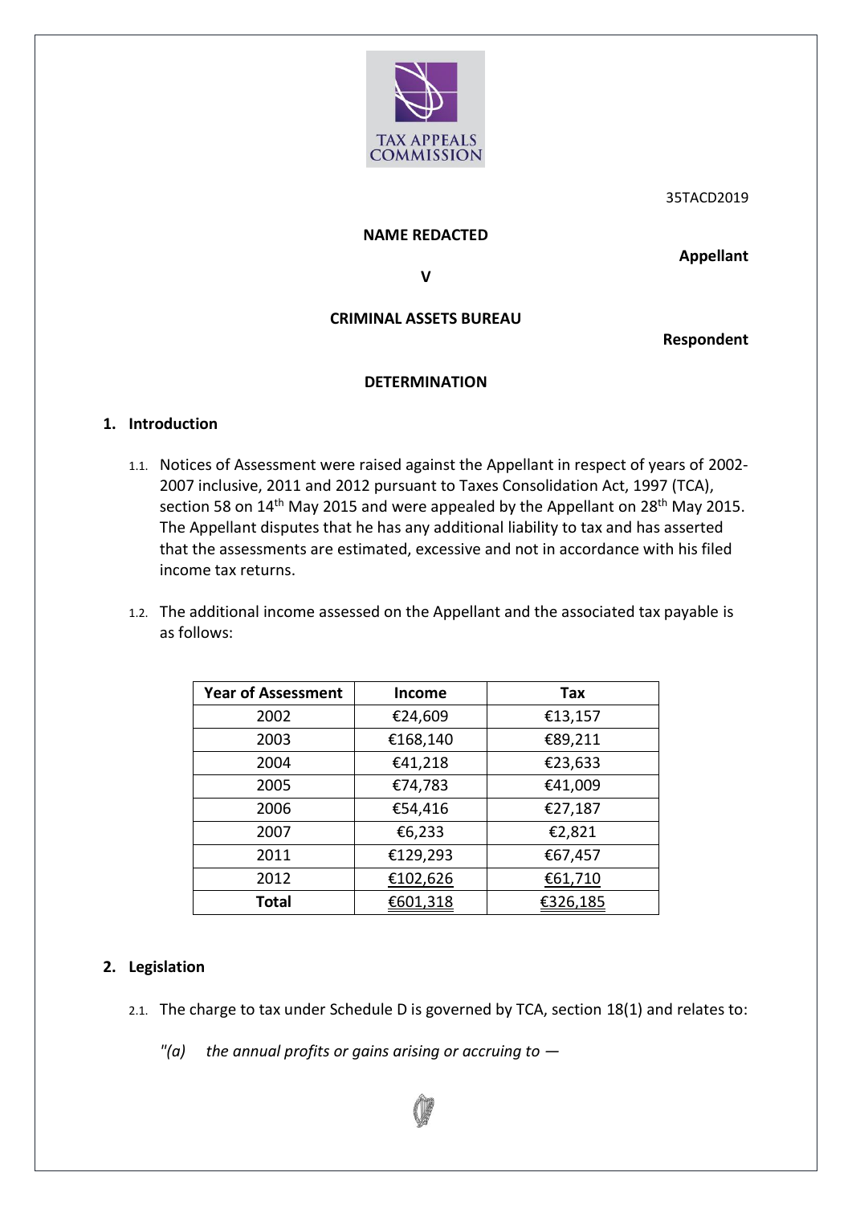35TACD2019

**NAME REDACTED**

**Appellant**

**V**

**CRIMINAL ASSETS BUREAU**

**Respondent**

**DETERMINATION**

## 1. Introduction

1.1. Notices of Assessment were raised against the Appellant in respect of years of 2002-2007 inclusive, 2011 and 2012 pursuant to Taxes Consolidation Act, 1997 (TCA), section 58 on 14th May 2015 and were appealed by the Appellant on 28th May 2015. The Appellant disputes that he has any additional liability to tax and has asserted that the assessments are estimated, excessive and not in accordance with his filed income tax returns.

1.2. The additional income assessed on the Appellant and the associated tax payable is as follows:

| Year of Assessment | Income | Tax |
|---|---|---|
| 2002 | €24,609 | €13,157 |
| 2003 | €168,140 | €89,211 |
| 2004 | €41,218 | €23,633 |
| 2005 | €74,783 | €41,009 |
| 2006 | €54,416 | €27,187 |
| 2007 | €6,233 | €2,821 |
| 2011 | €129,293 | €67,457 |
| 2012 | €102,626 | €61,710 |
| **Total** | €601,318 | €326,185 |

## 2. Legislation

2.1. The charge to tax under Schedule D is governed by TCA, section 18(1) and relates to:

*"(a) the annual profits or gains arising or accruing to —*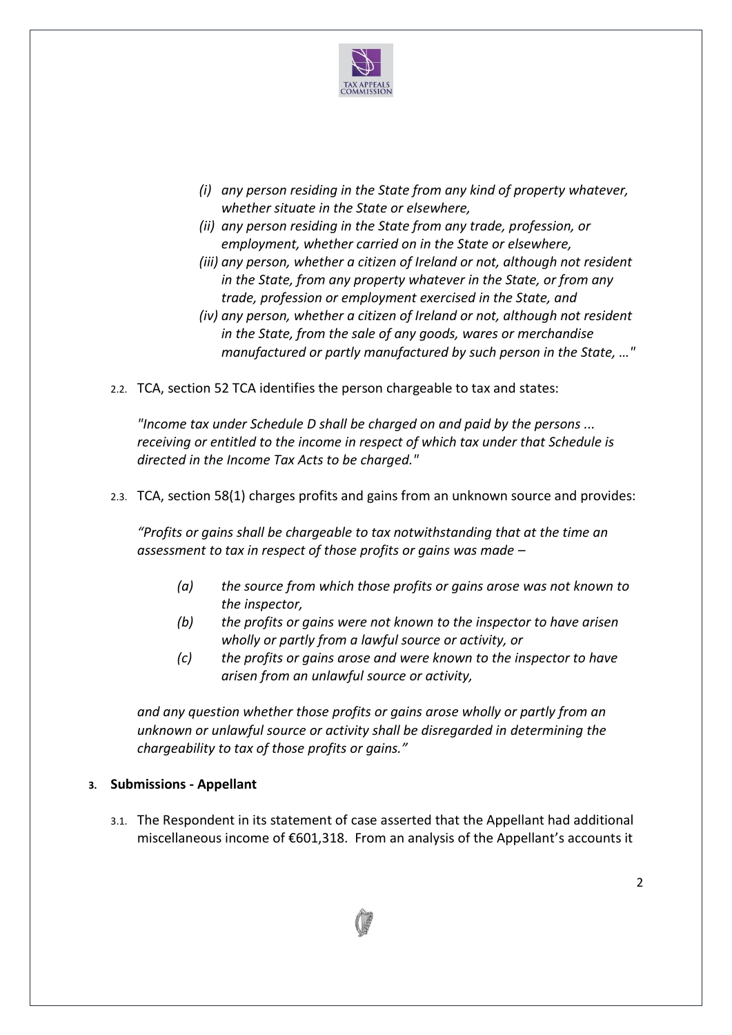> *(i) any person residing in the State from any kind of property whatever, whether situate in the State or elsewhere,*
>
> *(ii) any person residing in the State from any trade, profession, or employment, whether carried on in the State or elsewhere,*
>
> *(iii) any person, whether a citizen of Ireland or not, although not resident in the State, from any property whatever in the State, or from any trade, profession or employment exercised in the State, and*
>
> *(iv) any person, whether a citizen of Ireland or not, although not resident in the State, from the sale of any goods, wares or merchandise manufactured or partly manufactured by such person in the State, …"*

2.2. TCA, section 52 TCA identifies the person chargeable to tax and states:

*"Income tax under Schedule D shall be charged on and paid by the persons ... receiving or entitled to the income in respect of which tax under that Schedule is directed in the Income Tax Acts to be charged."*

2.3. TCA, section 58(1) charges profits and gains from an unknown source and provides:

*"Profits or gains shall be chargeable to tax notwithstanding that at the time an assessment to tax in respect of those profits or gains was made –*

> *(a) the source from which those profits or gains arose was not known to the inspector,*
>
> *(b) the profits or gains were not known to the inspector to have arisen wholly or partly from a lawful source or activity, or*
>
> *(c) the profits or gains arose and were known to the inspector to have arisen from an unlawful source or activity,*

*and any question whether those profits or gains arose wholly or partly from an unknown or unlawful source or activity shall be disregarded in determining the chargeability to tax of those profits or gains."*

## 3. Submissions - Appellant

3.1. The Respondent in its statement of case asserted that the Appellant had additional miscellaneous income of €601,318. From an analysis of the Appellant's accounts it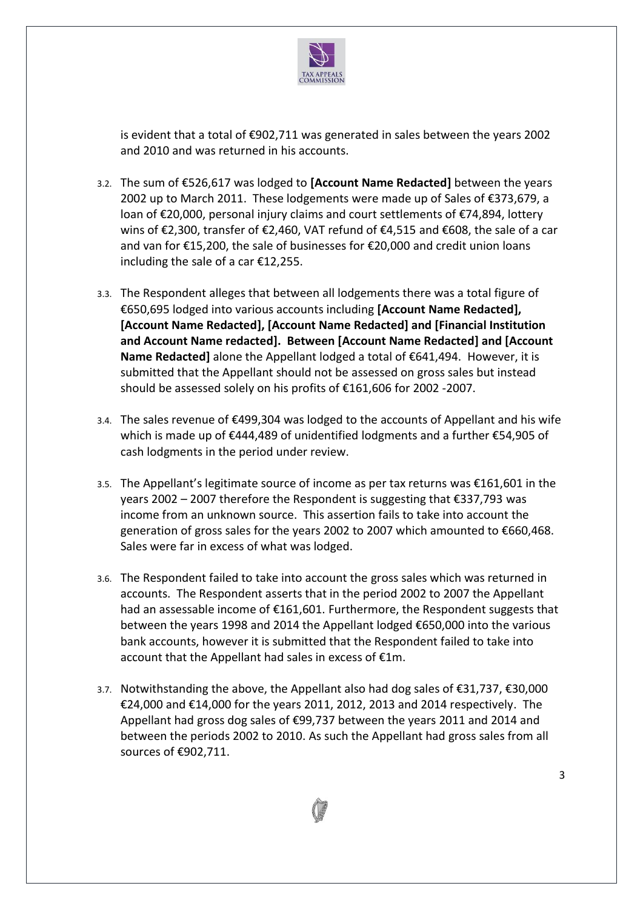is evident that a total of €902,711 was generated in sales between the years 2002 and 2010 and was returned in his accounts.

3.2. The sum of €526,617 was lodged to **[Account Name Redacted]** between the years 2002 up to March 2011. These lodgements were made up of Sales of €373,679, a loan of €20,000, personal injury claims and court settlements of €74,894, lottery wins of €2,300, transfer of €2,460, VAT refund of €4,515 and €608, the sale of a car and van for €15,200, the sale of businesses for €20,000 and credit union loans including the sale of a car €12,255.

3.3. The Respondent alleges that between all lodgements there was a total figure of €650,695 lodged into various accounts including **[Account Name Redacted], [Account Name Redacted], [Account Name Redacted] and [Financial Institution and Account Name redacted]. Between [Account Name Redacted] and [Account Name Redacted]** alone the Appellant lodged a total of €641,494. However, it is submitted that the Appellant should not be assessed on gross sales but instead should be assessed solely on his profits of €161,606 for 2002 -2007.

3.4. The sales revenue of €499,304 was lodged to the accounts of Appellant and his wife which is made up of €444,489 of unidentified lodgments and a further €54,905 of cash lodgments in the period under review.

3.5. The Appellant's legitimate source of income as per tax returns was €161,601 in the years 2002 – 2007 therefore the Respondent is suggesting that €337,793 was income from an unknown source. This assertion fails to take into account the generation of gross sales for the years 2002 to 2007 which amounted to €660,468. Sales were far in excess of what was lodged.

3.6. The Respondent failed to take into account the gross sales which was returned in accounts. The Respondent asserts that in the period 2002 to 2007 the Appellant had an assessable income of €161,601. Furthermore, the Respondent suggests that between the years 1998 and 2014 the Appellant lodged €650,000 into the various bank accounts, however it is submitted that the Respondent failed to take into account that the Appellant had sales in excess of €1m.

3.7. Notwithstanding the above, the Appellant also had dog sales of €31,737, €30,000 €24,000 and €14,000 for the years 2011, 2012, 2013 and 2014 respectively. The Appellant had gross dog sales of €99,737 between the years 2011 and 2014 and between the periods 2002 to 2010. As such the Appellant had gross sales from all sources of €902,711.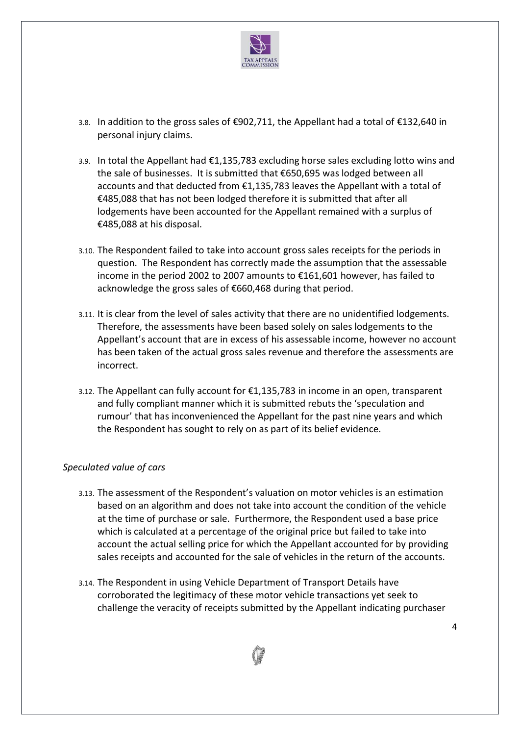3.8. In addition to the gross sales of €902,711, the Appellant had a total of €132,640 in personal injury claims.

3.9. In total the Appellant had €1,135,783 excluding horse sales excluding lotto wins and the sale of businesses. It is submitted that €650,695 was lodged between all accounts and that deducted from €1,135,783 leaves the Appellant with a total of €485,088 that has not been lodged therefore it is submitted that after all lodgements have been accounted for the Appellant remained with a surplus of €485,088 at his disposal.

3.10. The Respondent failed to take into account gross sales receipts for the periods in question. The Respondent has correctly made the assumption that the assessable income in the period 2002 to 2007 amounts to €161,601 however, has failed to acknowledge the gross sales of €660,468 during that period.

3.11. It is clear from the level of sales activity that there are no unidentified lodgements. Therefore, the assessments have been based solely on sales lodgements to the Appellant's account that are in excess of his assessable income, however no account has been taken of the actual gross sales revenue and therefore the assessments are incorrect.

3.12. The Appellant can fully account for €1,135,783 in income in an open, transparent and fully compliant manner which it is submitted rebuts the 'speculation and rumour' that has inconvenienced the Appellant for the past nine years and which the Respondent has sought to rely on as part of its belief evidence.

*Speculated value of cars*

3.13. The assessment of the Respondent's valuation on motor vehicles is an estimation based on an algorithm and does not take into account the condition of the vehicle at the time of purchase or sale. Furthermore, the Respondent used a base price which is calculated at a percentage of the original price but failed to take into account the actual selling price for which the Appellant accounted for by providing sales receipts and accounted for the sale of vehicles in the return of the accounts.

3.14. The Respondent in using Vehicle Department of Transport Details have corroborated the legitimacy of these motor vehicle transactions yet seek to challenge the veracity of receipts submitted by the Appellant indicating purchaser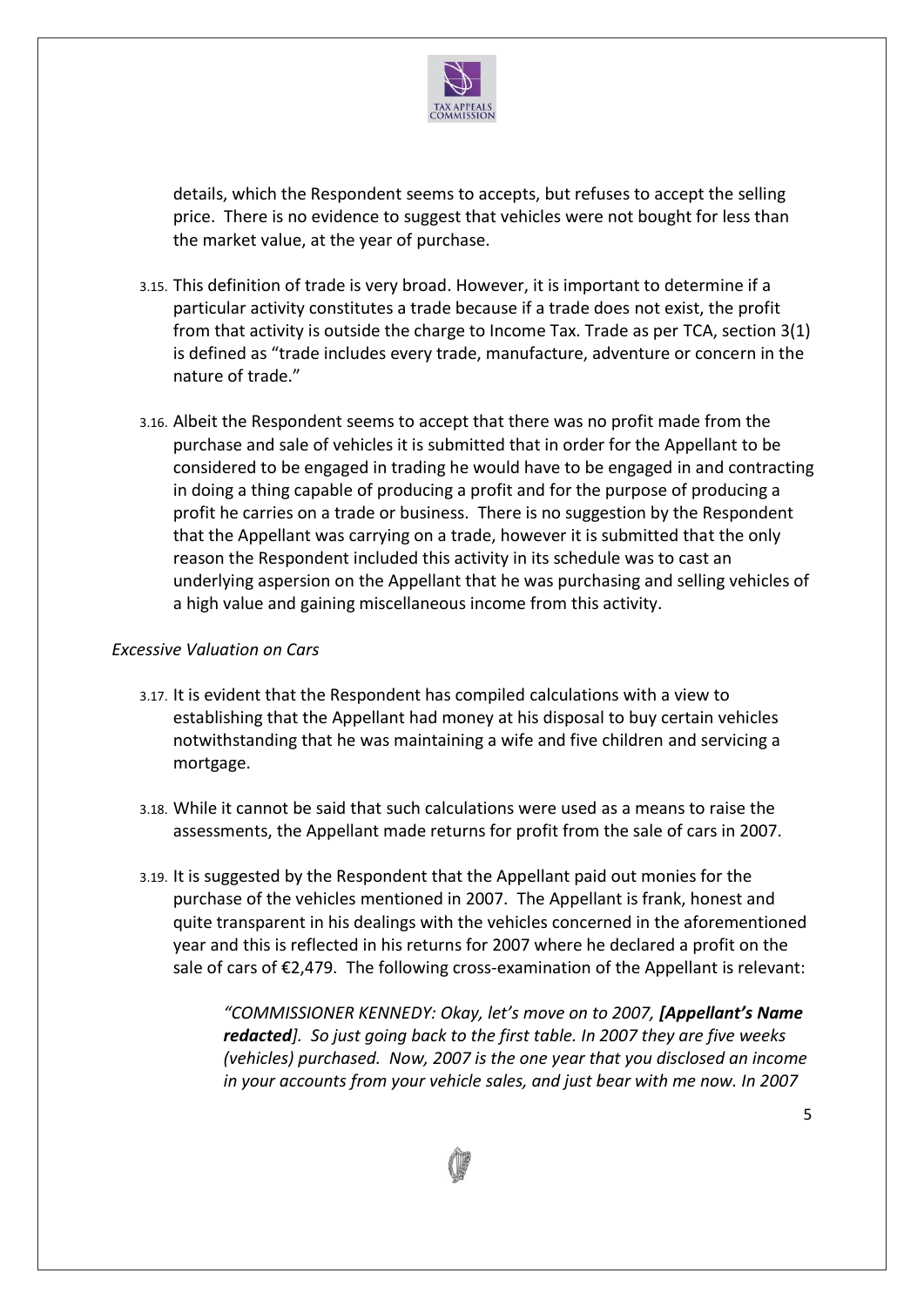details, which the Respondent seems to accepts, but refuses to accept the selling price. There is no evidence to suggest that vehicles were not bought for less than the market value, at the year of purchase.

3.15. This definition of trade is very broad. However, it is important to determine if a particular activity constitutes a trade because if a trade does not exist, the profit from that activity is outside the charge to Income Tax. Trade as per TCA, section 3(1) is defined as "trade includes every trade, manufacture, adventure or concern in the nature of trade."

3.16. Albeit the Respondent seems to accept that there was no profit made from the purchase and sale of vehicles it is submitted that in order for the Appellant to be considered to be engaged in trading he would have to be engaged in and contracting in doing a thing capable of producing a profit and for the purpose of producing a profit he carries on a trade or business. There is no suggestion by the Respondent that the Appellant was carrying on a trade, however it is submitted that the only reason the Respondent included this activity in its schedule was to cast an underlying aspersion on the Appellant that he was purchasing and selling vehicles of a high value and gaining miscellaneous income from this activity.

*Excessive Valuation on Cars*

3.17. It is evident that the Respondent has compiled calculations with a view to establishing that the Appellant had money at his disposal to buy certain vehicles notwithstanding that he was maintaining a wife and five children and servicing a mortgage.

3.18. While it cannot be said that such calculations were used as a means to raise the assessments, the Appellant made returns for profit from the sale of cars in 2007.

3.19. It is suggested by the Respondent that the Appellant paid out monies for the purchase of the vehicles mentioned in 2007. The Appellant is frank, honest and quite transparent in his dealings with the vehicles concerned in the aforementioned year and this is reflected in his returns for 2007 where he declared a profit on the sale of cars of €2,479. The following cross-examination of the Appellant is relevant:

> *"COMMISSIONER KENNEDY: Okay, let's move on to 2007,* ***[Appellant's Name redacted]****. So just going back to the first table. In 2007 they are five weeks (vehicles) purchased. Now, 2007 is the one year that you disclosed an income in your accounts from your vehicle sales, and just bear with me now. In 2007*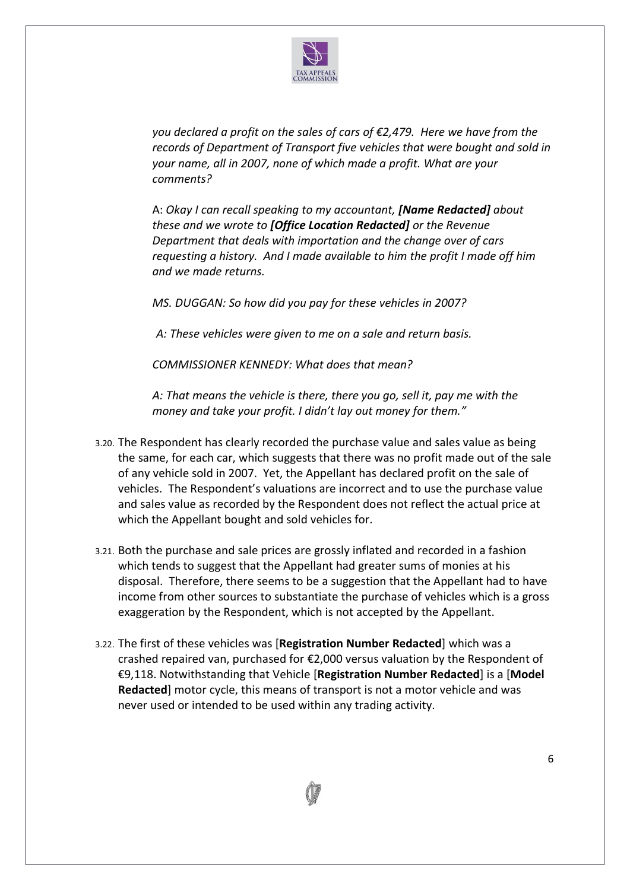*you declared a profit on the sales of cars of €2,479. Here we have from the records of Department of Transport five vehicles that were bought and sold in your name, all in 2007, none of which made a profit. What are your comments?*

A: *Okay I can recall speaking to my accountant,* ***[Name Redacted]*** *about these and we wrote to* ***[Office Location Redacted]*** *or the Revenue Department that deals with importation and the change over of cars requesting a history. And I made available to him the profit I made off him and we made returns.*

*MS. DUGGAN: So how did you pay for these vehicles in 2007?*

*A: These vehicles were given to me on a sale and return basis.*

*COMMISSIONER KENNEDY: What does that mean?*

*A: That means the vehicle is there, there you go, sell it, pay me with the money and take your profit. I didn't lay out money for them."*

3.20. The Respondent has clearly recorded the purchase value and sales value as being the same, for each car, which suggests that there was no profit made out of the sale of any vehicle sold in 2007. Yet, the Appellant has declared profit on the sale of vehicles. The Respondent's valuations are incorrect and to use the purchase value and sales value as recorded by the Respondent does not reflect the actual price at which the Appellant bought and sold vehicles for.

3.21. Both the purchase and sale prices are grossly inflated and recorded in a fashion which tends to suggest that the Appellant had greater sums of monies at his disposal. Therefore, there seems to be a suggestion that the Appellant had to have income from other sources to substantiate the purchase of vehicles which is a gross exaggeration by the Respondent, which is not accepted by the Appellant.

3.22. The first of these vehicles was [**Registration Number Redacted**] which was a crashed repaired van, purchased for €2,000 versus valuation by the Respondent of €9,118. Notwithstanding that Vehicle [**Registration Number Redacted**] is a [**Model Redacted**] motor cycle, this means of transport is not a motor vehicle and was never used or intended to be used within any trading activity.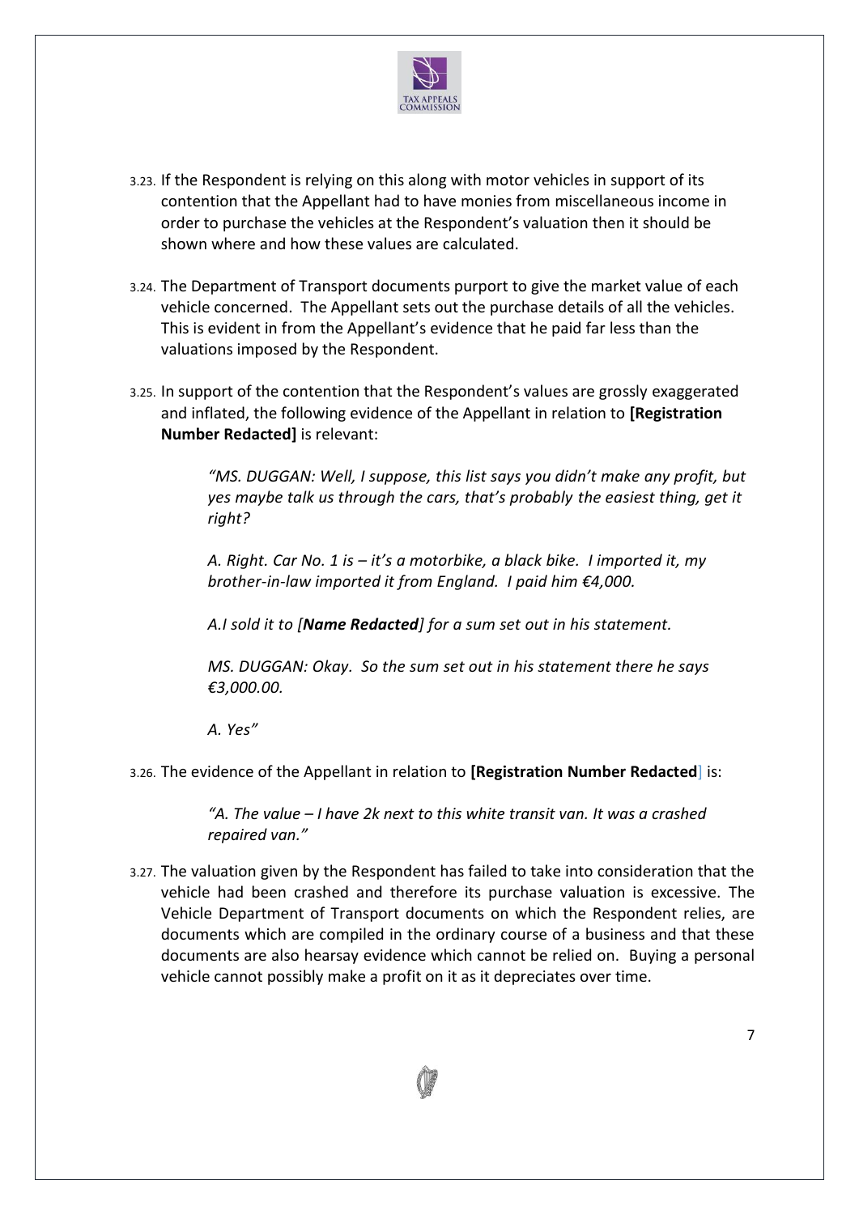3.23. If the Respondent is relying on this along with motor vehicles in support of its contention that the Appellant had to have monies from miscellaneous income in order to purchase the vehicles at the Respondent's valuation then it should be shown where and how these values are calculated.

3.24. The Department of Transport documents purport to give the market value of each vehicle concerned. The Appellant sets out the purchase details of all the vehicles. This is evident in from the Appellant's evidence that he paid far less than the valuations imposed by the Respondent.

3.25. In support of the contention that the Respondent's values are grossly exaggerated and inflated, the following evidence of the Appellant in relation to **[Registration Number Redacted]** is relevant:

> *"MS. DUGGAN: Well, I suppose, this list says you didn't make any profit, but yes maybe talk us through the cars, that's probably the easiest thing, get it right?*
>
> *A. Right. Car No. 1 is – it's a motorbike, a black bike. I imported it, my brother-in-law imported it from England. I paid him €4,000.*
>
> *A.I sold it to [**Name Redacted**] for a sum set out in his statement.*
>
> *MS. DUGGAN: Okay. So the sum set out in his statement there he says €3,000.00.*
>
> *A. Yes"*

3.26. The evidence of the Appellant in relation to **[Registration Number Redacted]** is:

> *"A. The value – I have 2k next to this white transit van. It was a crashed repaired van."*

3.27. The valuation given by the Respondent has failed to take into consideration that the vehicle had been crashed and therefore its purchase valuation is excessive. The Vehicle Department of Transport documents on which the Respondent relies, are documents which are compiled in the ordinary course of a business and that these documents are also hearsay evidence which cannot be relied on. Buying a personal vehicle cannot possibly make a profit on it as it depreciates over time.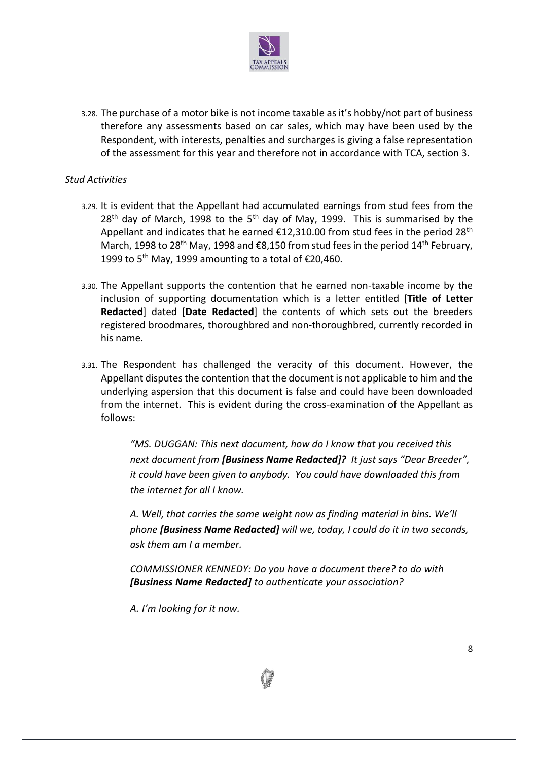3.28. The purchase of a motor bike is not income taxable as it's hobby/not part of business therefore any assessments based on car sales, which may have been used by the Respondent, with interests, penalties and surcharges is giving a false representation of the assessment for this year and therefore not in accordance with TCA, section 3.

*Stud Activities*

3.29. It is evident that the Appellant had accumulated earnings from stud fees from the 28th day of March, 1998 to the 5th day of May, 1999. This is summarised by the Appellant and indicates that he earned €12,310.00 from stud fees in the period 28th March, 1998 to 28th May, 1998 and €8,150 from stud fees in the period 14th February, 1999 to 5th May, 1999 amounting to a total of €20,460.

3.30. The Appellant supports the contention that he earned non-taxable income by the inclusion of supporting documentation which is a letter entitled [**Title of Letter Redacted**] dated [**Date Redacted**] the contents of which sets out the breeders registered broodmares, thoroughbred and non-thoroughbred, currently recorded in his name.

3.31. The Respondent has challenged the veracity of this document. However, the Appellant disputes the contention that the document is not applicable to him and the underlying aspersion that this document is false and could have been downloaded from the internet. This is evident during the cross-examination of the Appellant as follows:

> *"MS. DUGGAN: This next document, how do I know that you received this next document from **[Business Name Redacted]?** It just says "Dear Breeder", it could have been given to anybody. You could have downloaded this from the internet for all I know.*
>
> *A. Well, that carries the same weight now as finding material in bins. We'll phone **[Business Name Redacted]** will we, today, I could do it in two seconds, ask them am I a member.*
>
> *COMMISSIONER KENNEDY: Do you have a document there? to do with **[Business Name Redacted]** to authenticate your association?*
>
> *A. I'm looking for it now.*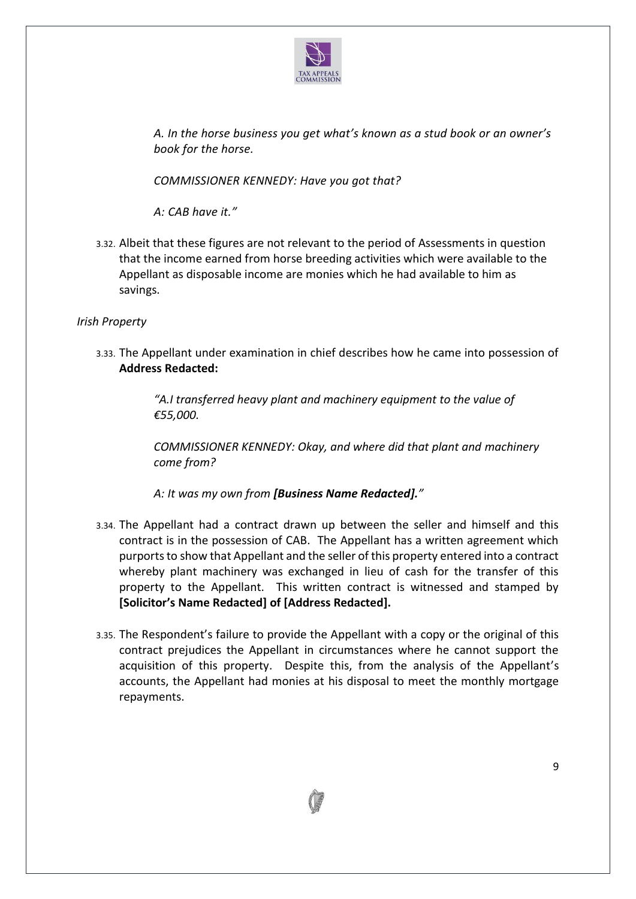*A. In the horse business you get what's known as a stud book or an owner's book for the horse.*

*COMMISSIONER KENNEDY: Have you got that?*

*A: CAB have it."*

3.32. Albeit that these figures are not relevant to the period of Assessments in question that the income earned from horse breeding activities which were available to the Appellant as disposable income are monies which he had available to him as savings.

*Irish Property*

3.33. The Appellant under examination in chief describes how he came into possession of **Address Redacted:**

> *"A.I transferred heavy plant and machinery equipment to the value of €55,000.*
>
> *COMMISSIONER KENNEDY: Okay, and where did that plant and machinery come from?*
>
> *A: It was my own from **[Business Name Redacted]**."*

3.34. The Appellant had a contract drawn up between the seller and himself and this contract is in the possession of CAB. The Appellant has a written agreement which purports to show that Appellant and the seller of this property entered into a contract whereby plant machinery was exchanged in lieu of cash for the transfer of this property to the Appellant. This written contract is witnessed and stamped by **[Solicitor's Name Redacted] of [Address Redacted].**

3.35. The Respondent's failure to provide the Appellant with a copy or the original of this contract prejudices the Appellant in circumstances where he cannot support the acquisition of this property. Despite this, from the analysis of the Appellant's accounts, the Appellant had monies at his disposal to meet the monthly mortgage repayments.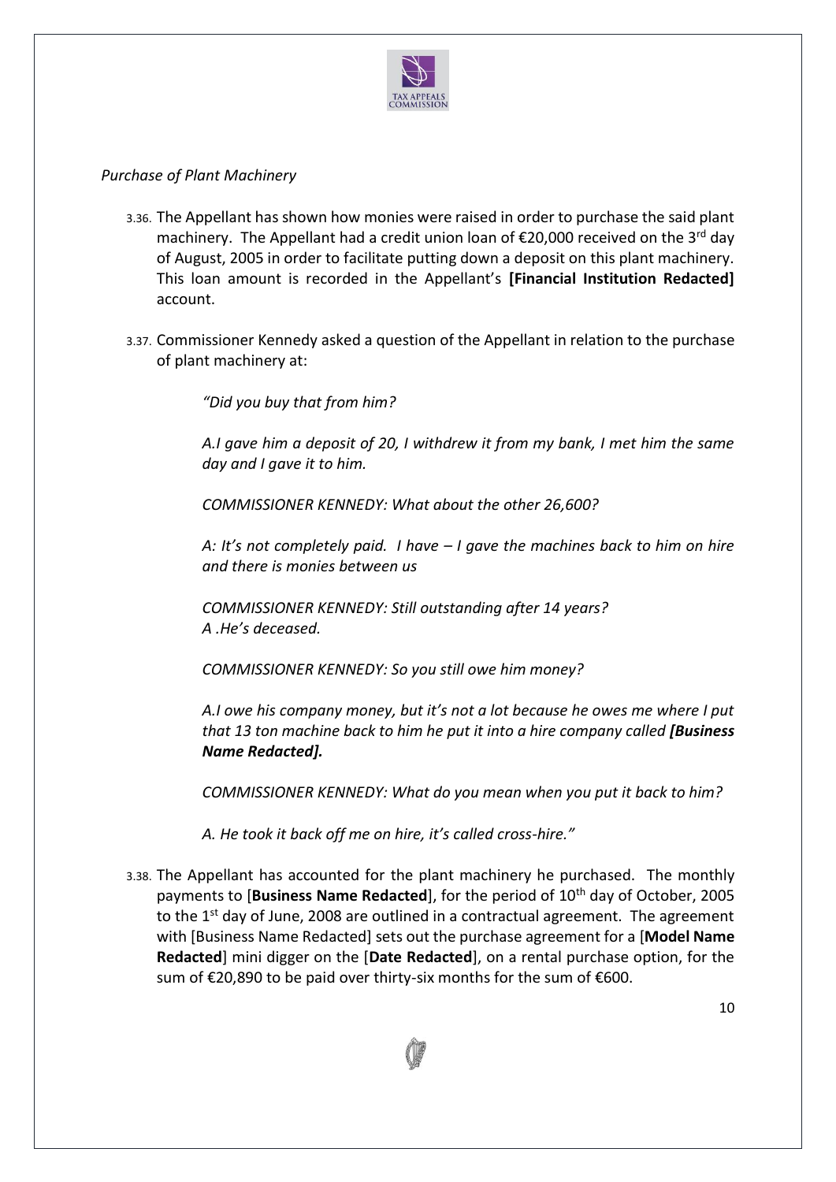*Purchase of Plant Machinery*

3.36. The Appellant has shown how monies were raised in order to purchase the said plant machinery. The Appellant had a credit union loan of €20,000 received on the 3rd day of August, 2005 in order to facilitate putting down a deposit on this plant machinery. This loan amount is recorded in the Appellant's **[Financial Institution Redacted]** account.

3.37. Commissioner Kennedy asked a question of the Appellant in relation to the purchase of plant machinery at:

> *"Did you buy that from him?*
>
> *A.I gave him a deposit of 20, I withdrew it from my bank, I met him the same day and I gave it to him.*
>
> *COMMISSIONER KENNEDY: What about the other 26,600?*
>
> *A: It's not completely paid. I have – I gave the machines back to him on hire and there is monies between us*
>
> *COMMISSIONER KENNEDY: Still outstanding after 14 years?*
> *A .He's deceased.*
>
> *COMMISSIONER KENNEDY: So you still owe him money?*
>
> *A.I owe his company money, but it's not a lot because he owes me where I put that 13 ton machine back to him he put it into a hire company called **[Business Name Redacted].***
>
> *COMMISSIONER KENNEDY: What do you mean when you put it back to him?*
>
> *A. He took it back off me on hire, it's called cross-hire."*

3.38. The Appellant has accounted for the plant machinery he purchased. The monthly payments to [**Business Name Redacted**], for the period of 10th day of October, 2005 to the 1st day of June, 2008 are outlined in a contractual agreement. The agreement with [Business Name Redacted] sets out the purchase agreement for a [**Model Name Redacted**] mini digger on the [**Date Redacted**], on a rental purchase option, for the sum of €20,890 to be paid over thirty-six months for the sum of €600.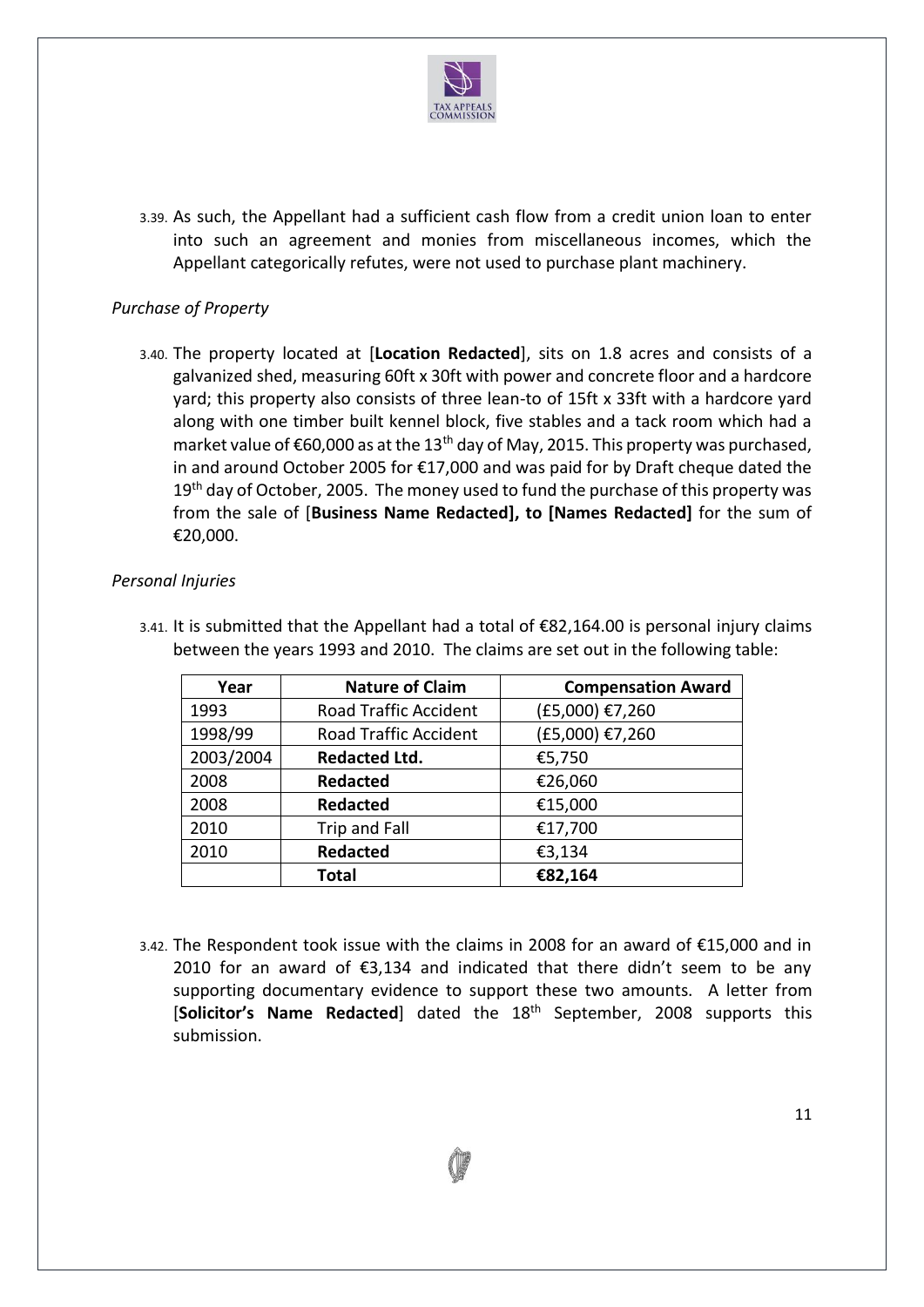3.39. As such, the Appellant had a sufficient cash flow from a credit union loan to enter into such an agreement and monies from miscellaneous incomes, which the Appellant categorically refutes, were not used to purchase plant machinery.

*Purchase of Property*

3.40. The property located at [**Location Redacted**], sits on 1.8 acres and consists of a galvanized shed, measuring 60ft x 30ft with power and concrete floor and a hardcore yard; this property also consists of three lean-to of 15ft x 33ft with a hardcore yard along with one timber built kennel block, five stables and a tack room which had a market value of €60,000 as at the 13th day of May, 2015. This property was purchased, in and around October 2005 for €17,000 and was paid for by Draft cheque dated the 19th day of October, 2005. The money used to fund the purchase of this property was from the sale of [**Business Name Redacted], to [Names Redacted]** for the sum of €20,000.

*Personal Injuries*

3.41. It is submitted that the Appellant had a total of €82,164.00 is personal injury claims between the years 1993 and 2010. The claims are set out in the following table:

| Year | Nature of Claim | Compensation Award |
|---|---|---|
| 1993 | Road Traffic Accident | (£5,000) €7,260 |
| 1998/99 | Road Traffic Accident | (£5,000) €7,260 |
| 2003/2004 | **Redacted Ltd.** | €5,750 |
| 2008 | **Redacted** | €26,060 |
| 2008 | **Redacted** | €15,000 |
| 2010 | Trip and Fall | €17,700 |
| 2010 | **Redacted** | €3,134 |
| | **Total** | **€82,164** |

3.42. The Respondent took issue with the claims in 2008 for an award of €15,000 and in 2010 for an award of €3,134 and indicated that there didn't seem to be any supporting documentary evidence to support these two amounts. A letter from [**Solicitor's Name Redacted**] dated the 18th September, 2008 supports this submission.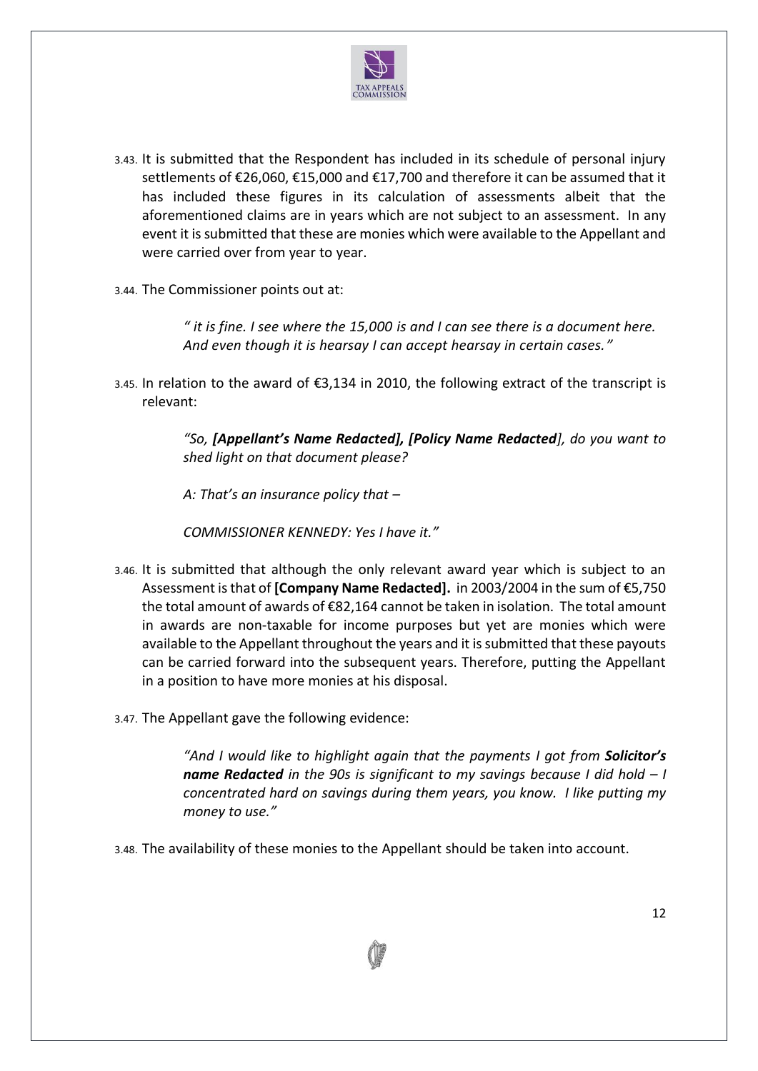3.43. It is submitted that the Respondent has included in its schedule of personal injury settlements of €26,060, €15,000 and €17,700 and therefore it can be assumed that it has included these figures in its calculation of assessments albeit that the aforementioned claims are in years which are not subject to an assessment. In any event it is submitted that these are monies which were available to the Appellant and were carried over from year to year.

3.44. The Commissioner points out at:

> *" it is fine. I see where the 15,000 is and I can see there is a document here. And even though it is hearsay I can accept hearsay in certain cases."*

3.45. In relation to the award of €3,134 in 2010, the following extract of the transcript is relevant:

> *"So, **[Appellant's Name Redacted], [Policy Name Redacted**], do you want to shed light on that document please?*
>
> *A: That's an insurance policy that –*
>
> *COMMISSIONER KENNEDY: Yes I have it."*

3.46. It is submitted that although the only relevant award year which is subject to an Assessment is that of **[Company Name Redacted].** in 2003/2004 in the sum of €5,750 the total amount of awards of €82,164 cannot be taken in isolation. The total amount in awards are non-taxable for income purposes but yet are monies which were available to the Appellant throughout the years and it is submitted that these payouts can be carried forward into the subsequent years. Therefore, putting the Appellant in a position to have more monies at his disposal.

3.47. The Appellant gave the following evidence:

> *"And I would like to highlight again that the payments I got from **Solicitor's name Redacted** in the 90s is significant to my savings because I did hold – I concentrated hard on savings during them years, you know. I like putting my money to use."*

3.48. The availability of these monies to the Appellant should be taken into account.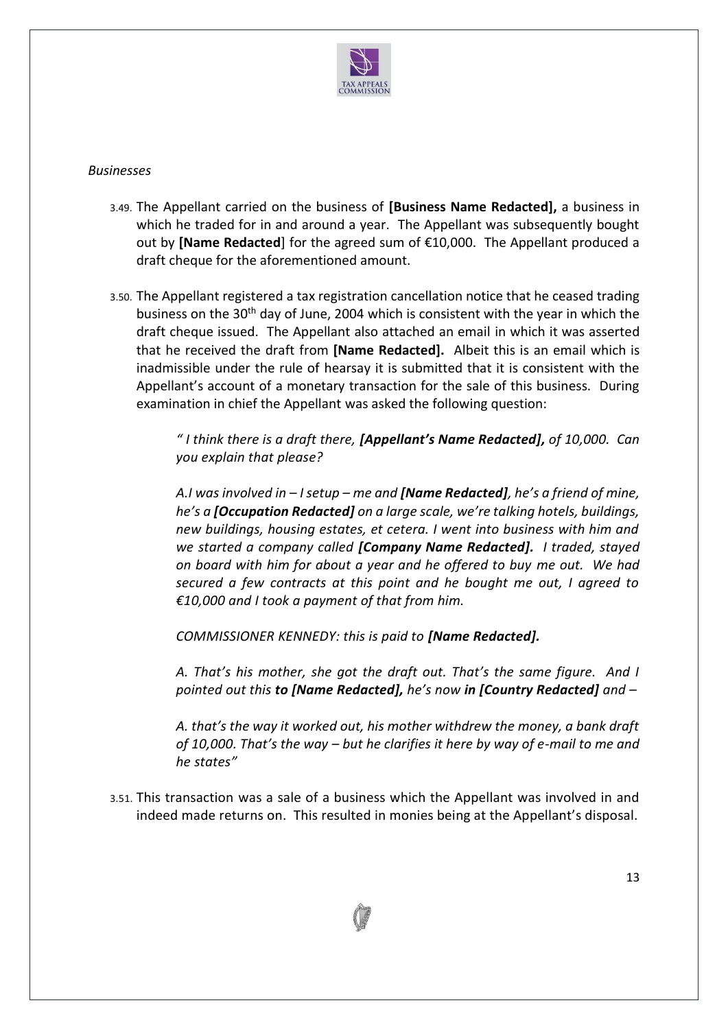*Businesses*

3.49. The Appellant carried on the business of **[Business Name Redacted],** a business in which he traded for in and around a year. The Appellant was subsequently bought out by **[Name Redacted**] for the agreed sum of €10,000. The Appellant produced a draft cheque for the aforementioned amount.

3.50. The Appellant registered a tax registration cancellation notice that he ceased trading business on the 30th day of June, 2004 which is consistent with the year in which the draft cheque issued. The Appellant also attached an email in which it was asserted that he received the draft from **[Name Redacted].** Albeit this is an email which is inadmissible under the rule of hearsay it is submitted that it is consistent with the Appellant's account of a monetary transaction for the sale of this business. During examination in chief the Appellant was asked the following question:

> *" I think there is a draft there, **[Appellant's Name Redacted],** of 10,000. Can you explain that please?*
>
> *A.I was involved in – I setup – me and **[Name Redacted]**, he's a friend of mine, he's a **[Occupation Redacted]** on a large scale, we're talking hotels, buildings, new buildings, housing estates, et cetera. I went into business with him and we started a company called **[Company Name Redacted].** I traded, stayed on board with him for about a year and he offered to buy me out. We had secured a few contracts at this point and he bought me out, I agreed to €10,000 and I took a payment of that from him.*
>
> *COMMISSIONER KENNEDY: this is paid to **[Name Redacted].***
>
> *A. That's his mother, she got the draft out. That's the same figure. And I pointed out this **to [Name Redacted],** he's now **in [Country Redacted]** and –*
>
> *A. that's the way it worked out, his mother withdrew the money, a bank draft of 10,000. That's the way – but he clarifies it here by way of e-mail to me and he states"*

3.51. This transaction was a sale of a business which the Appellant was involved in and indeed made returns on. This resulted in monies being at the Appellant's disposal.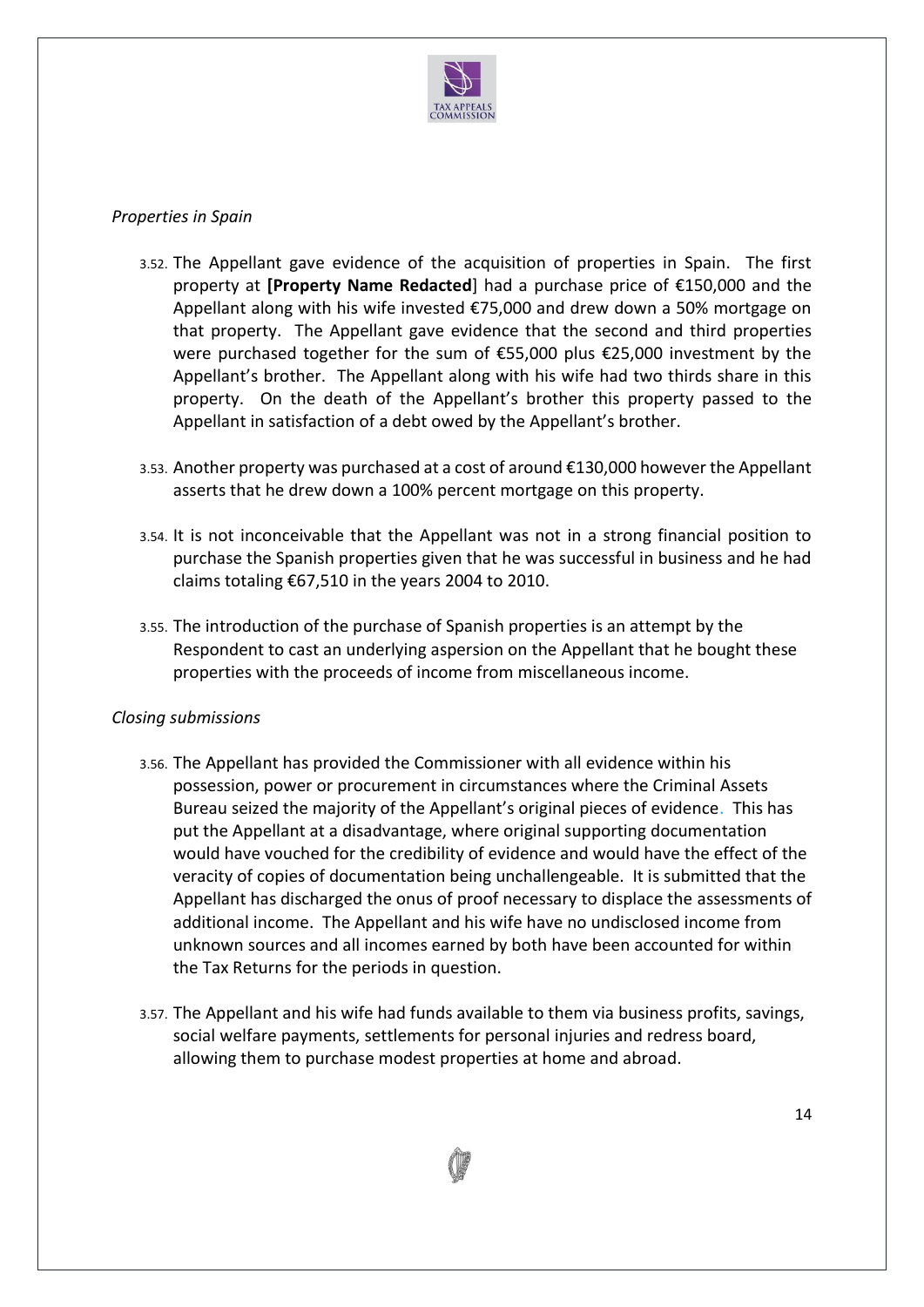*Properties in Spain*

3.52. The Appellant gave evidence of the acquisition of properties in Spain. The first property at **[Property Name Redacted**] had a purchase price of €150,000 and the Appellant along with his wife invested €75,000 and drew down a 50% mortgage on that property. The Appellant gave evidence that the second and third properties were purchased together for the sum of €55,000 plus €25,000 investment by the Appellant's brother. The Appellant along with his wife had two thirds share in this property. On the death of the Appellant's brother this property passed to the Appellant in satisfaction of a debt owed by the Appellant's brother.

3.53. Another property was purchased at a cost of around €130,000 however the Appellant asserts that he drew down a 100% percent mortgage on this property.

3.54. It is not inconceivable that the Appellant was not in a strong financial position to purchase the Spanish properties given that he was successful in business and he had claims totaling €67,510 in the years 2004 to 2010.

3.55. The introduction of the purchase of Spanish properties is an attempt by the Respondent to cast an underlying aspersion on the Appellant that he bought these properties with the proceeds of income from miscellaneous income.

*Closing submissions*

3.56. The Appellant has provided the Commissioner with all evidence within his possession, power or procurement in circumstances where the Criminal Assets Bureau seized the majority of the Appellant's original pieces of evidence. This has put the Appellant at a disadvantage, where original supporting documentation would have vouched for the credibility of evidence and would have the effect of the veracity of copies of documentation being unchallengeable. It is submitted that the Appellant has discharged the onus of proof necessary to displace the assessments of additional income. The Appellant and his wife have no undisclosed income from unknown sources and all incomes earned by both have been accounted for within the Tax Returns for the periods in question.

3.57. The Appellant and his wife had funds available to them via business profits, savings, social welfare payments, settlements for personal injuries and redress board, allowing them to purchase modest properties at home and abroad.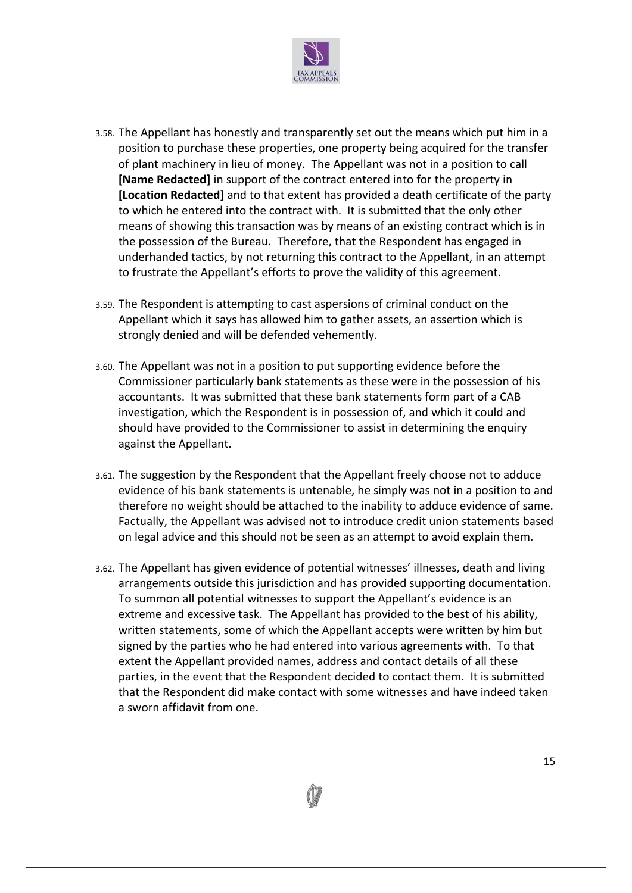3.58. The Appellant has honestly and transparently set out the means which put him in a position to purchase these properties, one property being acquired for the transfer of plant machinery in lieu of money. The Appellant was not in a position to call **[Name Redacted]** in support of the contract entered into for the property in **[Location Redacted]** and to that extent has provided a death certificate of the party to which he entered into the contract with. It is submitted that the only other means of showing this transaction was by means of an existing contract which is in the possession of the Bureau. Therefore, that the Respondent has engaged in underhanded tactics, by not returning this contract to the Appellant, in an attempt to frustrate the Appellant's efforts to prove the validity of this agreement.

3.59. The Respondent is attempting to cast aspersions of criminal conduct on the Appellant which it says has allowed him to gather assets, an assertion which is strongly denied and will be defended vehemently.

3.60. The Appellant was not in a position to put supporting evidence before the Commissioner particularly bank statements as these were in the possession of his accountants. It was submitted that these bank statements form part of a CAB investigation, which the Respondent is in possession of, and which it could and should have provided to the Commissioner to assist in determining the enquiry against the Appellant.

3.61. The suggestion by the Respondent that the Appellant freely choose not to adduce evidence of his bank statements is untenable, he simply was not in a position to and therefore no weight should be attached to the inability to adduce evidence of same. Factually, the Appellant was advised not to introduce credit union statements based on legal advice and this should not be seen as an attempt to avoid explain them.

3.62. The Appellant has given evidence of potential witnesses' illnesses, death and living arrangements outside this jurisdiction and has provided supporting documentation. To summon all potential witnesses to support the Appellant's evidence is an extreme and excessive task. The Appellant has provided to the best of his ability, written statements, some of which the Appellant accepts were written by him but signed by the parties who he had entered into various agreements with. To that extent the Appellant provided names, address and contact details of all these parties, in the event that the Respondent decided to contact them. It is submitted that the Respondent did make contact with some witnesses and have indeed taken a sworn affidavit from one.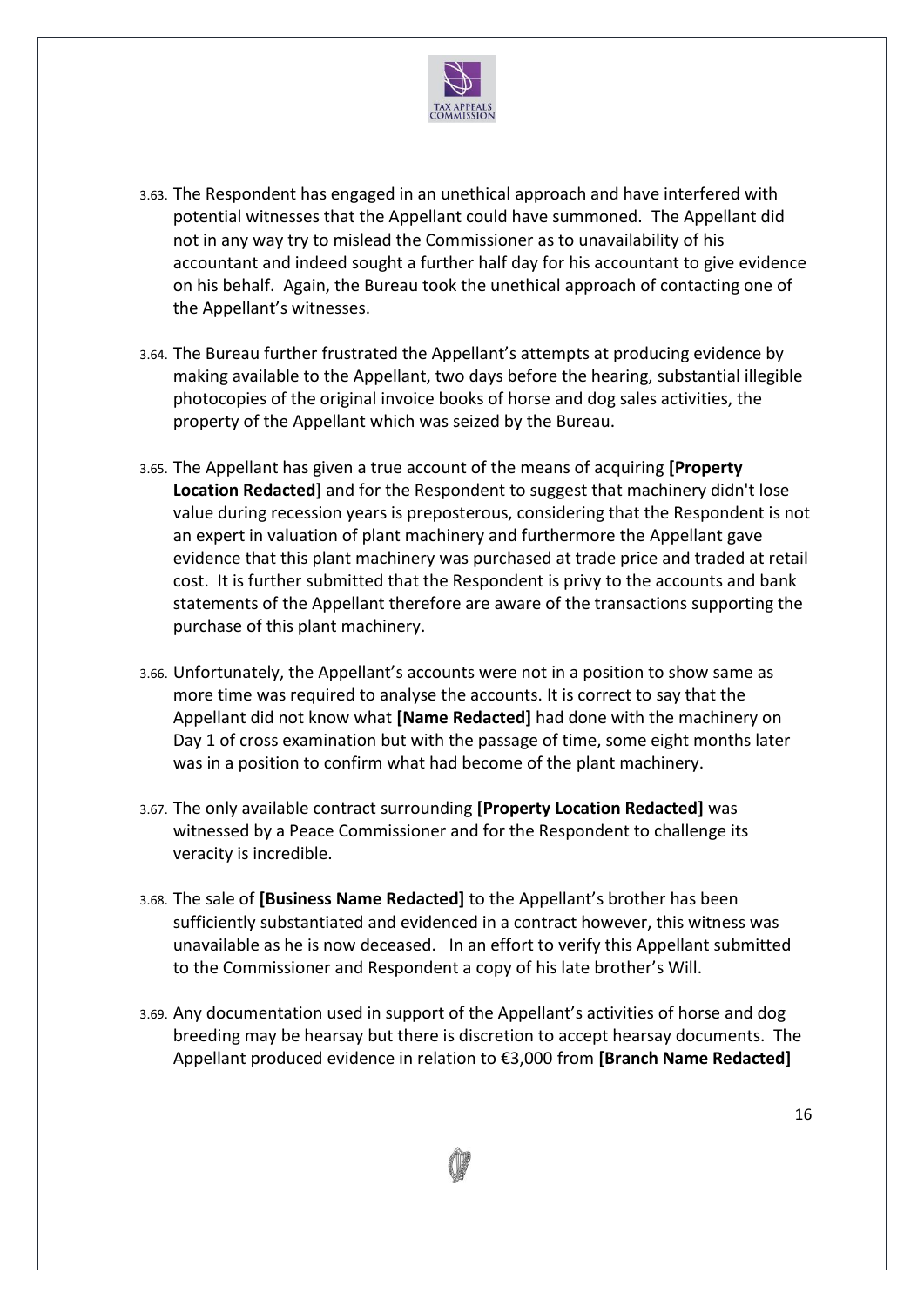3.63. The Respondent has engaged in an unethical approach and have interfered with potential witnesses that the Appellant could have summoned. The Appellant did not in any way try to mislead the Commissioner as to unavailability of his accountant and indeed sought a further half day for his accountant to give evidence on his behalf. Again, the Bureau took the unethical approach of contacting one of the Appellant's witnesses.

3.64. The Bureau further frustrated the Appellant's attempts at producing evidence by making available to the Appellant, two days before the hearing, substantial illegible photocopies of the original invoice books of horse and dog sales activities, the property of the Appellant which was seized by the Bureau.

3.65. The Appellant has given a true account of the means of acquiring **[Property Location Redacted]** and for the Respondent to suggest that machinery didn't lose value during recession years is preposterous, considering that the Respondent is not an expert in valuation of plant machinery and furthermore the Appellant gave evidence that this plant machinery was purchased at trade price and traded at retail cost. It is further submitted that the Respondent is privy to the accounts and bank statements of the Appellant therefore are aware of the transactions supporting the purchase of this plant machinery.

3.66. Unfortunately, the Appellant's accounts were not in a position to show same as more time was required to analyse the accounts. It is correct to say that the Appellant did not know what **[Name Redacted]** had done with the machinery on Day 1 of cross examination but with the passage of time, some eight months later was in a position to confirm what had become of the plant machinery.

3.67. The only available contract surrounding **[Property Location Redacted]** was witnessed by a Peace Commissioner and for the Respondent to challenge its veracity is incredible.

3.68. The sale of **[Business Name Redacted]** to the Appellant's brother has been sufficiently substantiated and evidenced in a contract however, this witness was unavailable as he is now deceased. In an effort to verify this Appellant submitted to the Commissioner and Respondent a copy of his late brother's Will.

3.69. Any documentation used in support of the Appellant's activities of horse and dog breeding may be hearsay but there is discretion to accept hearsay documents. The Appellant produced evidence in relation to €3,000 from **[Branch Name Redacted]**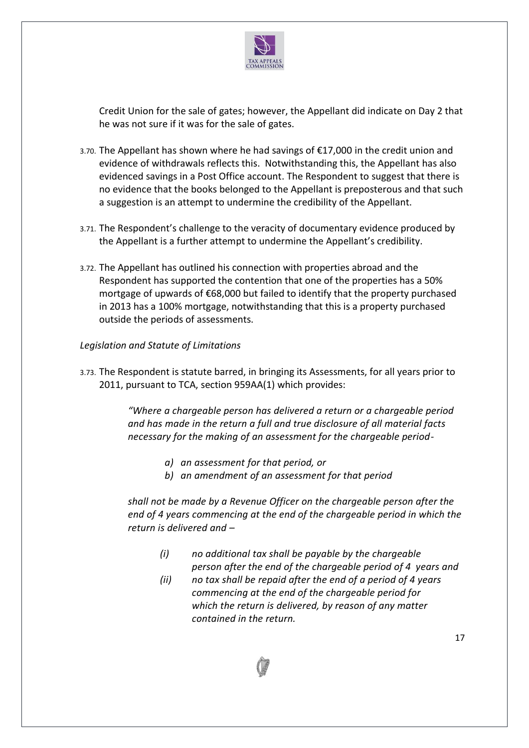Credit Union for the sale of gates; however, the Appellant did indicate on Day 2 that he was not sure if it was for the sale of gates.

3.70. The Appellant has shown where he had savings of €17,000 in the credit union and evidence of withdrawals reflects this. Notwithstanding this, the Appellant has also evidenced savings in a Post Office account. The Respondent to suggest that there is no evidence that the books belonged to the Appellant is preposterous and that such a suggestion is an attempt to undermine the credibility of the Appellant.

3.71. The Respondent's challenge to the veracity of documentary evidence produced by the Appellant is a further attempt to undermine the Appellant's credibility.

3.72. The Appellant has outlined his connection with properties abroad and the Respondent has supported the contention that one of the properties has a 50% mortgage of upwards of €68,000 but failed to identify that the property purchased in 2013 has a 100% mortgage, notwithstanding that this is a property purchased outside the periods of assessments.

*Legislation and Statute of Limitations*

3.73. The Respondent is statute barred, in bringing its Assessments, for all years prior to 2011, pursuant to TCA, section 959AA(1) which provides:

> *"Where a chargeable person has delivered a return or a chargeable period and has made in the return a full and true disclosure of all material facts necessary for the making of an assessment for the chargeable period-*
>
> *a) an assessment for that period, or*
> *b) an amendment of an assessment for that period*
>
> *shall not be made by a Revenue Officer on the chargeable person after the end of 4 years commencing at the end of the chargeable period in which the return is delivered and –*
>
> *(i) no additional tax shall be payable by the chargeable person after the end of the chargeable period of 4 years and*
> *(ii) no tax shall be repaid after the end of a period of 4 years commencing at the end of the chargeable period for which the return is delivered, by reason of any matter contained in the return.*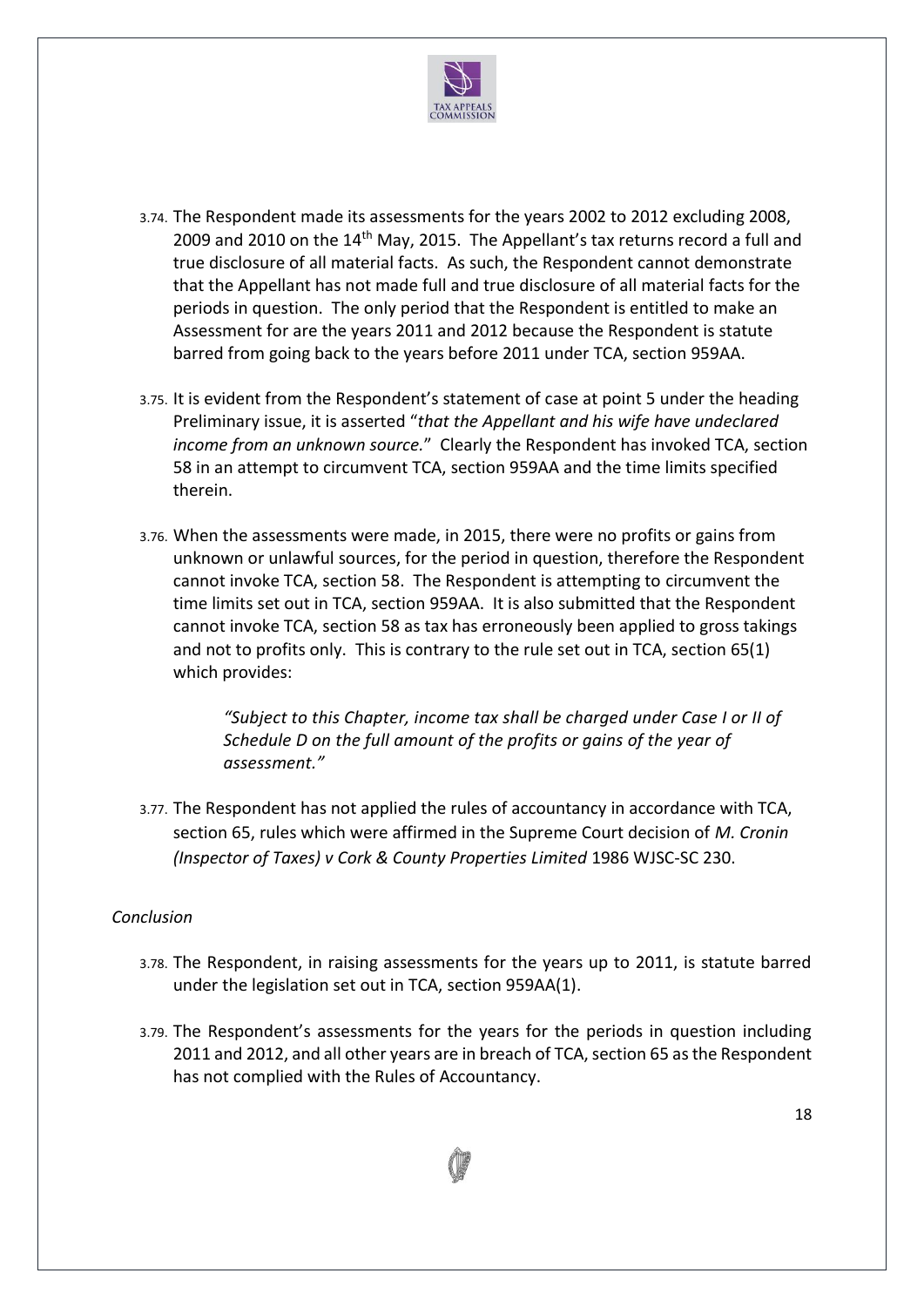3.74. The Respondent made its assessments for the years 2002 to 2012 excluding 2008, 2009 and 2010 on the 14th May, 2015. The Appellant's tax returns record a full and true disclosure of all material facts. As such, the Respondent cannot demonstrate that the Appellant has not made full and true disclosure of all material facts for the periods in question. The only period that the Respondent is entitled to make an Assessment for are the years 2011 and 2012 because the Respondent is statute barred from going back to the years before 2011 under TCA, section 959AA.

3.75. It is evident from the Respondent's statement of case at point 5 under the heading Preliminary issue, it is asserted "*that the Appellant and his wife have undeclared income from an unknown source.*" Clearly the Respondent has invoked TCA, section 58 in an attempt to circumvent TCA, section 959AA and the time limits specified therein.

3.76. When the assessments were made, in 2015, there were no profits or gains from unknown or unlawful sources, for the period in question, therefore the Respondent cannot invoke TCA, section 58. The Respondent is attempting to circumvent the time limits set out in TCA, section 959AA. It is also submitted that the Respondent cannot invoke TCA, section 58 as tax has erroneously been applied to gross takings and not to profits only. This is contrary to the rule set out in TCA, section 65(1) which provides:

> *"Subject to this Chapter, income tax shall be charged under Case I or II of Schedule D on the full amount of the profits or gains of the year of assessment."*

3.77. The Respondent has not applied the rules of accountancy in accordance with TCA, section 65, rules which were affirmed in the Supreme Court decision of *M. Cronin (Inspector of Taxes) v Cork & County Properties Limited* 1986 WJSC-SC 230.

*Conclusion*

3.78. The Respondent, in raising assessments for the years up to 2011, is statute barred under the legislation set out in TCA, section 959AA(1).

3.79. The Respondent's assessments for the years for the periods in question including 2011 and 2012, and all other years are in breach of TCA, section 65 as the Respondent has not complied with the Rules of Accountancy.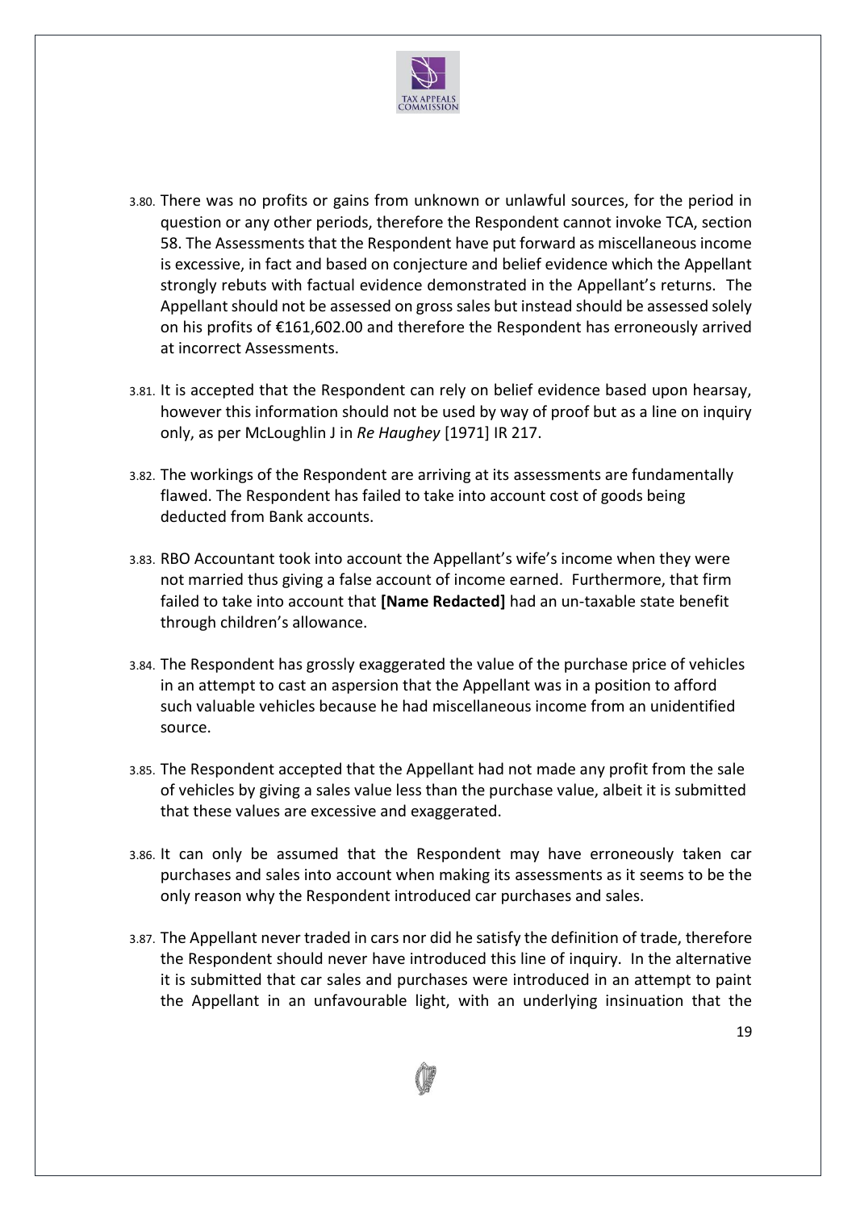3.80. There was no profits or gains from unknown or unlawful sources, for the period in question or any other periods, therefore the Respondent cannot invoke TCA, section 58. The Assessments that the Respondent have put forward as miscellaneous income is excessive, in fact and based on conjecture and belief evidence which the Appellant strongly rebuts with factual evidence demonstrated in the Appellant's returns. The Appellant should not be assessed on gross sales but instead should be assessed solely on his profits of €161,602.00 and therefore the Respondent has erroneously arrived at incorrect Assessments.

3.81. It is accepted that the Respondent can rely on belief evidence based upon hearsay, however this information should not be used by way of proof but as a line on inquiry only, as per McLoughlin J in *Re Haughey* [1971] IR 217.

3.82. The workings of the Respondent are arriving at its assessments are fundamentally flawed. The Respondent has failed to take into account cost of goods being deducted from Bank accounts.

3.83. RBO Accountant took into account the Appellant's wife's income when they were not married thus giving a false account of income earned. Furthermore, that firm failed to take into account that **[Name Redacted]** had an un-taxable state benefit through children's allowance.

3.84. The Respondent has grossly exaggerated the value of the purchase price of vehicles in an attempt to cast an aspersion that the Appellant was in a position to afford such valuable vehicles because he had miscellaneous income from an unidentified source.

3.85. The Respondent accepted that the Appellant had not made any profit from the sale of vehicles by giving a sales value less than the purchase value, albeit it is submitted that these values are excessive and exaggerated.

3.86. It can only be assumed that the Respondent may have erroneously taken car purchases and sales into account when making its assessments as it seems to be the only reason why the Respondent introduced car purchases and sales.

3.87. The Appellant never traded in cars nor did he satisfy the definition of trade, therefore the Respondent should never have introduced this line of inquiry. In the alternative it is submitted that car sales and purchases were introduced in an attempt to paint the Appellant in an unfavourable light, with an underlying insinuation that the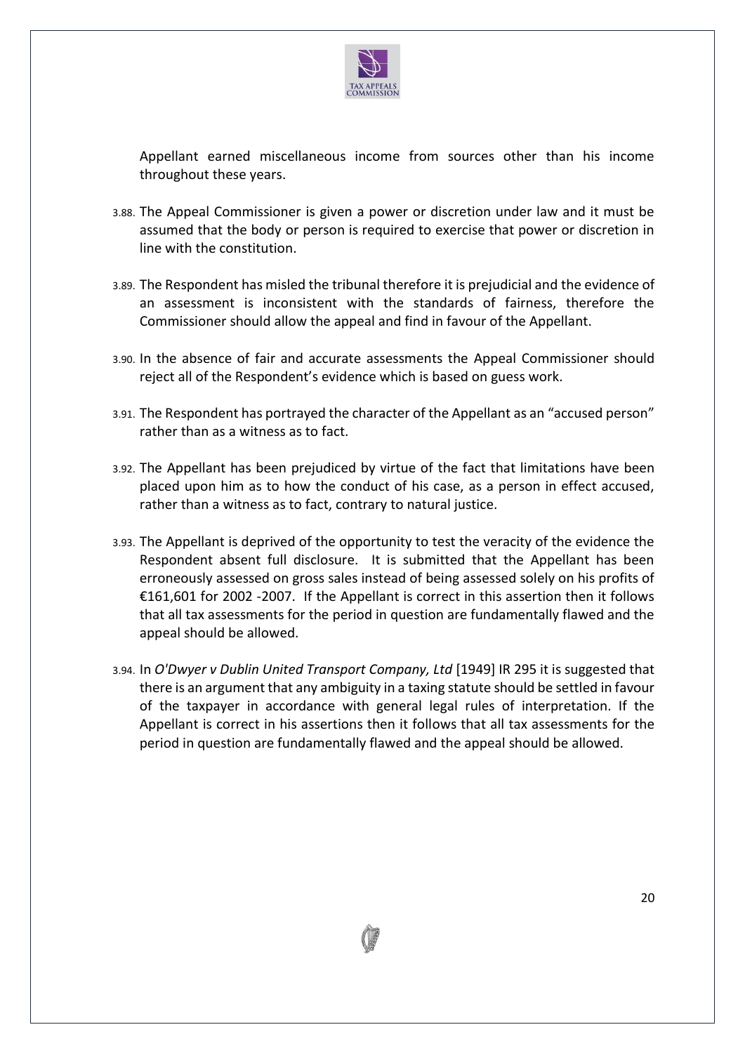Appellant earned miscellaneous income from sources other than his income throughout these years.

3.88. The Appeal Commissioner is given a power or discretion under law and it must be assumed that the body or person is required to exercise that power or discretion in line with the constitution.

3.89. The Respondent has misled the tribunal therefore it is prejudicial and the evidence of an assessment is inconsistent with the standards of fairness, therefore the Commissioner should allow the appeal and find in favour of the Appellant.

3.90. In the absence of fair and accurate assessments the Appeal Commissioner should reject all of the Respondent's evidence which is based on guess work.

3.91. The Respondent has portrayed the character of the Appellant as an "accused person" rather than as a witness as to fact.

3.92. The Appellant has been prejudiced by virtue of the fact that limitations have been placed upon him as to how the conduct of his case, as a person in effect accused, rather than a witness as to fact, contrary to natural justice.

3.93. The Appellant is deprived of the opportunity to test the veracity of the evidence the Respondent absent full disclosure. It is submitted that the Appellant has been erroneously assessed on gross sales instead of being assessed solely on his profits of €161,601 for 2002 -2007. If the Appellant is correct in this assertion then it follows that all tax assessments for the period in question are fundamentally flawed and the appeal should be allowed.

3.94. In *O'Dwyer v Dublin United Transport Company, Ltd* [1949] IR 295 it is suggested that there is an argument that any ambiguity in a taxing statute should be settled in favour of the taxpayer in accordance with general legal rules of interpretation. If the Appellant is correct in his assertions then it follows that all tax assessments for the period in question are fundamentally flawed and the appeal should be allowed.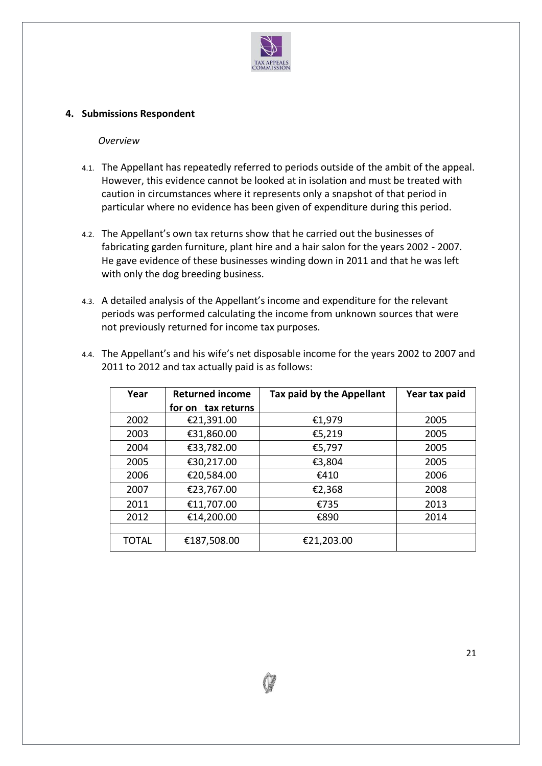## 4. Submissions Respondent

*Overview*

4.1. The Appellant has repeatedly referred to periods outside of the ambit of the appeal. However, this evidence cannot be looked at in isolation and must be treated with caution in circumstances where it represents only a snapshot of that period in particular where no evidence has been given of expenditure during this period.

4.2. The Appellant's own tax returns show that he carried out the businesses of fabricating garden furniture, plant hire and a hair salon for the years 2002 - 2007. He gave evidence of these businesses winding down in 2011 and that he was left with only the dog breeding business.

4.3. A detailed analysis of the Appellant's income and expenditure for the relevant periods was performed calculating the income from unknown sources that were not previously returned for income tax purposes.

4.4. The Appellant's and his wife's net disposable income for the years 2002 to 2007 and 2011 to 2012 and tax actually paid is as follows:

| Year | Returned income for on tax returns | Tax paid by the Appellant | Year tax paid |
|---|---|---|---|
| 2002 | €21,391.00 | €1,979 | 2005 |
| 2003 | €31,860.00 | €5,219 | 2005 |
| 2004 | €33,782.00 | €5,797 | 2005 |
| 2005 | €30,217.00 | €3,804 | 2005 |
| 2006 | €20,584.00 | €410 | 2006 |
| 2007 | €23,767.00 | €2,368 | 2008 |
| 2011 | €11,707.00 | €735 | 2013 |
| 2012 | €14,200.00 | €890 | 2014 |
| | | | |
| TOTAL | €187,508.00 | €21,203.00 | |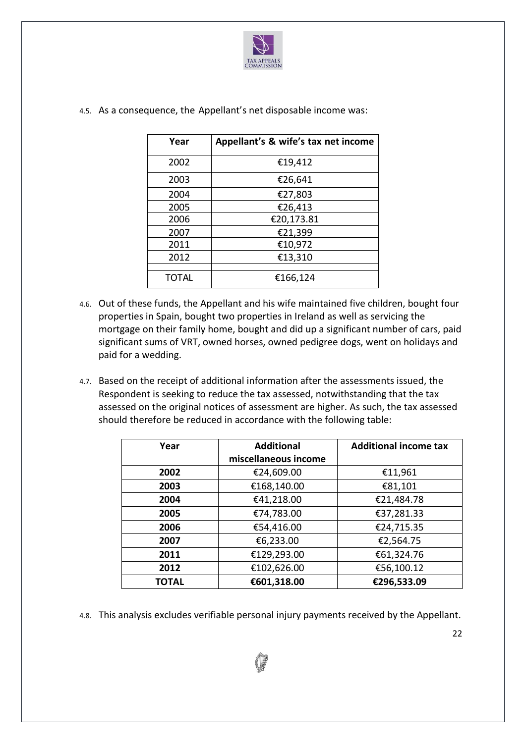4.5. As a consequence, the Appellant's net disposable income was:

| Year | Appellant's & wife's tax net income |
|---|---|
| 2002 | €19,412 |
| 2003 | €26,641 |
| 2004 | €27,803 |
| 2005 | €26,413 |
| 2006 | €20,173.81 |
| 2007 | €21,399 |
| 2011 | €10,972 |
| 2012 | €13,310 |
| | |
| TOTAL | €166,124 |

4.6. Out of these funds, the Appellant and his wife maintained five children, bought four properties in Spain, bought two properties in Ireland as well as servicing the mortgage on their family home, bought and did up a significant number of cars, paid significant sums of VRT, owned horses, owned pedigree dogs, went on holidays and paid for a wedding.

4.7. Based on the receipt of additional information after the assessments issued, the Respondent is seeking to reduce the tax assessed, notwithstanding that the tax assessed on the original notices of assessment are higher. As such, the tax assessed should therefore be reduced in accordance with the following table:

| Year | Additional miscellaneous income | Additional income tax |
|---|---|---|
| **2002** | €24,609.00 | €11,961 |
| **2003** | €168,140.00 | €81,101 |
| **2004** | €41,218.00 | €21,484.78 |
| **2005** | €74,783.00 | €37,281.33 |
| **2006** | €54,416.00 | €24,715.35 |
| **2007** | €6,233.00 | €2,564.75 |
| **2011** | €129,293.00 | €61,324.76 |
| **2012** | €102,626.00 | €56,100.12 |
| **TOTAL** | **€601,318.00** | **€296,533.09** |

4.8. This analysis excludes verifiable personal injury payments received by the Appellant.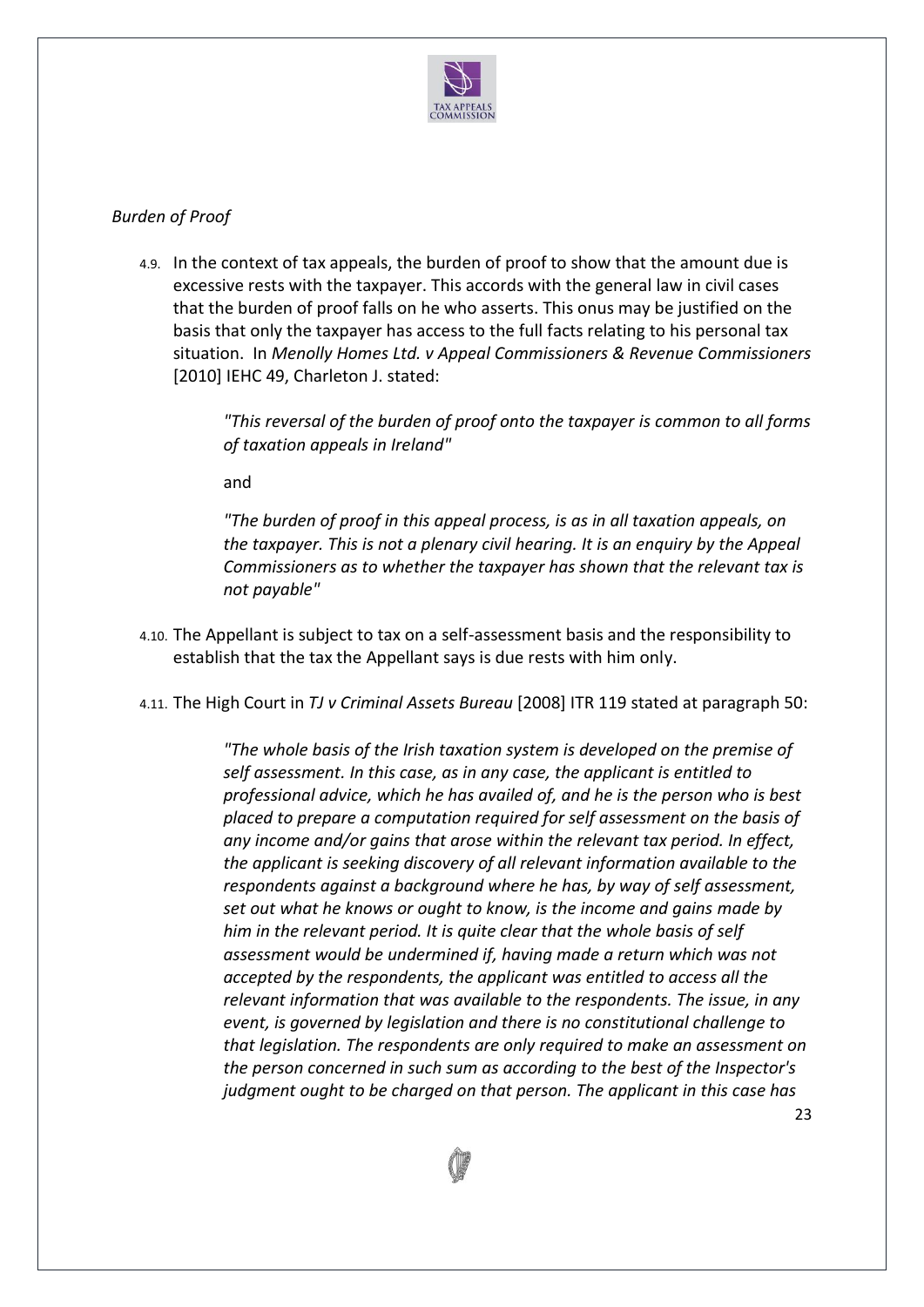*Burden of Proof*

4.9. In the context of tax appeals, the burden of proof to show that the amount due is excessive rests with the taxpayer. This accords with the general law in civil cases that the burden of proof falls on he who asserts. This onus may be justified on the basis that only the taxpayer has access to the full facts relating to his personal tax situation. In *Menolly Homes Ltd. v Appeal Commissioners & Revenue Commissioners* [2010] IEHC 49, Charleton J. stated:

> *"This reversal of the burden of proof onto the taxpayer is common to all forms of taxation appeals in Ireland"*
>
> and
>
> *"The burden of proof in this appeal process, is as in all taxation appeals, on the taxpayer. This is not a plenary civil hearing. It is an enquiry by the Appeal Commissioners as to whether the taxpayer has shown that the relevant tax is not payable"*

4.10. The Appellant is subject to tax on a self-assessment basis and the responsibility to establish that the tax the Appellant says is due rests with him only.

4.11. The High Court in *TJ v Criminal Assets Bureau* [2008] ITR 119 stated at paragraph 50:

> *"The whole basis of the Irish taxation system is developed on the premise of self assessment. In this case, as in any case, the applicant is entitled to professional advice, which he has availed of, and he is the person who is best placed to prepare a computation required for self assessment on the basis of any income and/or gains that arose within the relevant tax period. In effect, the applicant is seeking discovery of all relevant information available to the respondents against a background where he has, by way of self assessment, set out what he knows or ought to know, is the income and gains made by him in the relevant period. It is quite clear that the whole basis of self assessment would be undermined if, having made a return which was not accepted by the respondents, the applicant was entitled to access all the relevant information that was available to the respondents. The issue, in any event, is governed by legislation and there is no constitutional challenge to that legislation. The respondents are only required to make an assessment on the person concerned in such sum as according to the best of the Inspector's judgment ought to be charged on that person. The applicant in this case has*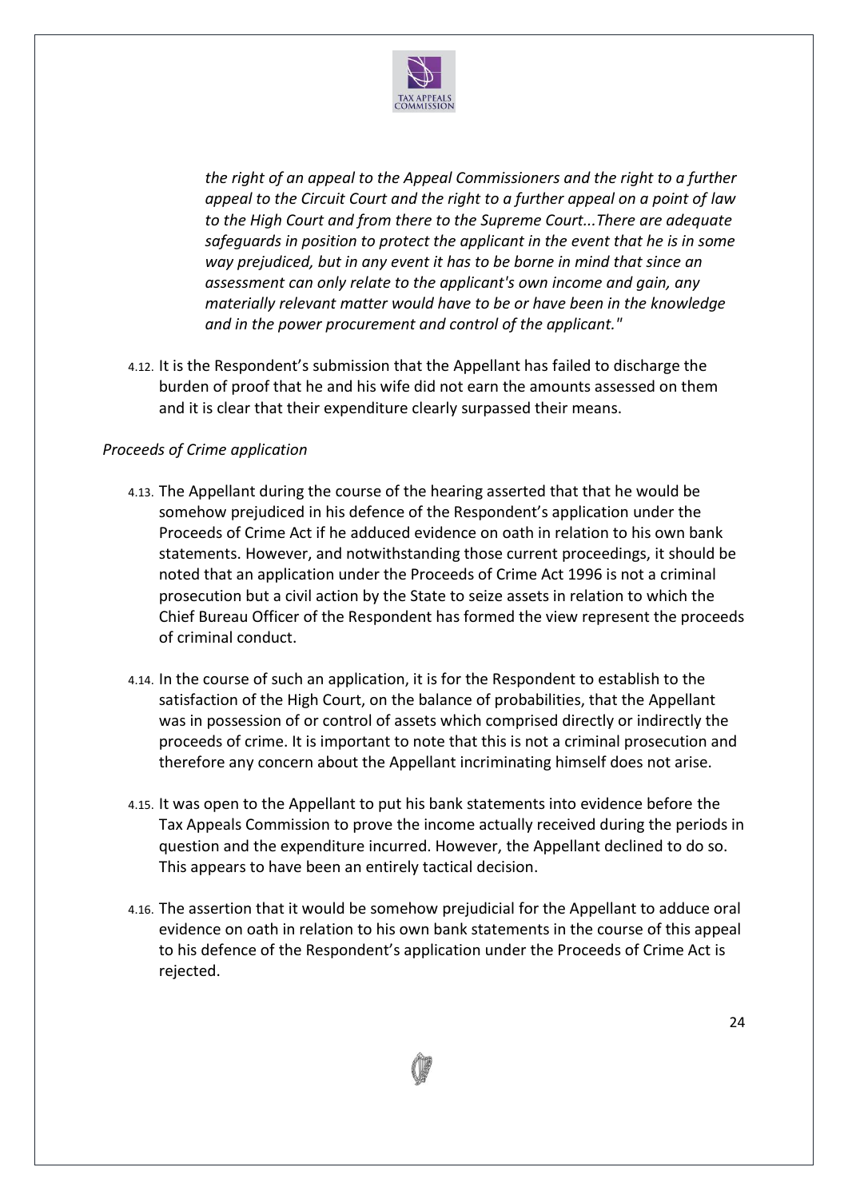*the right of an appeal to the Appeal Commissioners and the right to a further appeal to the Circuit Court and the right to a further appeal on a point of law to the High Court and from there to the Supreme Court...There are adequate safeguards in position to protect the applicant in the event that he is in some way prejudiced, but in any event it has to be borne in mind that since an assessment can only relate to the applicant's own income and gain, any materially relevant matter would have to be or have been in the knowledge and in the power procurement and control of the applicant."*

4.12. It is the Respondent's submission that the Appellant has failed to discharge the burden of proof that he and his wife did not earn the amounts assessed on them and it is clear that their expenditure clearly surpassed their means.

*Proceeds of Crime application*

4.13. The Appellant during the course of the hearing asserted that that he would be somehow prejudiced in his defence of the Respondent's application under the Proceeds of Crime Act if he adduced evidence on oath in relation to his own bank statements. However, and notwithstanding those current proceedings, it should be noted that an application under the Proceeds of Crime Act 1996 is not a criminal prosecution but a civil action by the State to seize assets in relation to which the Chief Bureau Officer of the Respondent has formed the view represent the proceeds of criminal conduct.

4.14. In the course of such an application, it is for the Respondent to establish to the satisfaction of the High Court, on the balance of probabilities, that the Appellant was in possession of or control of assets which comprised directly or indirectly the proceeds of crime. It is important to note that this is not a criminal prosecution and therefore any concern about the Appellant incriminating himself does not arise.

4.15. It was open to the Appellant to put his bank statements into evidence before the Tax Appeals Commission to prove the income actually received during the periods in question and the expenditure incurred. However, the Appellant declined to do so. This appears to have been an entirely tactical decision.

4.16. The assertion that it would be somehow prejudicial for the Appellant to adduce oral evidence on oath in relation to his own bank statements in the course of this appeal to his defence of the Respondent's application under the Proceeds of Crime Act is rejected.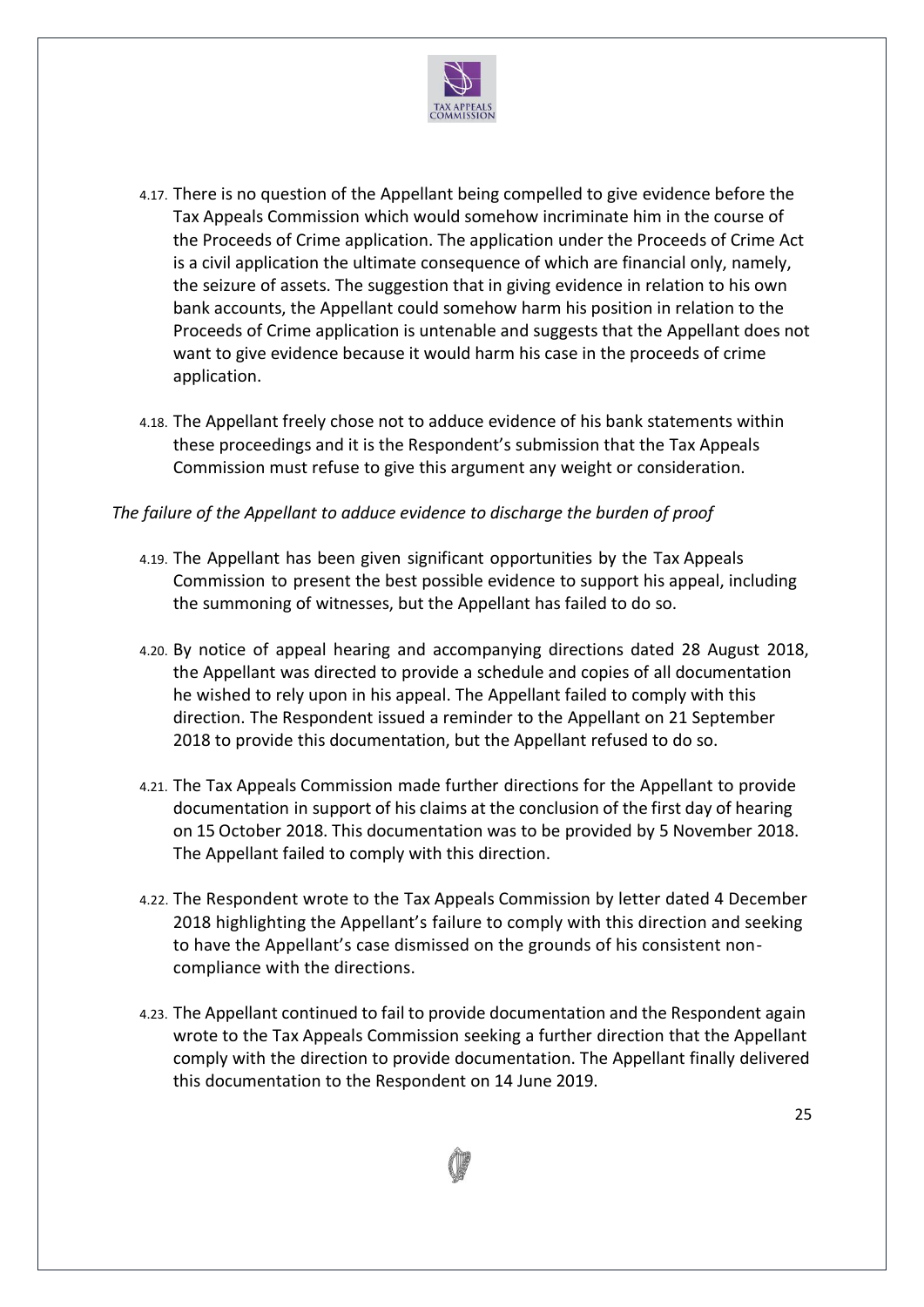4.17. There is no question of the Appellant being compelled to give evidence before the Tax Appeals Commission which would somehow incriminate him in the course of the Proceeds of Crime application. The application under the Proceeds of Crime Act is a civil application the ultimate consequence of which are financial only, namely, the seizure of assets. The suggestion that in giving evidence in relation to his own bank accounts, the Appellant could somehow harm his position in relation to the Proceeds of Crime application is untenable and suggests that the Appellant does not want to give evidence because it would harm his case in the proceeds of crime application.

4.18. The Appellant freely chose not to adduce evidence of his bank statements within these proceedings and it is the Respondent's submission that the Tax Appeals Commission must refuse to give this argument any weight or consideration.

*The failure of the Appellant to adduce evidence to discharge the burden of proof*

4.19. The Appellant has been given significant opportunities by the Tax Appeals Commission to present the best possible evidence to support his appeal, including the summoning of witnesses, but the Appellant has failed to do so.

4.20. By notice of appeal hearing and accompanying directions dated 28 August 2018, the Appellant was directed to provide a schedule and copies of all documentation he wished to rely upon in his appeal. The Appellant failed to comply with this direction. The Respondent issued a reminder to the Appellant on 21 September 2018 to provide this documentation, but the Appellant refused to do so.

4.21. The Tax Appeals Commission made further directions for the Appellant to provide documentation in support of his claims at the conclusion of the first day of hearing on 15 October 2018. This documentation was to be provided by 5 November 2018. The Appellant failed to comply with this direction.

4.22. The Respondent wrote to the Tax Appeals Commission by letter dated 4 December 2018 highlighting the Appellant's failure to comply with this direction and seeking to have the Appellant's case dismissed on the grounds of his consistent non-compliance with the directions.

4.23. The Appellant continued to fail to provide documentation and the Respondent again wrote to the Tax Appeals Commission seeking a further direction that the Appellant comply with the direction to provide documentation. The Appellant finally delivered this documentation to the Respondent on 14 June 2019.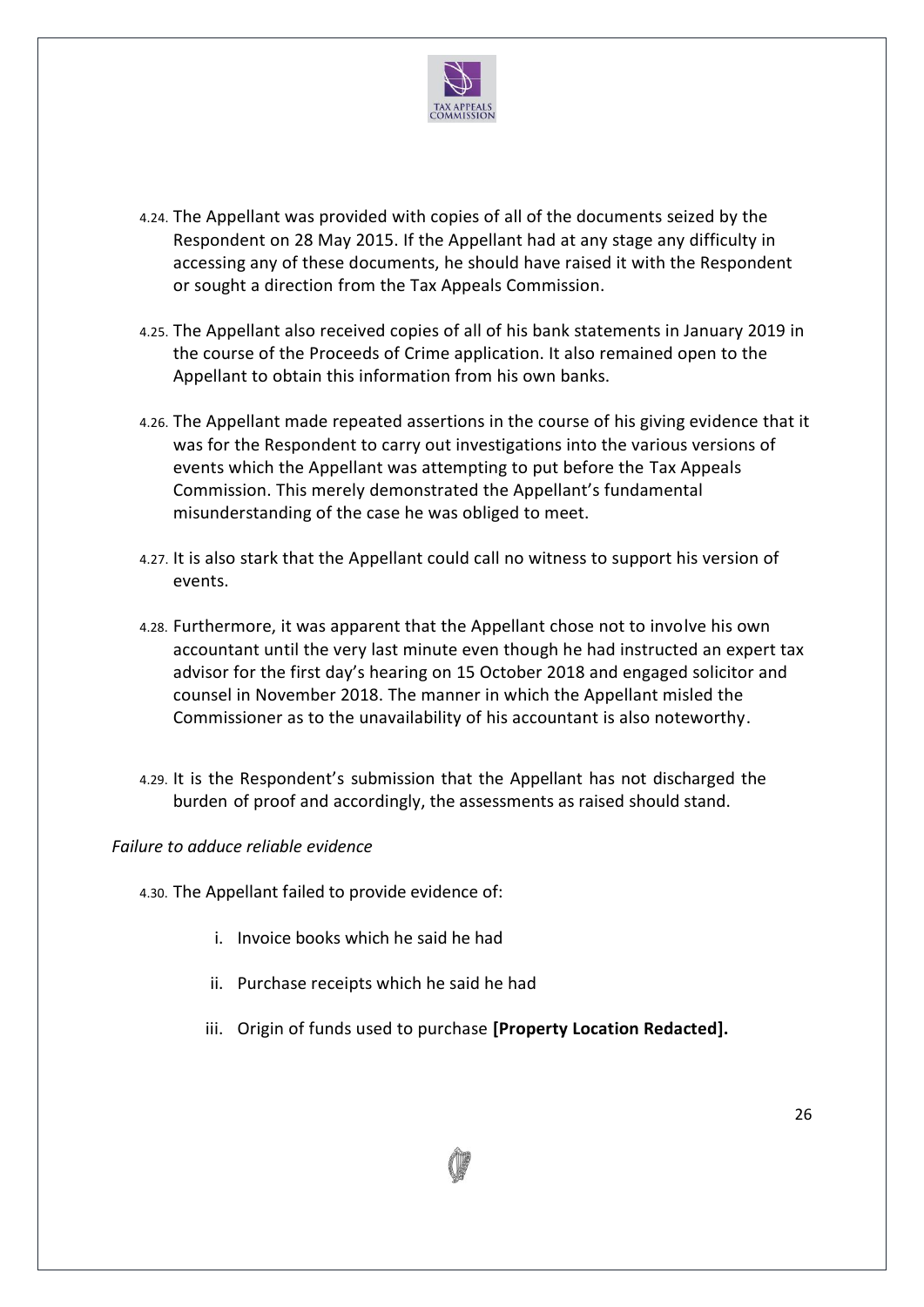4.24. The Appellant was provided with copies of all of the documents seized by the Respondent on 28 May 2015. If the Appellant had at any stage any difficulty in accessing any of these documents, he should have raised it with the Respondent or sought a direction from the Tax Appeals Commission.

4.25. The Appellant also received copies of all of his bank statements in January 2019 in the course of the Proceeds of Crime application. It also remained open to the Appellant to obtain this information from his own banks.

4.26. The Appellant made repeated assertions in the course of his giving evidence that it was for the Respondent to carry out investigations into the various versions of events which the Appellant was attempting to put before the Tax Appeals Commission. This merely demonstrated the Appellant's fundamental misunderstanding of the case he was obliged to meet.

4.27. It is also stark that the Appellant could call no witness to support his version of events.

4.28. Furthermore, it was apparent that the Appellant chose not to involve his own accountant until the very last minute even though he had instructed an expert tax advisor for the first day's hearing on 15 October 2018 and engaged solicitor and counsel in November 2018. The manner in which the Appellant misled the Commissioner as to the unavailability of his accountant is also noteworthy.

4.29. It is the Respondent's submission that the Appellant has not discharged the burden of proof and accordingly, the assessments as raised should stand.

*Failure to adduce reliable evidence*

4.30. The Appellant failed to provide evidence of:

i. Invoice books which he said he had

ii. Purchase receipts which he said he had

iii. Origin of funds used to purchase **[Property Location Redacted].**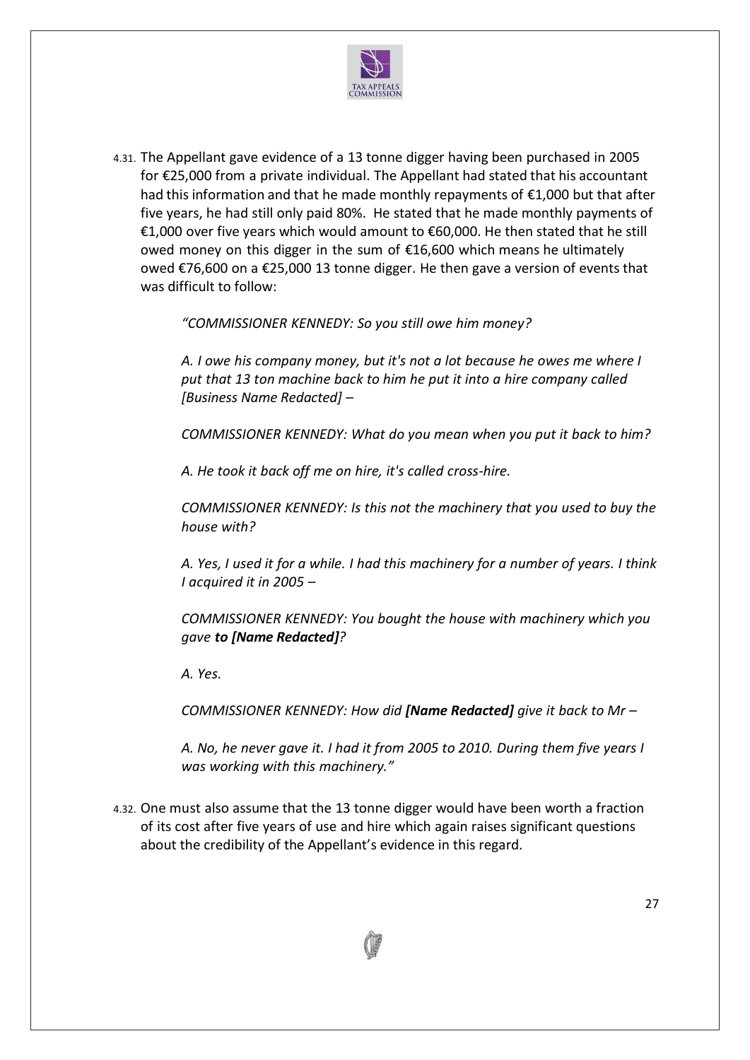4.31. The Appellant gave evidence of a 13 tonne digger having been purchased in 2005 for €25,000 from a private individual. The Appellant had stated that his accountant had this information and that he made monthly repayments of €1,000 but that after five years, he had still only paid 80%. He stated that he made monthly payments of €1,000 over five years which would amount to €60,000. He then stated that he still owed money on this digger in the sum of €16,600 which means he ultimately owed €76,600 on a €25,000 13 tonne digger. He then gave a version of events that was difficult to follow:

> *"COMMISSIONER KENNEDY: So you still owe him money?*
>
> *A. I owe his company money, but it's not a lot because he owes me where I put that 13 ton machine back to him he put it into a hire company called [Business Name Redacted] –*
>
> *COMMISSIONER KENNEDY: What do you mean when you put it back to him?*
>
> *A. He took it back off me on hire, it's called cross-hire.*
>
> *COMMISSIONER KENNEDY: Is this not the machinery that you used to buy the house with?*
>
> *A. Yes, I used it for a while. I had this machinery for a number of years. I think I acquired it in 2005 –*
>
> *COMMISSIONER KENNEDY: You bought the house with machinery which you gave* ***to [Name Redacted]****?*
>
> *A. Yes.*
>
> *COMMISSIONER KENNEDY: How did* ***[Name Redacted]*** *give it back to Mr –*
>
> *A. No, he never gave it. I had it from 2005 to 2010. During them five years I was working with this machinery."*

4.32. One must also assume that the 13 tonne digger would have been worth a fraction of its cost after five years of use and hire which again raises significant questions about the credibility of the Appellant's evidence in this regard.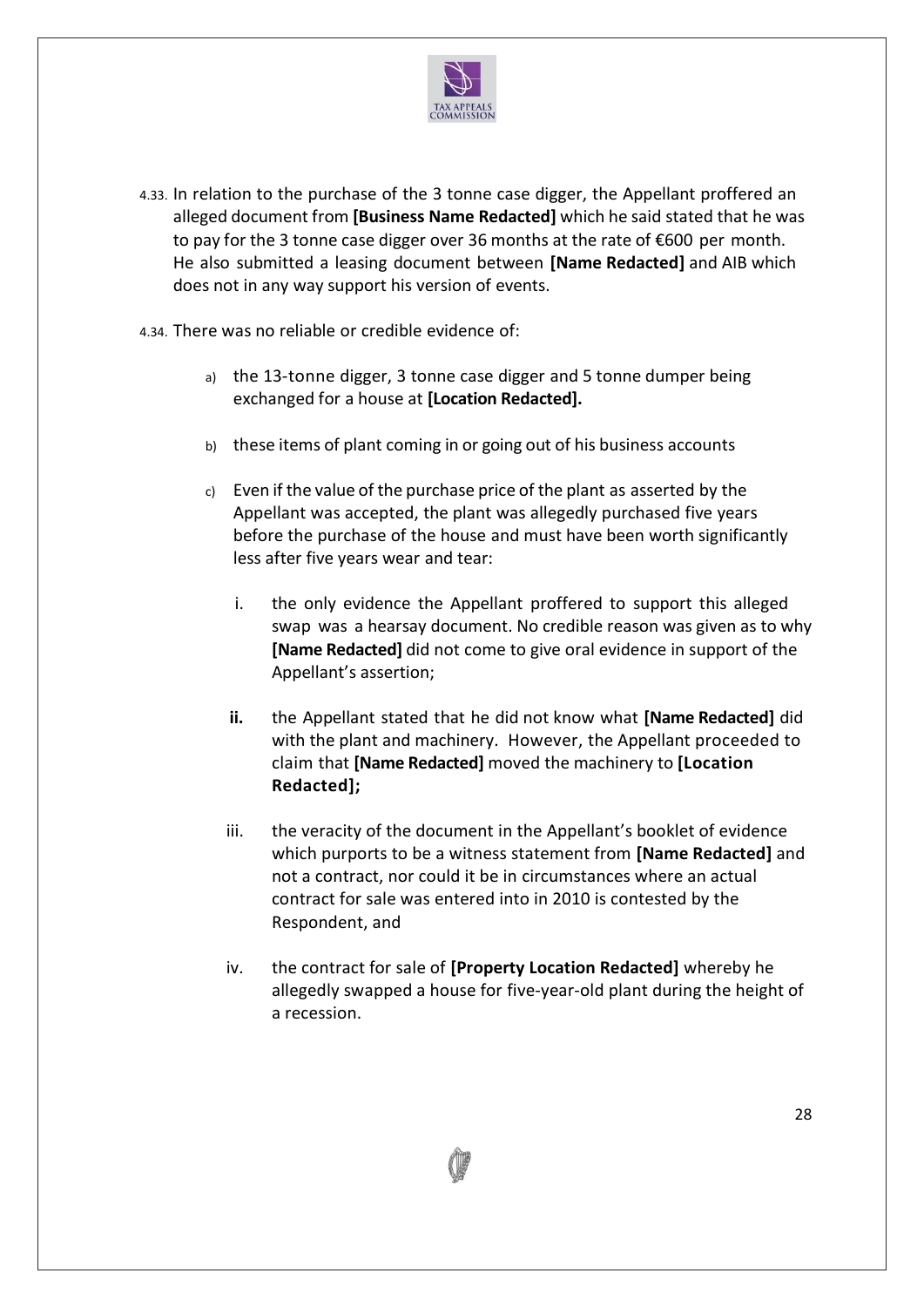4.33. In relation to the purchase of the 3 tonne case digger, the Appellant proffered an alleged document from **[Business Name Redacted]** which he said stated that he was to pay for the 3 tonne case digger over 36 months at the rate of €600 per month. He also submitted a leasing document between **[Name Redacted]** and AIB which does not in any way support his version of events.

4.34. There was no reliable or credible evidence of:

a) the 13-tonne digger, 3 tonne case digger and 5 tonne dumper being exchanged for a house at **[Location Redacted].**

b) these items of plant coming in or going out of his business accounts

c) Even if the value of the purchase price of the plant as asserted by the Appellant was accepted, the plant was allegedly purchased five years before the purchase of the house and must have been worth significantly less after five years wear and tear:

   i. the only evidence the Appellant proffered to support this alleged swap was a hearsay document. No credible reason was given as to why **[Name Redacted]** did not come to give oral evidence in support of the Appellant's assertion;

   **ii.** the Appellant stated that he did not know what **[Name Redacted]** did with the plant and machinery. However, the Appellant proceeded to claim that **[Name Redacted]** moved the machinery to **[Location Redacted];**

   iii. the veracity of the document in the Appellant's booklet of evidence which purports to be a witness statement from **[Name Redacted]** and not a contract, nor could it be in circumstances where an actual contract for sale was entered into in 2010 is contested by the Respondent, and

   iv. the contract for sale of **[Property Location Redacted]** whereby he allegedly swapped a house for five-year-old plant during the height of a recession.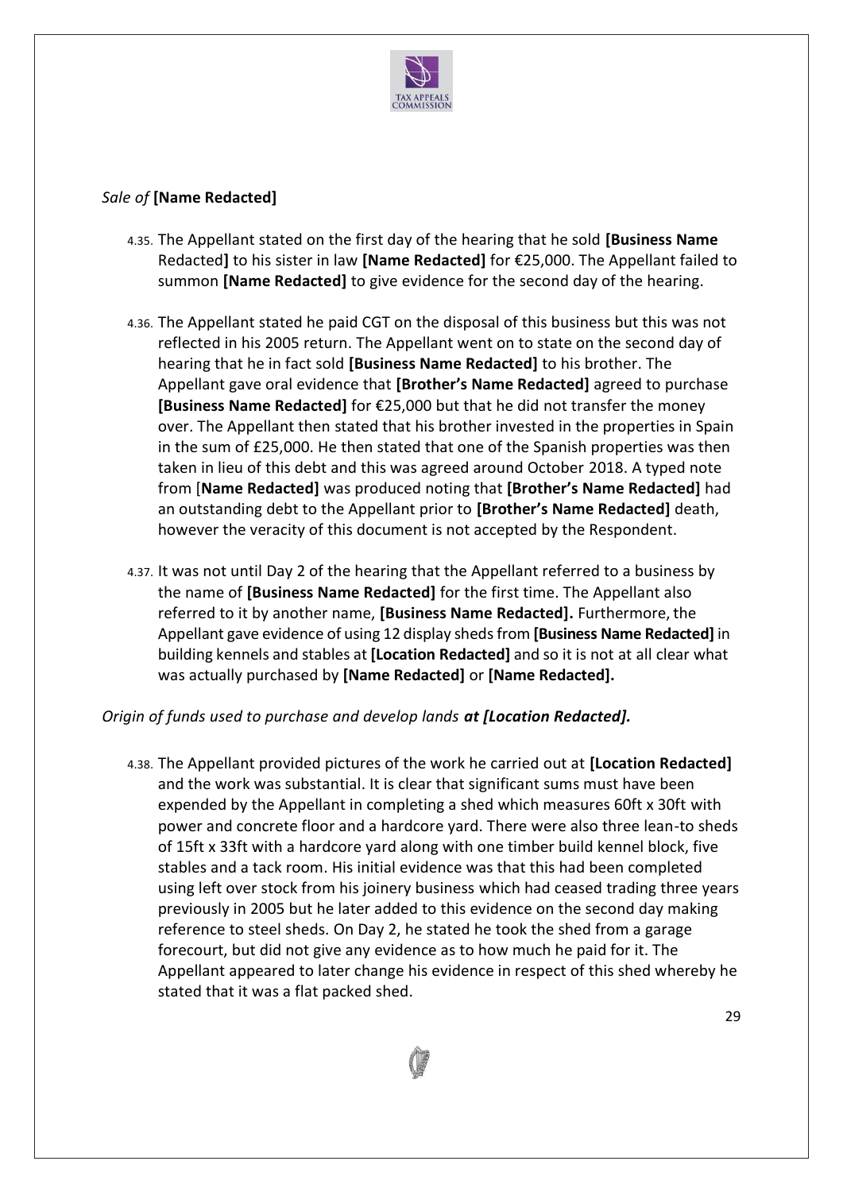*Sale of* **[Name Redacted]**

4.35. The Appellant stated on the first day of the hearing that he sold **[Business Name** Redacted**]** to his sister in law **[Name Redacted]** for €25,000. The Appellant failed to summon **[Name Redacted]** to give evidence for the second day of the hearing.

4.36. The Appellant stated he paid CGT on the disposal of this business but this was not reflected in his 2005 return. The Appellant went on to state on the second day of hearing that he in fact sold **[Business Name Redacted]** to his brother. The Appellant gave oral evidence that **[Brother's Name Redacted]** agreed to purchase **[Business Name Redacted]** for €25,000 but that he did not transfer the money over. The Appellant then stated that his brother invested in the properties in Spain in the sum of £25,000. He then stated that one of the Spanish properties was then taken in lieu of this debt and this was agreed around October 2018. A typed note from [**Name Redacted]** was produced noting that **[Brother's Name Redacted]** had an outstanding debt to the Appellant prior to **[Brother's Name Redacted]** death, however the veracity of this document is not accepted by the Respondent.

4.37. It was not until Day 2 of the hearing that the Appellant referred to a business by the name of **[Business Name Redacted]** for the first time. The Appellant also referred to it by another name, **[Business Name Redacted].** Furthermore, the Appellant gave evidence of using 12 display sheds from **[Business Name Redacted]** in building kennels and stables at **[Location Redacted]** and so it is not at all clear what was actually purchased by **[Name Redacted]** or **[Name Redacted].**

*Origin of funds used to purchase and develop lands* ***at [Location Redacted].***

4.38. The Appellant provided pictures of the work he carried out at **[Location Redacted]** and the work was substantial. It is clear that significant sums must have been expended by the Appellant in completing a shed which measures 60ft x 30ft with power and concrete floor and a hardcore yard. There were also three lean-to sheds of 15ft x 33ft with a hardcore yard along with one timber build kennel block, five stables and a tack room. His initial evidence was that this had been completed using left over stock from his joinery business which had ceased trading three years previously in 2005 but he later added to this evidence on the second day making reference to steel sheds. On Day 2, he stated he took the shed from a garage forecourt, but did not give any evidence as to how much he paid for it. The Appellant appeared to later change his evidence in respect of this shed whereby he stated that it was a flat packed shed.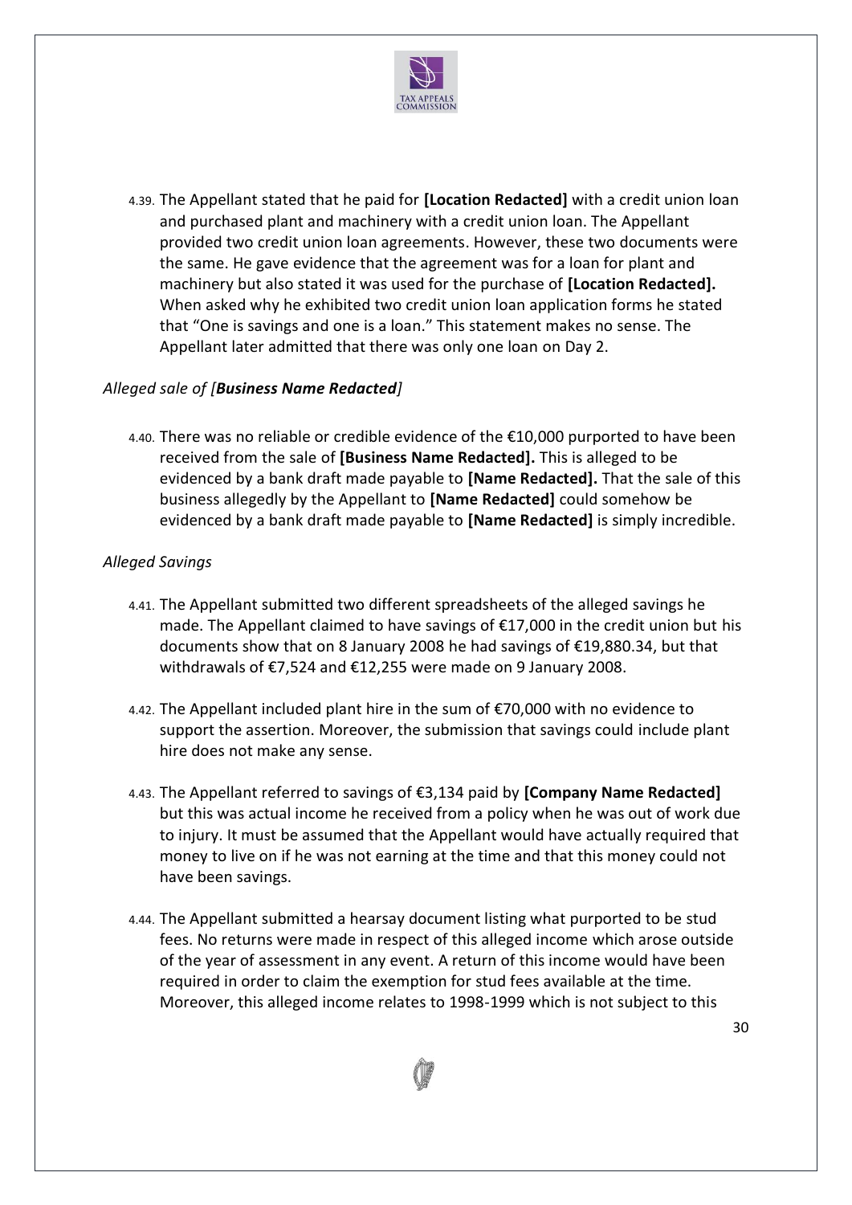4.39. The Appellant stated that he paid for **[Location Redacted]** with a credit union loan and purchased plant and machinery with a credit union loan. The Appellant provided two credit union loan agreements. However, these two documents were the same. He gave evidence that the agreement was for a loan for plant and machinery but also stated it was used for the purchase of **[Location Redacted].** When asked why he exhibited two credit union loan application forms he stated that "One is savings and one is a loan." This statement makes no sense. The Appellant later admitted that there was only one loan on Day 2.

*Alleged sale of [**Business Name Redacted**]*

4.40. There was no reliable or credible evidence of the €10,000 purported to have been received from the sale of **[Business Name Redacted].** This is alleged to be evidenced by a bank draft made payable to **[Name Redacted].** That the sale of this business allegedly by the Appellant to **[Name Redacted]** could somehow be evidenced by a bank draft made payable to **[Name Redacted]** is simply incredible.

*Alleged Savings*

4.41. The Appellant submitted two different spreadsheets of the alleged savings he made. The Appellant claimed to have savings of €17,000 in the credit union but his documents show that on 8 January 2008 he had savings of €19,880.34, but that withdrawals of €7,524 and €12,255 were made on 9 January 2008.

4.42. The Appellant included plant hire in the sum of €70,000 with no evidence to support the assertion. Moreover, the submission that savings could include plant hire does not make any sense.

4.43. The Appellant referred to savings of €3,134 paid by **[Company Name Redacted]** but this was actual income he received from a policy when he was out of work due to injury. It must be assumed that the Appellant would have actually required that money to live on if he was not earning at the time and that this money could not have been savings.

4.44. The Appellant submitted a hearsay document listing what purported to be stud fees. No returns were made in respect of this alleged income which arose outside of the year of assessment in any event. A return of this income would have been required in order to claim the exemption for stud fees available at the time. Moreover, this alleged income relates to 1998-1999 which is not subject to this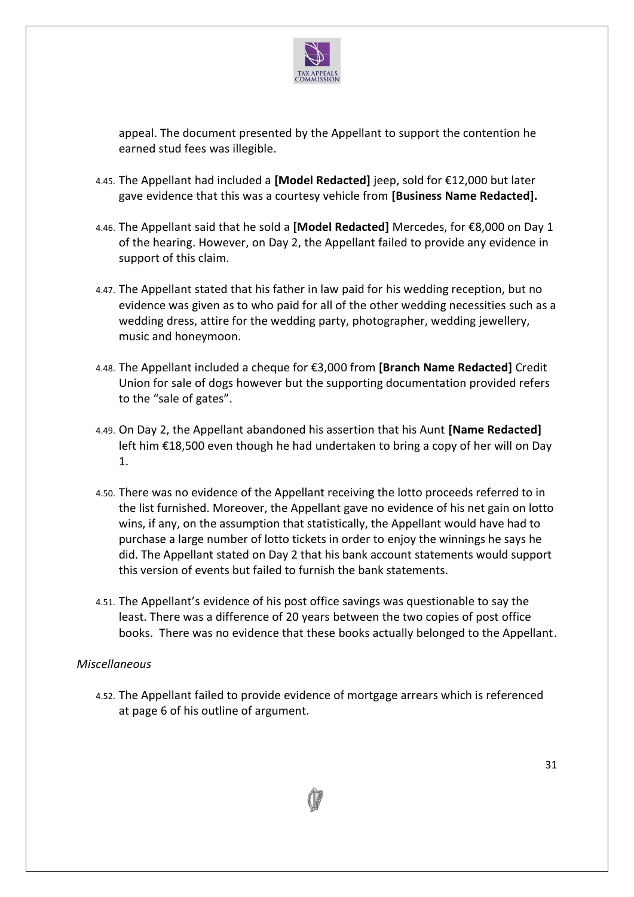appeal. The document presented by the Appellant to support the contention he earned stud fees was illegible.

4.45. The Appellant had included a **[Model Redacted]** jeep, sold for €12,000 but later gave evidence that this was a courtesy vehicle from **[Business Name Redacted].**

4.46. The Appellant said that he sold a **[Model Redacted]** Mercedes, for €8,000 on Day 1 of the hearing. However, on Day 2, the Appellant failed to provide any evidence in support of this claim.

4.47. The Appellant stated that his father in law paid for his wedding reception, but no evidence was given as to who paid for all of the other wedding necessities such as a wedding dress, attire for the wedding party, photographer, wedding jewellery, music and honeymoon.

4.48. The Appellant included a cheque for €3,000 from **[Branch Name Redacted]** Credit Union for sale of dogs however but the supporting documentation provided refers to the "sale of gates".

4.49. On Day 2, the Appellant abandoned his assertion that his Aunt **[Name Redacted]** left him €18,500 even though he had undertaken to bring a copy of her will on Day 1.

4.50. There was no evidence of the Appellant receiving the lotto proceeds referred to in the list furnished. Moreover, the Appellant gave no evidence of his net gain on lotto wins, if any, on the assumption that statistically, the Appellant would have had to purchase a large number of lotto tickets in order to enjoy the winnings he says he did. The Appellant stated on Day 2 that his bank account statements would support this version of events but failed to furnish the bank statements.

4.51. The Appellant's evidence of his post office savings was questionable to say the least. There was a difference of 20 years between the two copies of post office books. There was no evidence that these books actually belonged to the Appellant.

*Miscellaneous*

4.52. The Appellant failed to provide evidence of mortgage arrears which is referenced at page 6 of his outline of argument.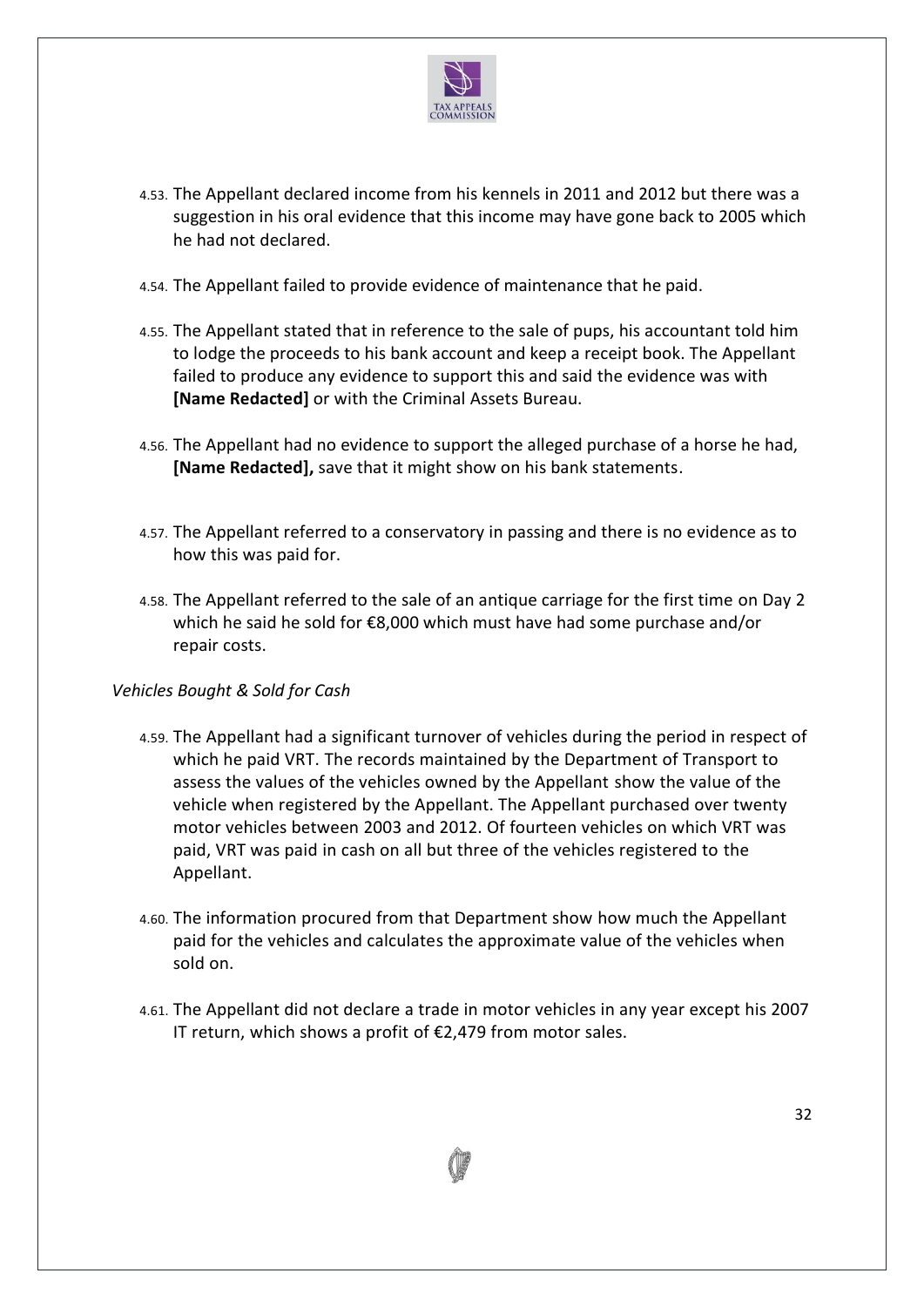4.53. The Appellant declared income from his kennels in 2011 and 2012 but there was a suggestion in his oral evidence that this income may have gone back to 2005 which he had not declared.

4.54. The Appellant failed to provide evidence of maintenance that he paid.

4.55. The Appellant stated that in reference to the sale of pups, his accountant told him to lodge the proceeds to his bank account and keep a receipt book. The Appellant failed to produce any evidence to support this and said the evidence was with **[Name Redacted]** or with the Criminal Assets Bureau.

4.56. The Appellant had no evidence to support the alleged purchase of a horse he had, **[Name Redacted],** save that it might show on his bank statements.

4.57. The Appellant referred to a conservatory in passing and there is no evidence as to how this was paid for.

4.58. The Appellant referred to the sale of an antique carriage for the first time on Day 2 which he said he sold for €8,000 which must have had some purchase and/or repair costs.

*Vehicles Bought & Sold for Cash*

4.59. The Appellant had a significant turnover of vehicles during the period in respect of which he paid VRT. The records maintained by the Department of Transport to assess the values of the vehicles owned by the Appellant show the value of the vehicle when registered by the Appellant. The Appellant purchased over twenty motor vehicles between 2003 and 2012. Of fourteen vehicles on which VRT was paid, VRT was paid in cash on all but three of the vehicles registered to the Appellant.

4.60. The information procured from that Department show how much the Appellant paid for the vehicles and calculates the approximate value of the vehicles when sold on.

4.61. The Appellant did not declare a trade in motor vehicles in any year except his 2007 IT return, which shows a profit of €2,479 from motor sales.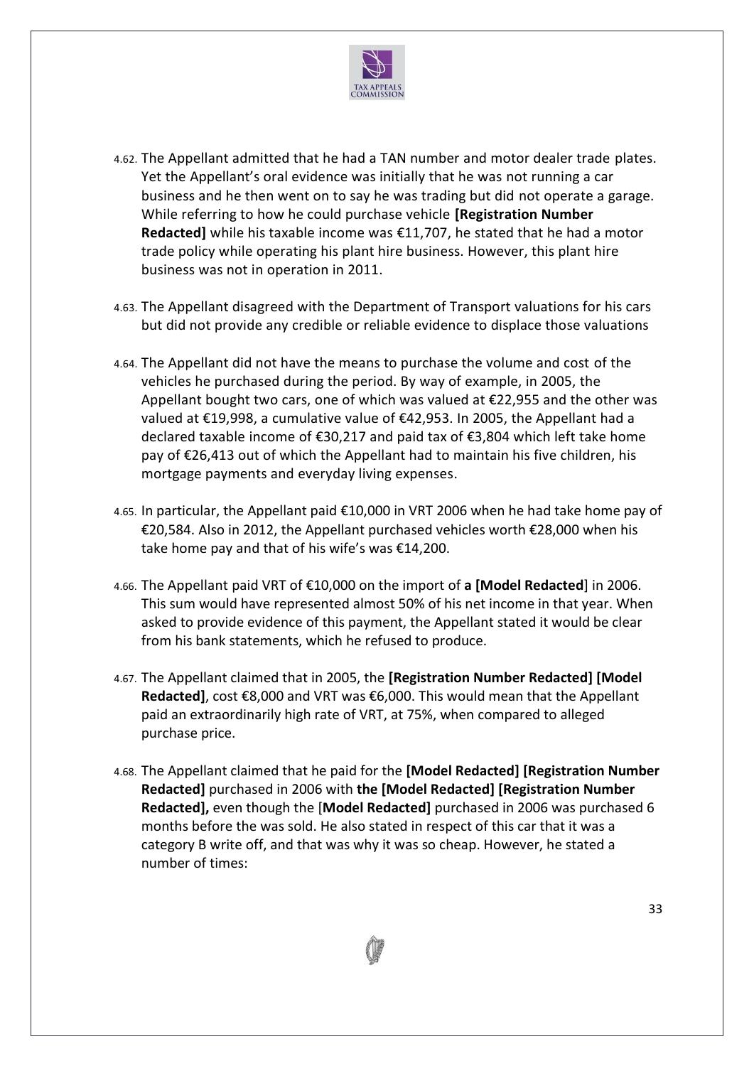4.62. The Appellant admitted that he had a TAN number and motor dealer trade plates. Yet the Appellant's oral evidence was initially that he was not running a car business and he then went on to say he was trading but did not operate a garage. While referring to how he could purchase vehicle **[Registration Number Redacted]** while his taxable income was €11,707, he stated that he had a motor trade policy while operating his plant hire business. However, this plant hire business was not in operation in 2011.

4.63. The Appellant disagreed with the Department of Transport valuations for his cars but did not provide any credible or reliable evidence to displace those valuations

4.64. The Appellant did not have the means to purchase the volume and cost of the vehicles he purchased during the period. By way of example, in 2005, the Appellant bought two cars, one of which was valued at €22,955 and the other was valued at €19,998, a cumulative value of €42,953. In 2005, the Appellant had a declared taxable income of €30,217 and paid tax of €3,804 which left take home pay of €26,413 out of which the Appellant had to maintain his five children, his mortgage payments and everyday living expenses.

4.65. In particular, the Appellant paid €10,000 in VRT 2006 when he had take home pay of €20,584. Also in 2012, the Appellant purchased vehicles worth €28,000 when his take home pay and that of his wife's was €14,200.

4.66. The Appellant paid VRT of €10,000 on the import of **a [Model Redacted**] in 2006. This sum would have represented almost 50% of his net income in that year. When asked to provide evidence of this payment, the Appellant stated it would be clear from his bank statements, which he refused to produce.

4.67. The Appellant claimed that in 2005, the **[Registration Number Redacted] [Model Redacted]**, cost €8,000 and VRT was €6,000. This would mean that the Appellant paid an extraordinarily high rate of VRT, at 75%, when compared to alleged purchase price.

4.68. The Appellant claimed that he paid for the **[Model Redacted] [Registration Number Redacted]** purchased in 2006 with **the [Model Redacted] [Registration Number Redacted],** even though the [**Model Redacted]** purchased in 2006 was purchased 6 months before the was sold. He also stated in respect of this car that it was a category B write off, and that was why it was so cheap. However, he stated a number of times: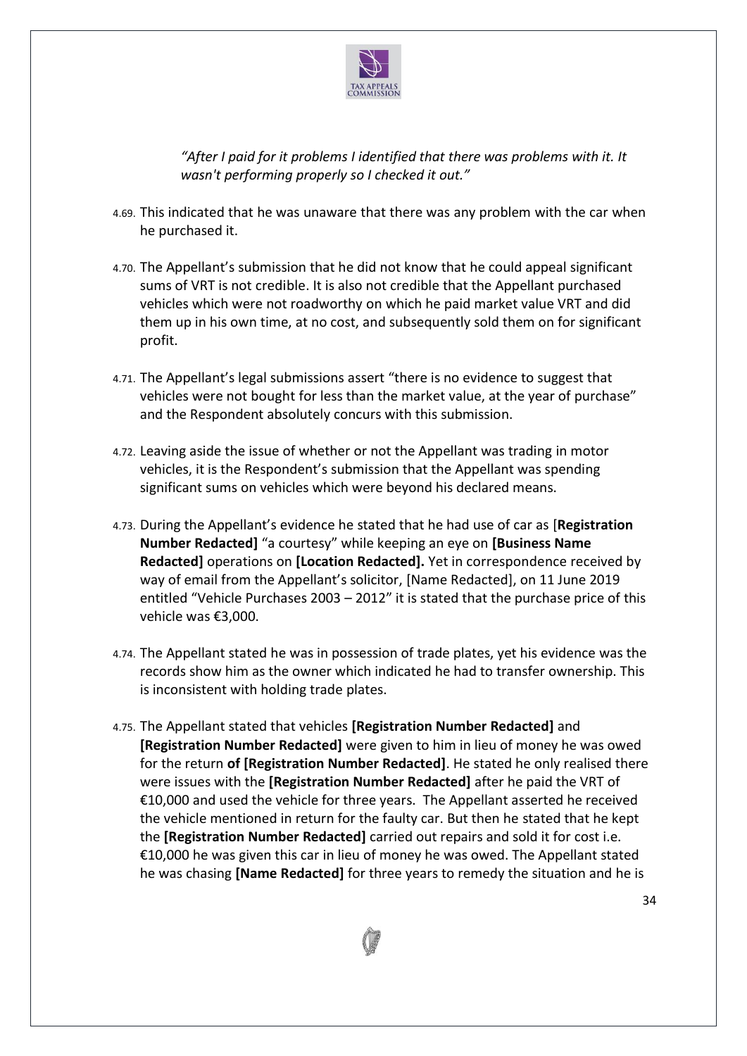*"After I paid for it problems I identified that there was problems with it. It wasn't performing properly so I checked it out."*

4.69. This indicated that he was unaware that there was any problem with the car when he purchased it.

4.70. The Appellant's submission that he did not know that he could appeal significant sums of VRT is not credible. It is also not credible that the Appellant purchased vehicles which were not roadworthy on which he paid market value VRT and did them up in his own time, at no cost, and subsequently sold them on for significant profit.

4.71. The Appellant's legal submissions assert "there is no evidence to suggest that vehicles were not bought for less than the market value, at the year of purchase" and the Respondent absolutely concurs with this submission.

4.72. Leaving aside the issue of whether or not the Appellant was trading in motor vehicles, it is the Respondent's submission that the Appellant was spending significant sums on vehicles which were beyond his declared means.

4.73. During the Appellant's evidence he stated that he had use of car as [**Registration Number Redacted]** "a courtesy" while keeping an eye on **[Business Name Redacted]** operations on **[Location Redacted].** Yet in correspondence received by way of email from the Appellant's solicitor, [Name Redacted], on 11 June 2019 entitled "Vehicle Purchases 2003 – 2012" it is stated that the purchase price of this vehicle was €3,000.

4.74. The Appellant stated he was in possession of trade plates, yet his evidence was the records show him as the owner which indicated he had to transfer ownership. This is inconsistent with holding trade plates.

4.75. The Appellant stated that vehicles **[Registration Number Redacted]** and **[Registration Number Redacted]** were given to him in lieu of money he was owed for the return **of [Registration Number Redacted]**. He stated he only realised there were issues with the **[Registration Number Redacted]** after he paid the VRT of €10,000 and used the vehicle for three years. The Appellant asserted he received the vehicle mentioned in return for the faulty car. But then he stated that he kept the **[Registration Number Redacted]** carried out repairs and sold it for cost i.e. €10,000 he was given this car in lieu of money he was owed. The Appellant stated he was chasing **[Name Redacted]** for three years to remedy the situation and he is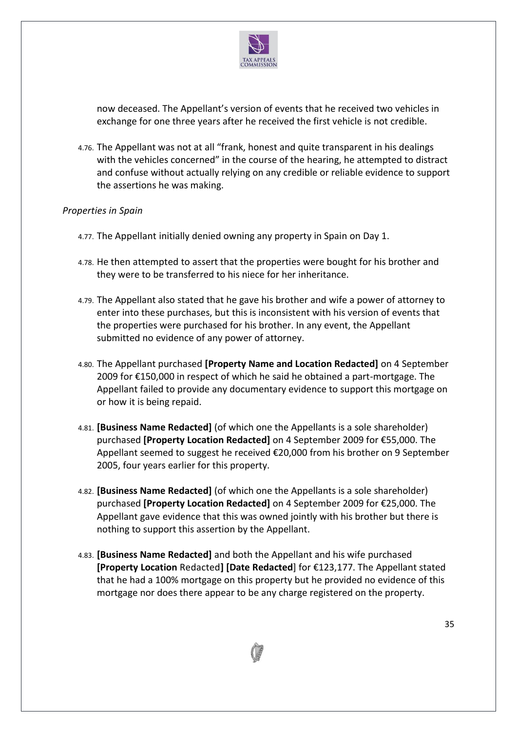now deceased. The Appellant's version of events that he received two vehicles in exchange for one three years after he received the first vehicle is not credible.

4.76. The Appellant was not at all "frank, honest and quite transparent in his dealings with the vehicles concerned" in the course of the hearing, he attempted to distract and confuse without actually relying on any credible or reliable evidence to support the assertions he was making.

*Properties in Spain*

4.77. The Appellant initially denied owning any property in Spain on Day 1.

4.78. He then attempted to assert that the properties were bought for his brother and they were to be transferred to his niece for her inheritance.

4.79. The Appellant also stated that he gave his brother and wife a power of attorney to enter into these purchases, but this is inconsistent with his version of events that the properties were purchased for his brother. In any event, the Appellant submitted no evidence of any power of attorney.

4.80. The Appellant purchased **[Property Name and Location Redacted]** on 4 September 2009 for €150,000 in respect of which he said he obtained a part-mortgage. The Appellant failed to provide any documentary evidence to support this mortgage on or how it is being repaid.

4.81. **[Business Name Redacted]** (of which one the Appellants is a sole shareholder) purchased **[Property Location Redacted]** on 4 September 2009 for €55,000. The Appellant seemed to suggest he received €20,000 from his brother on 9 September 2005, four years earlier for this property.

4.82. **[Business Name Redacted]** (of which one the Appellants is a sole shareholder) purchased **[Property Location Redacted]** on 4 September 2009 for €25,000. The Appellant gave evidence that this was owned jointly with his brother but there is nothing to support this assertion by the Appellant.

4.83. **[Business Name Redacted]** and both the Appellant and his wife purchased **[Property Location** Redacted**] [Date Redacted**] for €123,177. The Appellant stated that he had a 100% mortgage on this property but he provided no evidence of this mortgage nor does there appear to be any charge registered on the property.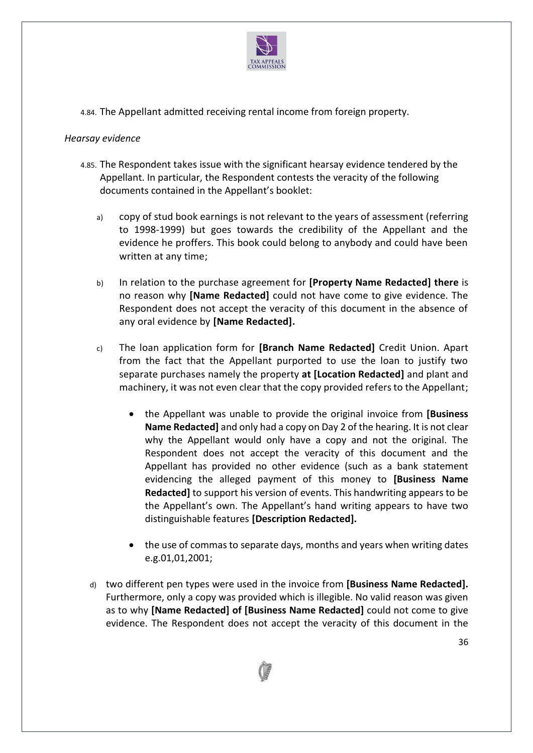4.84. The Appellant admitted receiving rental income from foreign property.

*Hearsay evidence*

4.85. The Respondent takes issue with the significant hearsay evidence tendered by the Appellant. In particular, the Respondent contests the veracity of the following documents contained in the Appellant's booklet:

a) copy of stud book earnings is not relevant to the years of assessment (referring to 1998-1999) but goes towards the credibility of the Appellant and the evidence he proffers. This book could belong to anybody and could have been written at any time;

b) In relation to the purchase agreement for **[Property Name Redacted] there** is no reason why **[Name Redacted]** could not have come to give evidence. The Respondent does not accept the veracity of this document in the absence of any oral evidence by **[Name Redacted].**

c) The loan application form for **[Branch Name Redacted]** Credit Union. Apart from the fact that the Appellant purported to use the loan to justify two separate purchases namely the property **at [Location Redacted]** and plant and machinery, it was not even clear that the copy provided refers to the Appellant;

- the Appellant was unable to provide the original invoice from **[Business Name Redacted]** and only had a copy on Day 2 of the hearing. It is not clear why the Appellant would only have a copy and not the original. The Respondent does not accept the veracity of this document and the Appellant has provided no other evidence (such as a bank statement evidencing the alleged payment of this money to **[Business Name Redacted]** to support his version of events. This handwriting appears to be the Appellant's own. The Appellant's hand writing appears to have two distinguishable features **[Description Redacted].**

- the use of commas to separate days, months and years when writing dates e.g.01,01,2001;

d) two different pen types were used in the invoice from **[Business Name Redacted].** Furthermore, only a copy was provided which is illegible. No valid reason was given as to why **[Name Redacted] of [Business Name Redacted]** could not come to give evidence. The Respondent does not accept the veracity of this document in the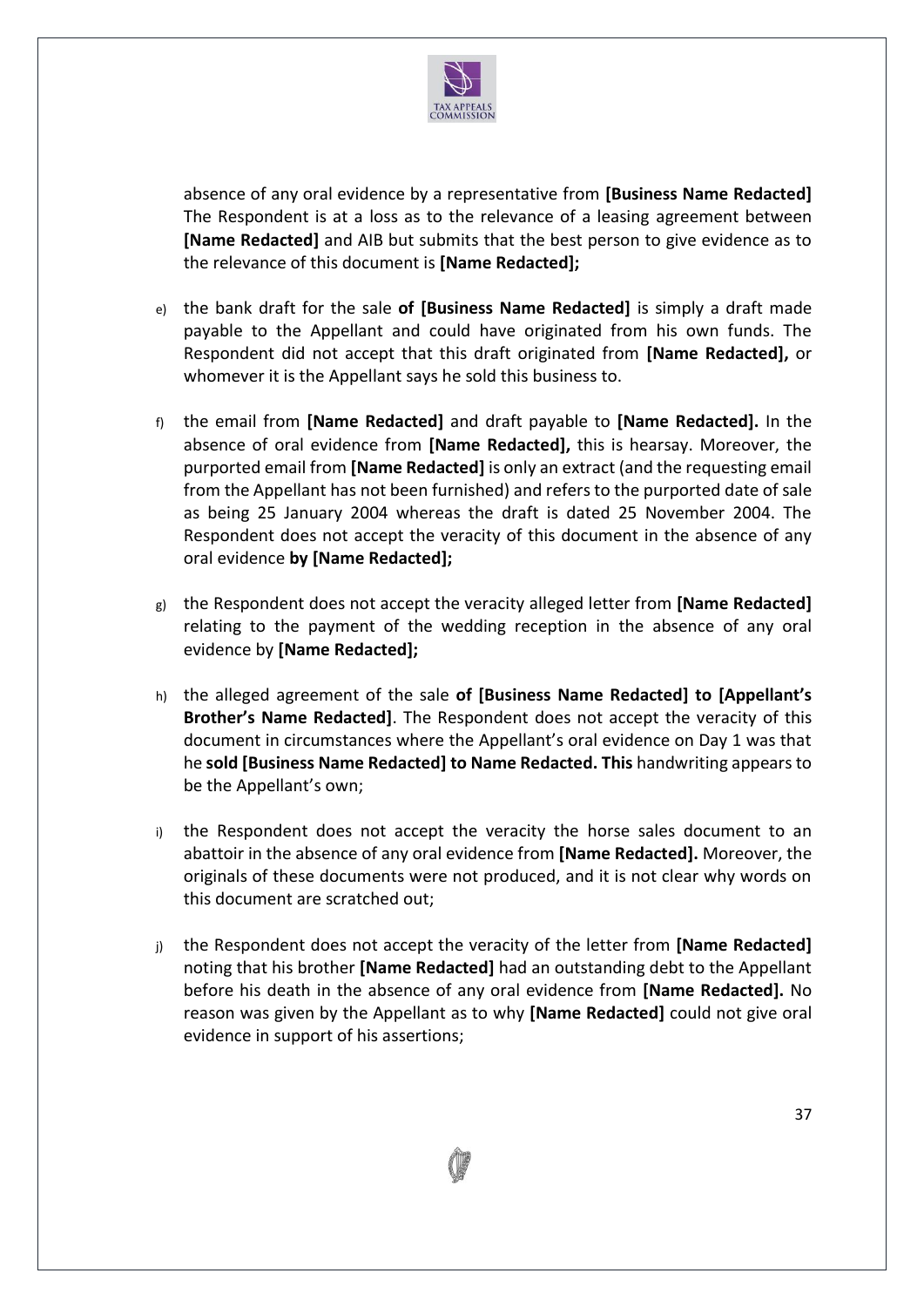absence of any oral evidence by a representative from **[Business Name Redacted]** The Respondent is at a loss as to the relevance of a leasing agreement between **[Name Redacted]** and AIB but submits that the best person to give evidence as to the relevance of this document is **[Name Redacted];**

e) the bank draft for the sale **of [Business Name Redacted]** is simply a draft made payable to the Appellant and could have originated from his own funds. The Respondent did not accept that this draft originated from **[Name Redacted],** or whomever it is the Appellant says he sold this business to.

f) the email from **[Name Redacted]** and draft payable to **[Name Redacted].** In the absence of oral evidence from **[Name Redacted],** this is hearsay. Moreover, the purported email from **[Name Redacted]** is only an extract (and the requesting email from the Appellant has not been furnished) and refers to the purported date of sale as being 25 January 2004 whereas the draft is dated 25 November 2004. The Respondent does not accept the veracity of this document in the absence of any oral evidence **by [Name Redacted];**

g) the Respondent does not accept the veracity alleged letter from **[Name Redacted]** relating to the payment of the wedding reception in the absence of any oral evidence by **[Name Redacted];**

h) the alleged agreement of the sale **of [Business Name Redacted] to [Appellant's Brother's Name Redacted]**. The Respondent does not accept the veracity of this document in circumstances where the Appellant's oral evidence on Day 1 was that he **sold [Business Name Redacted] to Name Redacted. This** handwriting appears to be the Appellant's own;

i) the Respondent does not accept the veracity the horse sales document to an abattoir in the absence of any oral evidence from **[Name Redacted].** Moreover, the originals of these documents were not produced, and it is not clear why words on this document are scratched out;

j) the Respondent does not accept the veracity of the letter from **[Name Redacted]** noting that his brother **[Name Redacted]** had an outstanding debt to the Appellant before his death in the absence of any oral evidence from **[Name Redacted].** No reason was given by the Appellant as to why **[Name Redacted]** could not give oral evidence in support of his assertions;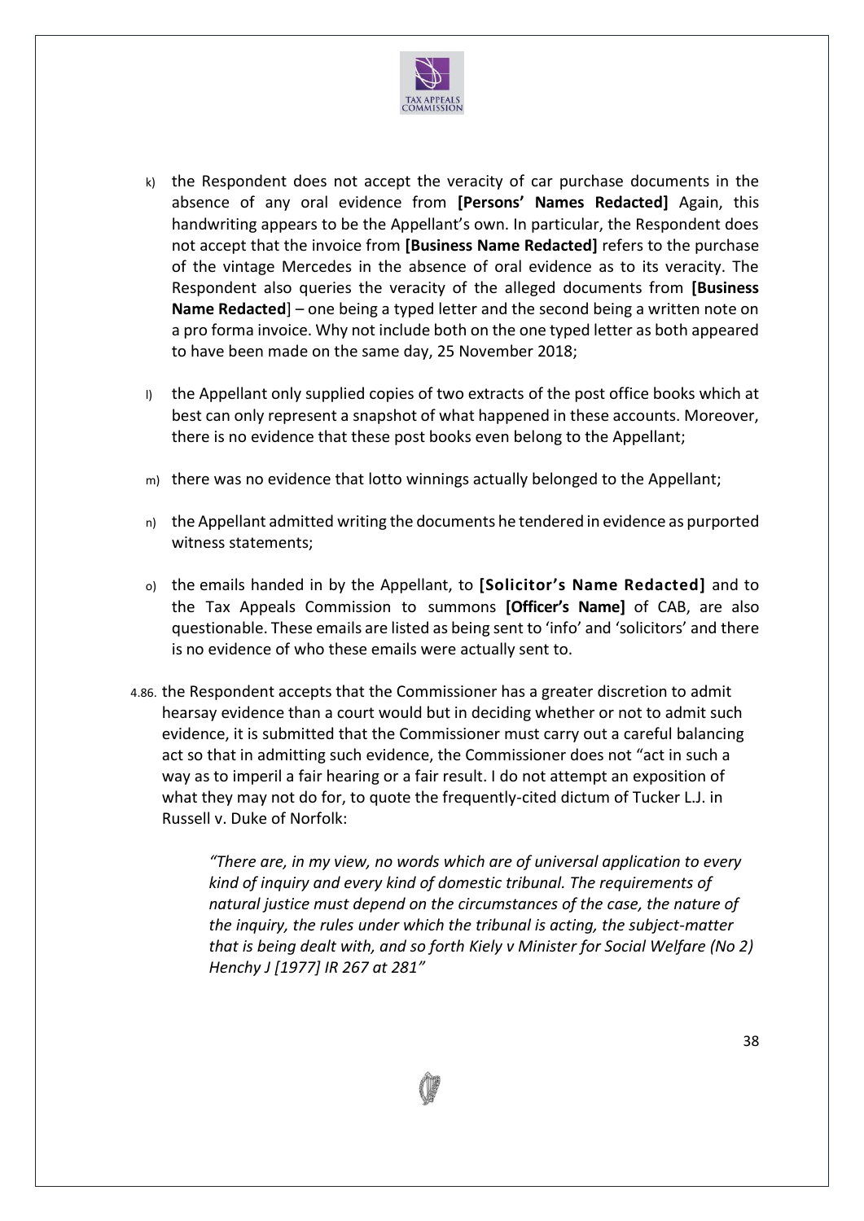k) the Respondent does not accept the veracity of car purchase documents in the absence of any oral evidence from **[Persons' Names Redacted]** Again, this handwriting appears to be the Appellant's own. In particular, the Respondent does not accept that the invoice from **[Business Name Redacted]** refers to the purchase of the vintage Mercedes in the absence of oral evidence as to its veracity. The Respondent also queries the veracity of the alleged documents from **[Business Name Redacted**] – one being a typed letter and the second being a written note on a pro forma invoice. Why not include both on the one typed letter as both appeared to have been made on the same day, 25 November 2018;

l) the Appellant only supplied copies of two extracts of the post office books which at best can only represent a snapshot of what happened in these accounts. Moreover, there is no evidence that these post books even belong to the Appellant;

m) there was no evidence that lotto winnings actually belonged to the Appellant;

n) the Appellant admitted writing the documents he tendered in evidence as purported witness statements;

o) the emails handed in by the Appellant, to **[Solicitor's Name Redacted]** and to the Tax Appeals Commission to summons **[Officer's Name]** of CAB, are also questionable. These emails are listed as being sent to 'info' and 'solicitors' and there is no evidence of who these emails were actually sent to.

4.86. the Respondent accepts that the Commissioner has a greater discretion to admit hearsay evidence than a court would but in deciding whether or not to admit such evidence, it is submitted that the Commissioner must carry out a careful balancing act so that in admitting such evidence, the Commissioner does not "act in such a way as to imperil a fair hearing or a fair result. I do not attempt an exposition of what they may not do for, to quote the frequently-cited dictum of Tucker L.J. in Russell v. Duke of Norfolk:

> *"There are, in my view, no words which are of universal application to every kind of inquiry and every kind of domestic tribunal. The requirements of natural justice must depend on the circumstances of the case, the nature of the inquiry, the rules under which the tribunal is acting, the subject-matter that is being dealt with, and so forth Kiely v Minister for Social Welfare (No 2) Henchy J [1977] IR 267 at 281"*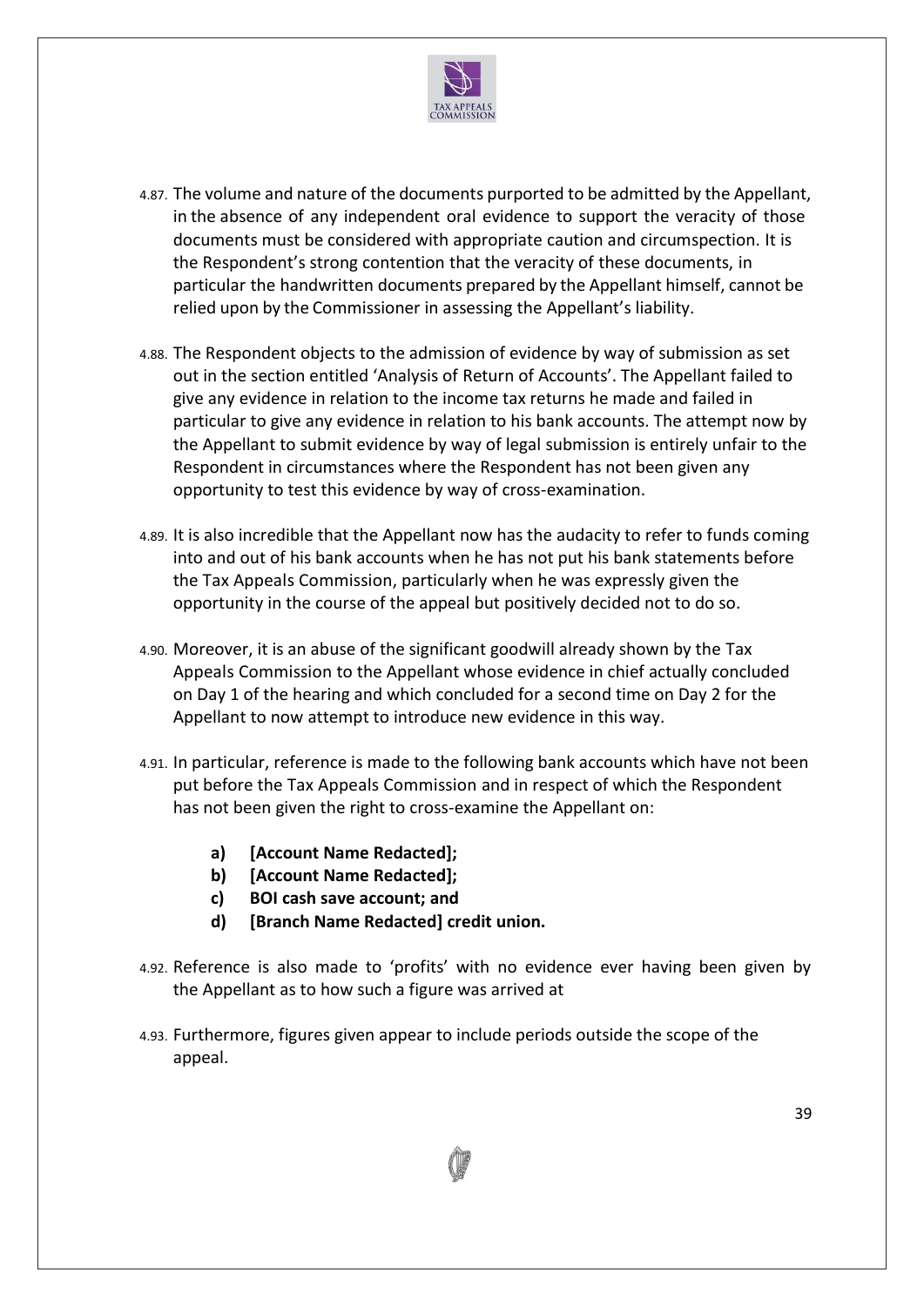4.87. The volume and nature of the documents purported to be admitted by the Appellant, in the absence of any independent oral evidence to support the veracity of those documents must be considered with appropriate caution and circumspection. It is the Respondent's strong contention that the veracity of these documents, in particular the handwritten documents prepared by the Appellant himself, cannot be relied upon by the Commissioner in assessing the Appellant's liability.

4.88. The Respondent objects to the admission of evidence by way of submission as set out in the section entitled 'Analysis of Return of Accounts'. The Appellant failed to give any evidence in relation to the income tax returns he made and failed in particular to give any evidence in relation to his bank accounts. The attempt now by the Appellant to submit evidence by way of legal submission is entirely unfair to the Respondent in circumstances where the Respondent has not been given any opportunity to test this evidence by way of cross-examination.

4.89. It is also incredible that the Appellant now has the audacity to refer to funds coming into and out of his bank accounts when he has not put his bank statements before the Tax Appeals Commission, particularly when he was expressly given the opportunity in the course of the appeal but positively decided not to do so.

4.90. Moreover, it is an abuse of the significant goodwill already shown by the Tax Appeals Commission to the Appellant whose evidence in chief actually concluded on Day 1 of the hearing and which concluded for a second time on Day 2 for the Appellant to now attempt to introduce new evidence in this way.

4.91. In particular, reference is made to the following bank accounts which have not been put before the Tax Appeals Commission and in respect of which the Respondent has not been given the right to cross-examine the Appellant on:

- **a) [Account Name Redacted];**
- **b) [Account Name Redacted];**
- **c) BOI cash save account; and**
- **d) [Branch Name Redacted] credit union.**

4.92. Reference is also made to 'profits' with no evidence ever having been given by the Appellant as to how such a figure was arrived at

4.93. Furthermore, figures given appear to include periods outside the scope of the appeal.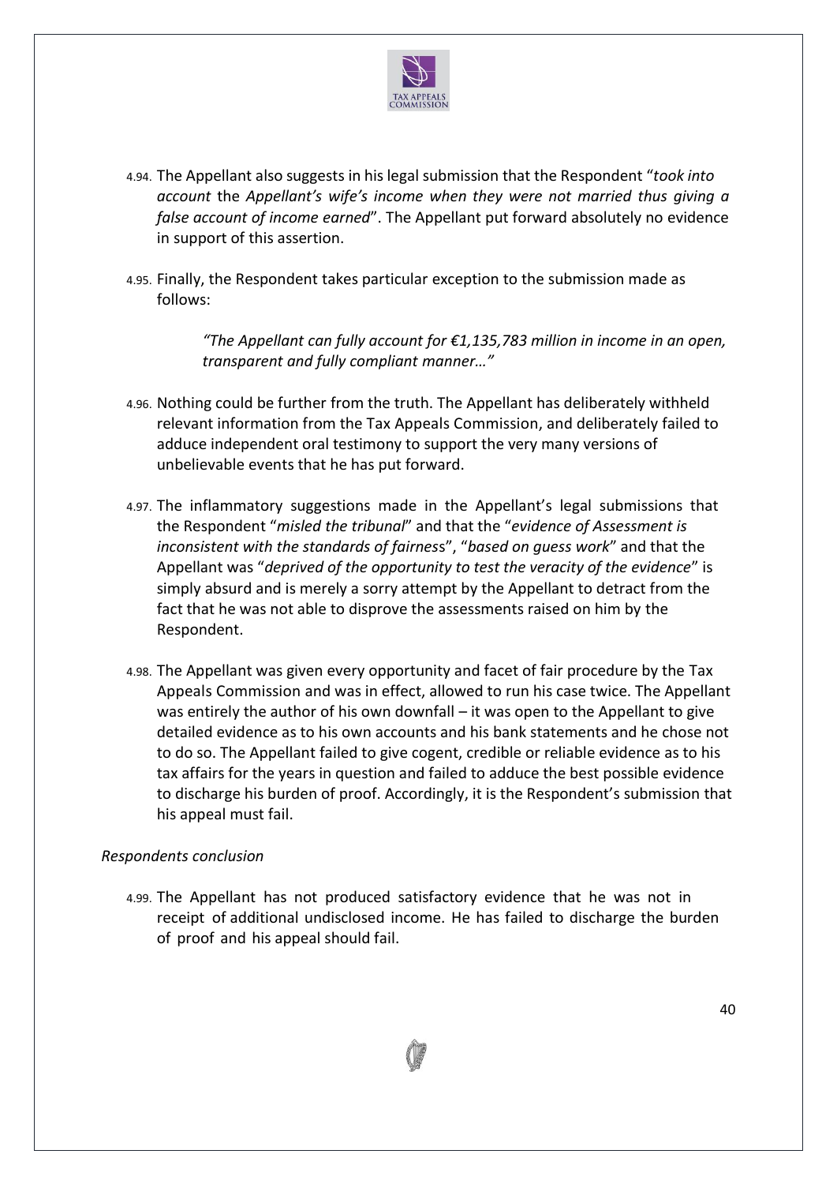4.94. The Appellant also suggests in his legal submission that the Respondent "*took into account* the *Appellant's wife's income when they were not married thus giving a false account of income earned*". The Appellant put forward absolutely no evidence in support of this assertion.

4.95. Finally, the Respondent takes particular exception to the submission made as follows:

> *"The Appellant can fully account for €1,135,783 million in income in an open, transparent and fully compliant manner…"*

4.96. Nothing could be further from the truth. The Appellant has deliberately withheld relevant information from the Tax Appeals Commission, and deliberately failed to adduce independent oral testimony to support the very many versions of unbelievable events that he has put forward.

4.97. The inflammatory suggestions made in the Appellant's legal submissions that the Respondent "*misled the tribunal*" and that the "*evidence of Assessment is inconsistent with the standards of fairness*", "*based on guess work*" and that the Appellant was "*deprived of the opportunity to test the veracity of the evidence*" is simply absurd and is merely a sorry attempt by the Appellant to detract from the fact that he was not able to disprove the assessments raised on him by the Respondent.

4.98. The Appellant was given every opportunity and facet of fair procedure by the Tax Appeals Commission and was in effect, allowed to run his case twice. The Appellant was entirely the author of his own downfall – it was open to the Appellant to give detailed evidence as to his own accounts and his bank statements and he chose not to do so. The Appellant failed to give cogent, credible or reliable evidence as to his tax affairs for the years in question and failed to adduce the best possible evidence to discharge his burden of proof. Accordingly, it is the Respondent's submission that his appeal must fail.

*Respondents conclusion*

4.99. The Appellant has not produced satisfactory evidence that he was not in receipt of additional undisclosed income. He has failed to discharge the burden of proof and his appeal should fail.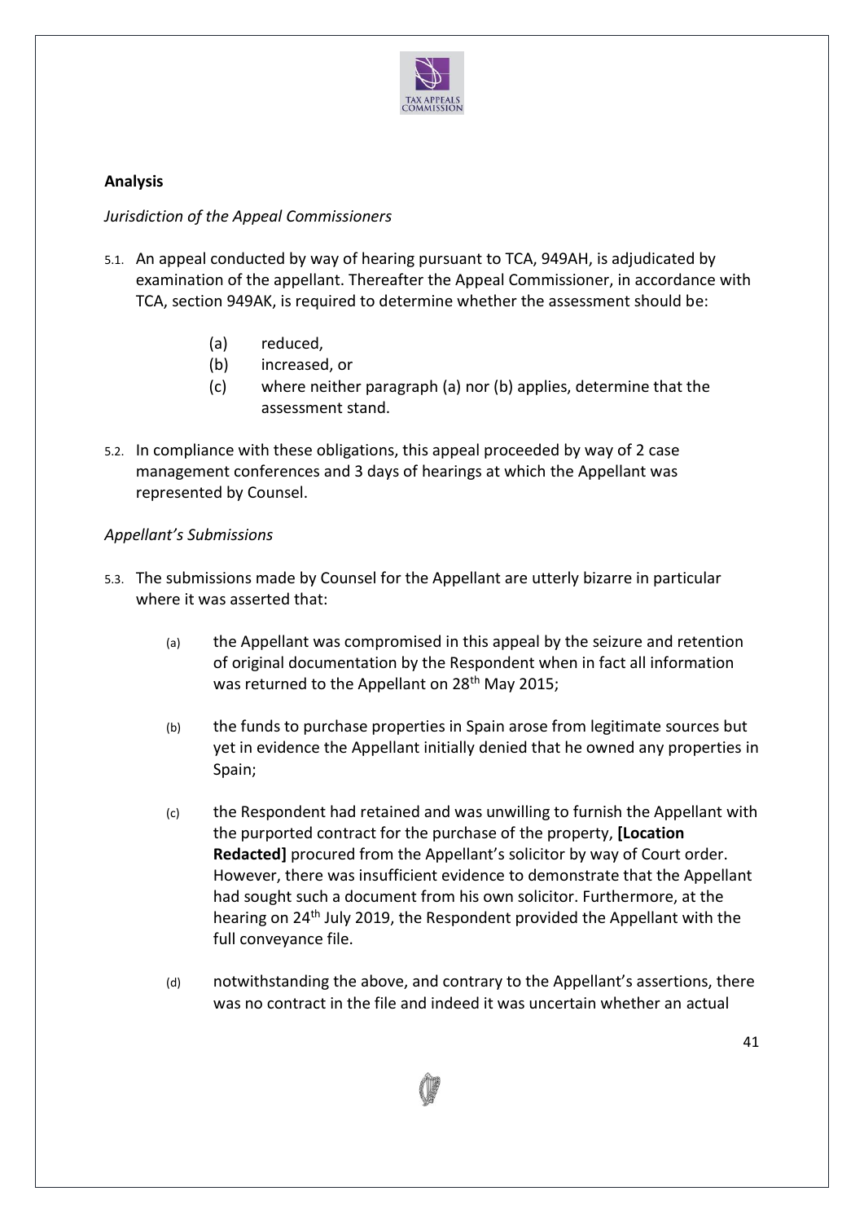## Analysis

*Jurisdiction of the Appeal Commissioners*

5.1. An appeal conducted by way of hearing pursuant to TCA, 949AH, is adjudicated by examination of the appellant. Thereafter the Appeal Commissioner, in accordance with TCA, section 949AK, is required to determine whether the assessment should be:

> (a) reduced,
> (b) increased, or
> (c) where neither paragraph (a) nor (b) applies, determine that the assessment stand.

5.2. In compliance with these obligations, this appeal proceeded by way of 2 case management conferences and 3 days of hearings at which the Appellant was represented by Counsel.

*Appellant's Submissions*

5.3. The submissions made by Counsel for the Appellant are utterly bizarre in particular where it was asserted that:

> (a) the Appellant was compromised in this appeal by the seizure and retention of original documentation by the Respondent when in fact all information was returned to the Appellant on 28th May 2015;
>
> (b) the funds to purchase properties in Spain arose from legitimate sources but yet in evidence the Appellant initially denied that he owned any properties in Spain;
>
> (c) the Respondent had retained and was unwilling to furnish the Appellant with the purported contract for the purchase of the property, **[Location Redacted]** procured from the Appellant's solicitor by way of Court order. However, there was insufficient evidence to demonstrate that the Appellant had sought such a document from his own solicitor. Furthermore, at the hearing on 24th July 2019, the Respondent provided the Appellant with the full conveyance file.
>
> (d) notwithstanding the above, and contrary to the Appellant's assertions, there was no contract in the file and indeed it was uncertain whether an actual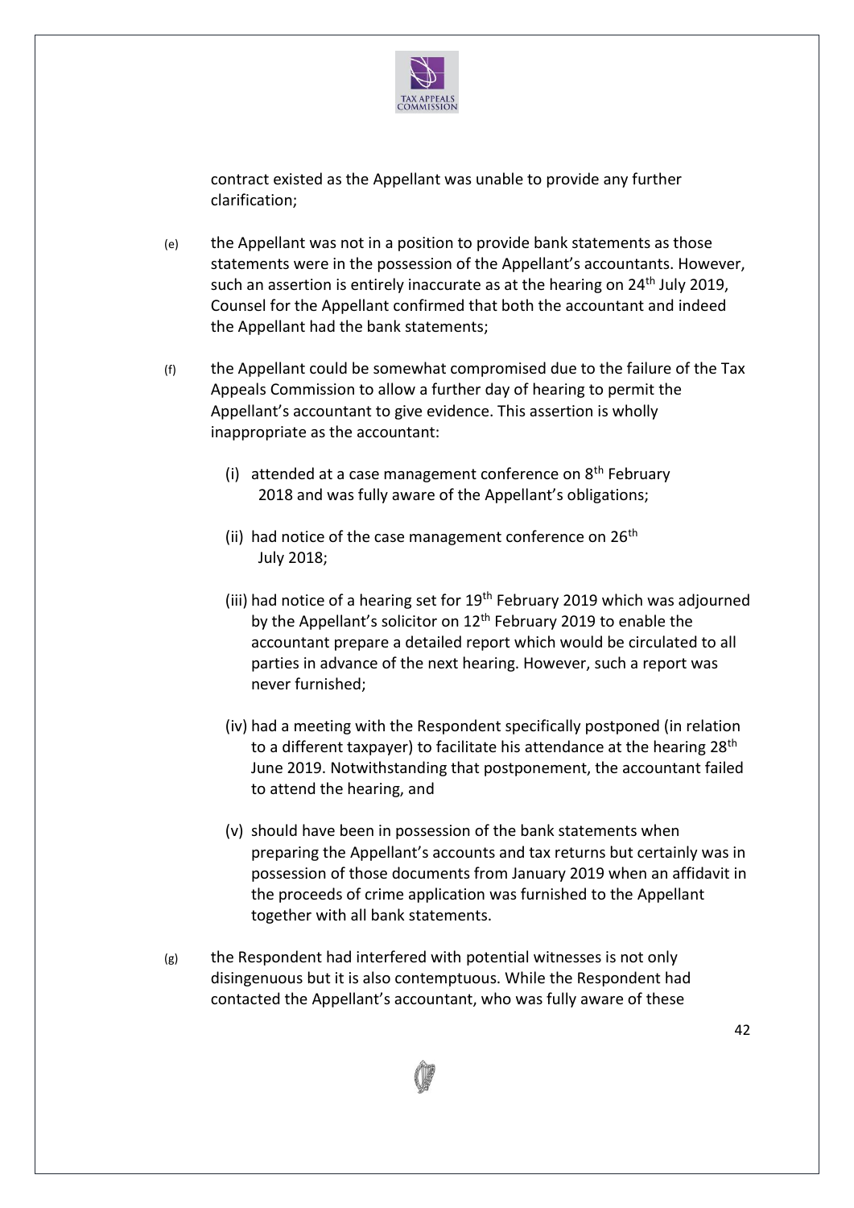contract existed as the Appellant was unable to provide any further clarification;

(e) the Appellant was not in a position to provide bank statements as those statements were in the possession of the Appellant's accountants. However, such an assertion is entirely inaccurate as at the hearing on 24th July 2019, Counsel for the Appellant confirmed that both the accountant and indeed the Appellant had the bank statements;

(f) the Appellant could be somewhat compromised due to the failure of the Tax Appeals Commission to allow a further day of hearing to permit the Appellant's accountant to give evidence. This assertion is wholly inappropriate as the accountant:

   (i) attended at a case management conference on 8th February 2018 and was fully aware of the Appellant's obligations;

   (ii) had notice of the case management conference on 26th July 2018;

   (iii) had notice of a hearing set for 19th February 2019 which was adjourned by the Appellant's solicitor on 12th February 2019 to enable the accountant prepare a detailed report which would be circulated to all parties in advance of the next hearing. However, such a report was never furnished;

   (iv) had a meeting with the Respondent specifically postponed (in relation to a different taxpayer) to facilitate his attendance at the hearing 28th June 2019. Notwithstanding that postponement, the accountant failed to attend the hearing, and

   (v) should have been in possession of the bank statements when preparing the Appellant's accounts and tax returns but certainly was in possession of those documents from January 2019 when an affidavit in the proceeds of crime application was furnished to the Appellant together with all bank statements.

(g) the Respondent had interfered with potential witnesses is not only disingenuous but it is also contemptuous. While the Respondent had contacted the Appellant's accountant, who was fully aware of these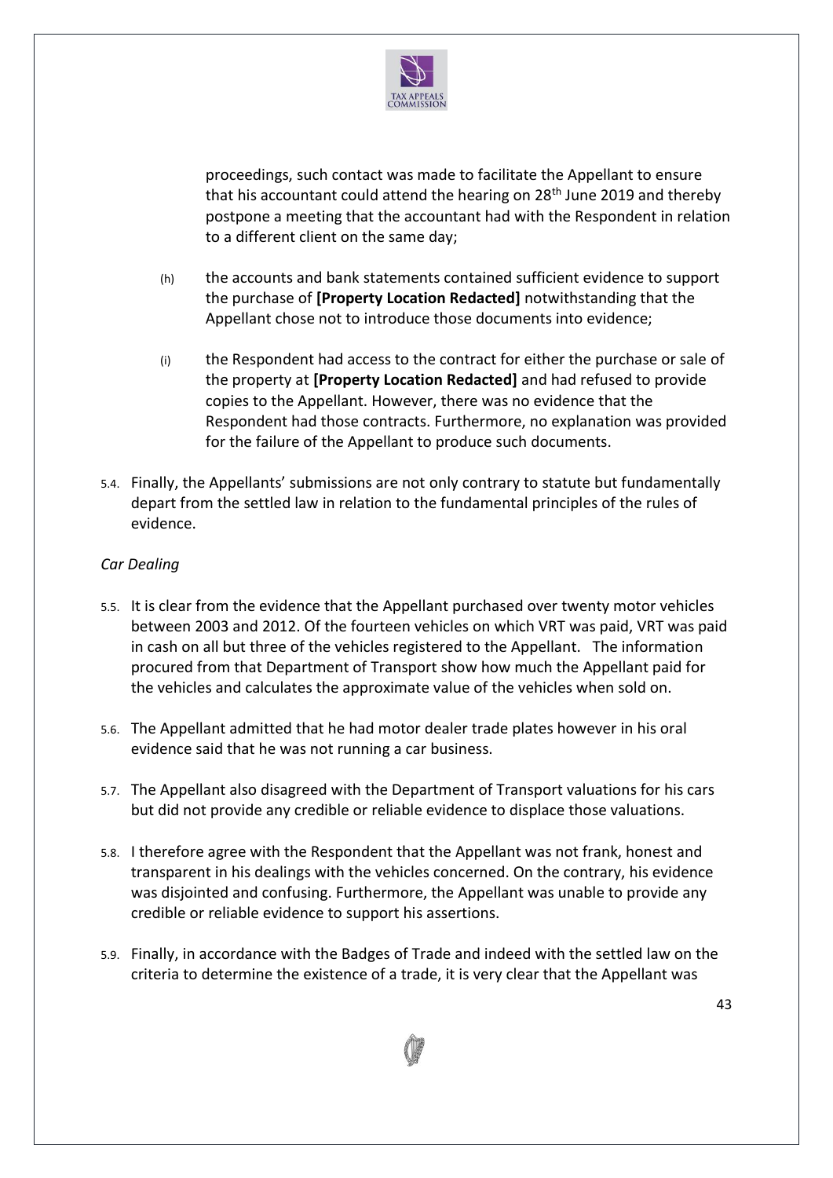proceedings, such contact was made to facilitate the Appellant to ensure that his accountant could attend the hearing on 28th June 2019 and thereby postpone a meeting that the accountant had with the Respondent in relation to a different client on the same day;

(h) the accounts and bank statements contained sufficient evidence to support the purchase of **[Property Location Redacted]** notwithstanding that the Appellant chose not to introduce those documents into evidence;

(i) the Respondent had access to the contract for either the purchase or sale of the property at **[Property Location Redacted]** and had refused to provide copies to the Appellant. However, there was no evidence that the Respondent had those contracts. Furthermore, no explanation was provided for the failure of the Appellant to produce such documents.

5.4. Finally, the Appellants' submissions are not only contrary to statute but fundamentally depart from the settled law in relation to the fundamental principles of the rules of evidence.

*Car Dealing*

5.5. It is clear from the evidence that the Appellant purchased over twenty motor vehicles between 2003 and 2012. Of the fourteen vehicles on which VRT was paid, VRT was paid in cash on all but three of the vehicles registered to the Appellant. The information procured from that Department of Transport show how much the Appellant paid for the vehicles and calculates the approximate value of the vehicles when sold on.

5.6. The Appellant admitted that he had motor dealer trade plates however in his oral evidence said that he was not running a car business.

5.7. The Appellant also disagreed with the Department of Transport valuations for his cars but did not provide any credible or reliable evidence to displace those valuations.

5.8. I therefore agree with the Respondent that the Appellant was not frank, honest and transparent in his dealings with the vehicles concerned. On the contrary, his evidence was disjointed and confusing. Furthermore, the Appellant was unable to provide any credible or reliable evidence to support his assertions.

5.9. Finally, in accordance with the Badges of Trade and indeed with the settled law on the criteria to determine the existence of a trade, it is very clear that the Appellant was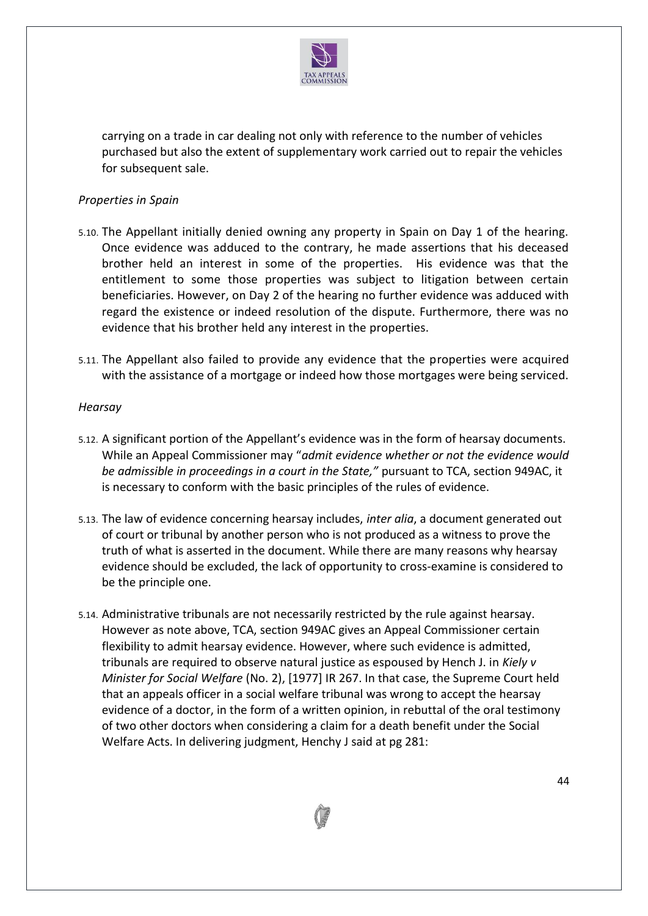carrying on a trade in car dealing not only with reference to the number of vehicles purchased but also the extent of supplementary work carried out to repair the vehicles for subsequent sale.

*Properties in Spain*

5.10. The Appellant initially denied owning any property in Spain on Day 1 of the hearing. Once evidence was adduced to the contrary, he made assertions that his deceased brother held an interest in some of the properties. His evidence was that the entitlement to some those properties was subject to litigation between certain beneficiaries. However, on Day 2 of the hearing no further evidence was adduced with regard the existence or indeed resolution of the dispute. Furthermore, there was no evidence that his brother held any interest in the properties.

5.11. The Appellant also failed to provide any evidence that the properties were acquired with the assistance of a mortgage or indeed how those mortgages were being serviced.

*Hearsay*

5.12. A significant portion of the Appellant's evidence was in the form of hearsay documents. While an Appeal Commissioner may "*admit evidence whether or not the evidence would be admissible in proceedings in a court in the State,"* pursuant to TCA, section 949AC, it is necessary to conform with the basic principles of the rules of evidence.

5.13. The law of evidence concerning hearsay includes, *inter alia*, a document generated out of court or tribunal by another person who is not produced as a witness to prove the truth of what is asserted in the document. While there are many reasons why hearsay evidence should be excluded, the lack of opportunity to cross-examine is considered to be the principle one.

5.14. Administrative tribunals are not necessarily restricted by the rule against hearsay. However as note above, TCA, section 949AC gives an Appeal Commissioner certain flexibility to admit hearsay evidence. However, where such evidence is admitted, tribunals are required to observe natural justice as espoused by Hench J. in *Kiely v Minister for Social Welfare* (No. 2), [1977] IR 267. In that case, the Supreme Court held that an appeals officer in a social welfare tribunal was wrong to accept the hearsay evidence of a doctor, in the form of a written opinion, in rebuttal of the oral testimony of two other doctors when considering a claim for a death benefit under the Social Welfare Acts. In delivering judgment, Henchy J said at pg 281: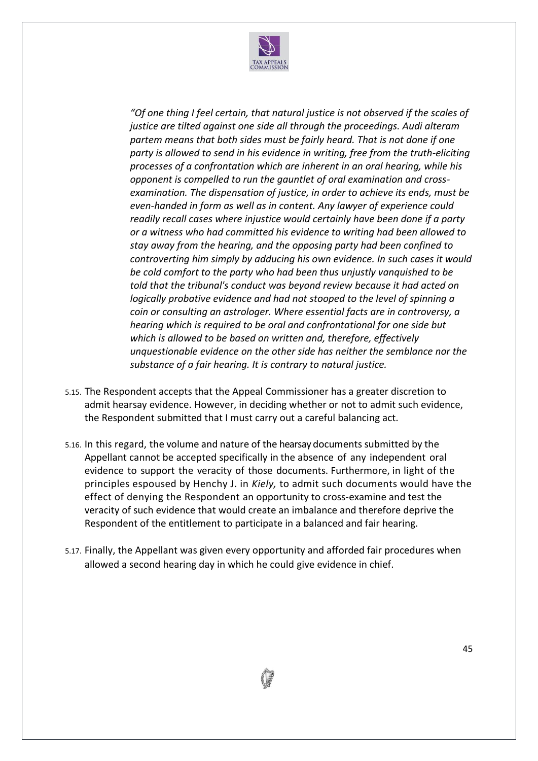> *"Of one thing I feel certain, that natural justice is not observed if the scales of justice are tilted against one side all through the proceedings. Audi alteram partem means that both sides must be fairly heard. That is not done if one party is allowed to send in his evidence in writing, free from the truth-eliciting processes of a confrontation which are inherent in an oral hearing, while his opponent is compelled to run the gauntlet of oral examination and cross-examination. The dispensation of justice, in order to achieve its ends, must be even-handed in form as well as in content. Any lawyer of experience could readily recall cases where injustice would certainly have been done if a party or a witness who had committed his evidence to writing had been allowed to stay away from the hearing, and the opposing party had been confined to controverting him simply by adducing his own evidence. In such cases it would be cold comfort to the party who had been thus unjustly vanquished to be told that the tribunal's conduct was beyond review because it had acted on logically probative evidence and had not stooped to the level of spinning a coin or consulting an astrologer. Where essential facts are in controversy, a hearing which is required to be oral and confrontational for one side but which is allowed to be based on written and, therefore, effectively unquestionable evidence on the other side has neither the semblance nor the substance of a fair hearing. It is contrary to natural justice.*

5.15. The Respondent accepts that the Appeal Commissioner has a greater discretion to admit hearsay evidence. However, in deciding whether or not to admit such evidence, the Respondent submitted that I must carry out a careful balancing act.

5.16. In this regard, the volume and nature of the hearsay documents submitted by the Appellant cannot be accepted specifically in the absence of any independent oral evidence to support the veracity of those documents. Furthermore, in light of the principles espoused by Henchy J. in *Kiely,* to admit such documents would have the effect of denying the Respondent an opportunity to cross-examine and test the veracity of such evidence that would create an imbalance and therefore deprive the Respondent of the entitlement to participate in a balanced and fair hearing.

5.17. Finally, the Appellant was given every opportunity and afforded fair procedures when allowed a second hearing day in which he could give evidence in chief.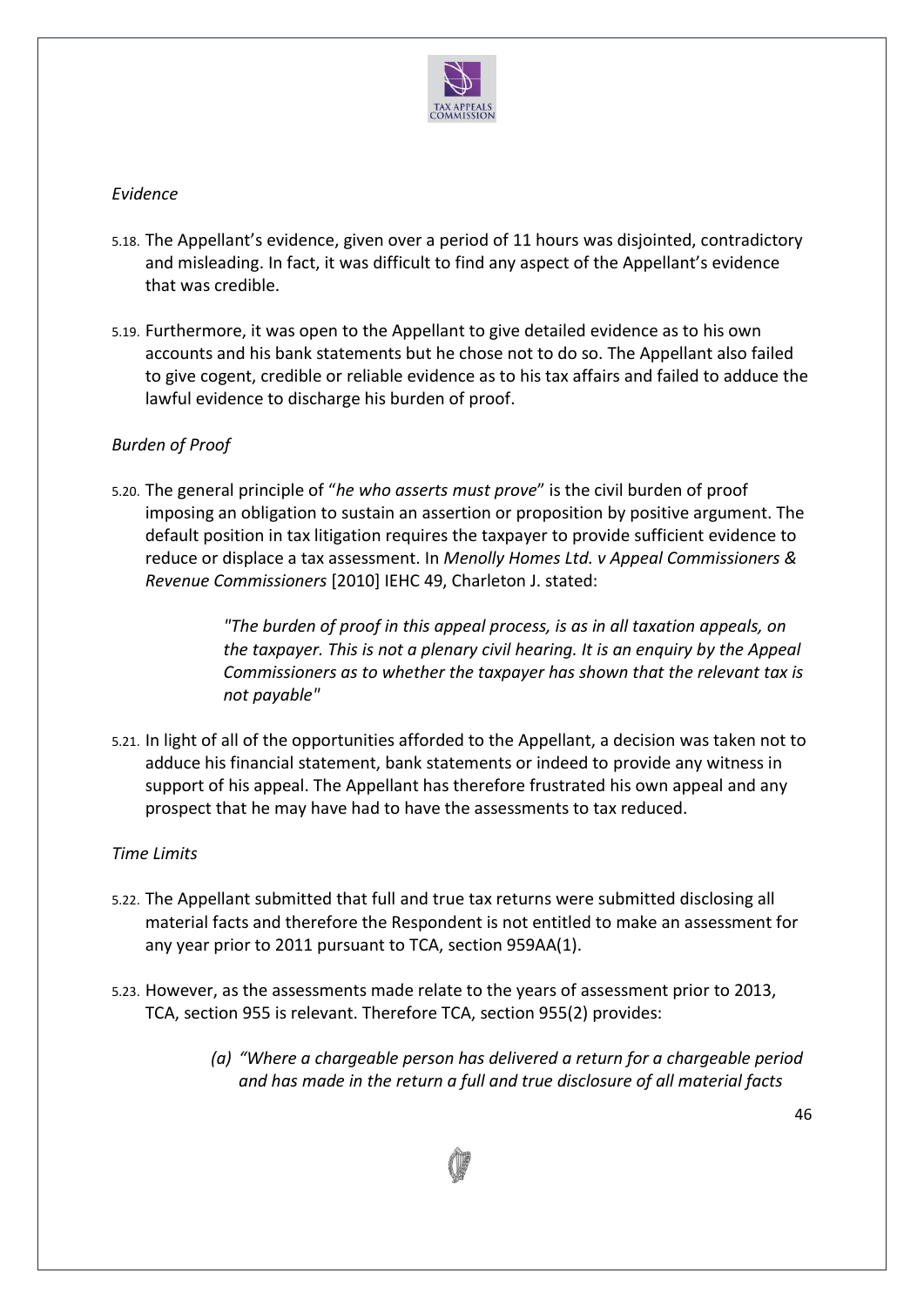*Evidence*

5.18. The Appellant's evidence, given over a period of 11 hours was disjointed, contradictory and misleading. In fact, it was difficult to find any aspect of the Appellant's evidence that was credible.

5.19. Furthermore, it was open to the Appellant to give detailed evidence as to his own accounts and his bank statements but he chose not to do so. The Appellant also failed to give cogent, credible or reliable evidence as to his tax affairs and failed to adduce the lawful evidence to discharge his burden of proof.

*Burden of Proof*

5.20. The general principle of "*he who asserts must prove*" is the civil burden of proof imposing an obligation to sustain an assertion or proposition by positive argument. The default position in tax litigation requires the taxpayer to provide sufficient evidence to reduce or displace a tax assessment. In *Menolly Homes Ltd. v Appeal Commissioners & Revenue Commissioners* [2010] IEHC 49, Charleton J. stated:

> *"The burden of proof in this appeal process, is as in all taxation appeals, on the taxpayer. This is not a plenary civil hearing. It is an enquiry by the Appeal Commissioners as to whether the taxpayer has shown that the relevant tax is not payable"*

5.21. In light of all of the opportunities afforded to the Appellant, a decision was taken not to adduce his financial statement, bank statements or indeed to provide any witness in support of his appeal. The Appellant has therefore frustrated his own appeal and any prospect that he may have had to have the assessments to tax reduced.

*Time Limits*

5.22. The Appellant submitted that full and true tax returns were submitted disclosing all material facts and therefore the Respondent is not entitled to make an assessment for any year prior to 2011 pursuant to TCA, section 959AA(1).

5.23. However, as the assessments made relate to the years of assessment prior to 2013, TCA, section 955 is relevant. Therefore TCA, section 955(2) provides:

> *(a) "Where a chargeable person has delivered a return for a chargeable period and has made in the return a full and true disclosure of all material facts*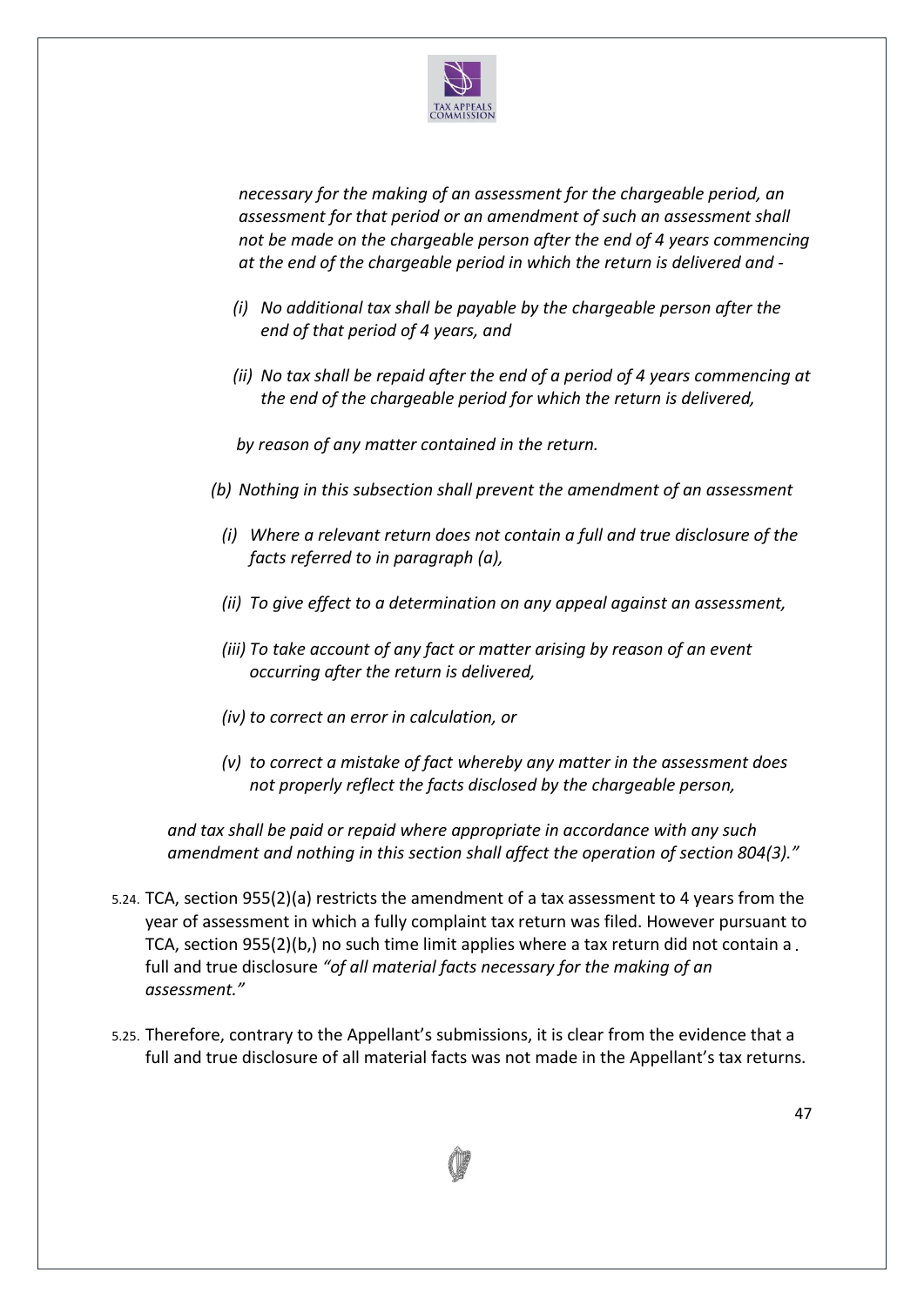*necessary for the making of an assessment for the chargeable period, an assessment for that period or an amendment of such an assessment shall not be made on the chargeable person after the end of 4 years commencing at the end of the chargeable period in which the return is delivered and -*

> *(i) No additional tax shall be payable by the chargeable person after the end of that period of 4 years, and*
>
> *(ii) No tax shall be repaid after the end of a period of 4 years commencing at the end of the chargeable period for which the return is delivered,*
>
> *by reason of any matter contained in the return.*

*(b) Nothing in this subsection shall prevent the amendment of an assessment*

> *(i) Where a relevant return does not contain a full and true disclosure of the facts referred to in paragraph (a),*
>
> *(ii) To give effect to a determination on any appeal against an assessment,*
>
> *(iii) To take account of any fact or matter arising by reason of an event occurring after the return is delivered,*
>
> *(iv) to correct an error in calculation, or*
>
> *(v) to correct a mistake of fact whereby any matter in the assessment does not properly reflect the facts disclosed by the chargeable person,*

*and tax shall be paid or repaid where appropriate in accordance with any such amendment and nothing in this section shall affect the operation of section 804(3)."*

5.24. TCA, section 955(2)(a) restricts the amendment of a tax assessment to 4 years from the year of assessment in which a fully complaint tax return was filed. However pursuant to TCA, section 955(2)(b,) no such time limit applies where a tax return did not contain a full and true disclosure *"of all material facts necessary for the making of an assessment."*

5.25. Therefore, contrary to the Appellant's submissions, it is clear from the evidence that a full and true disclosure of all material facts was not made in the Appellant's tax returns.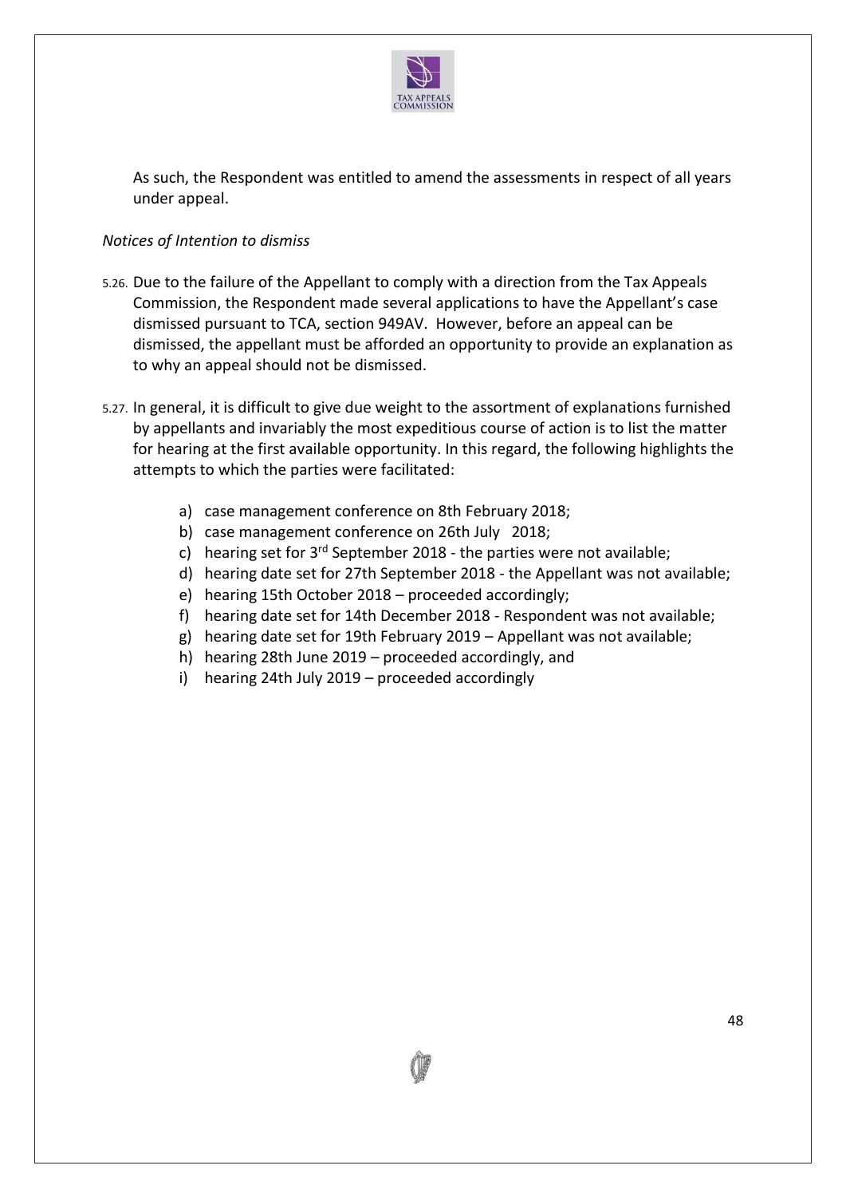As such, the Respondent was entitled to amend the assessments in respect of all years under appeal.

*Notices of Intention to dismiss*

5.26. Due to the failure of the Appellant to comply with a direction from the Tax Appeals Commission, the Respondent made several applications to have the Appellant's case dismissed pursuant to TCA, section 949AV. However, before an appeal can be dismissed, the appellant must be afforded an opportunity to provide an explanation as to why an appeal should not be dismissed.

5.27. In general, it is difficult to give due weight to the assortment of explanations furnished by appellants and invariably the most expeditious course of action is to list the matter for hearing at the first available opportunity. In this regard, the following highlights the attempts to which the parties were facilitated:

a) case management conference on 8th February 2018;
b) case management conference on 26th July 2018;
c) hearing set for 3rd September 2018 - the parties were not available;
d) hearing date set for 27th September 2018 - the Appellant was not available;
e) hearing 15th October 2018 – proceeded accordingly;
f) hearing date set for 14th December 2018 - Respondent was not available;
g) hearing date set for 19th February 2019 – Appellant was not available;
h) hearing 28th June 2019 – proceeded accordingly, and
i) hearing 24th July 2019 – proceeded accordingly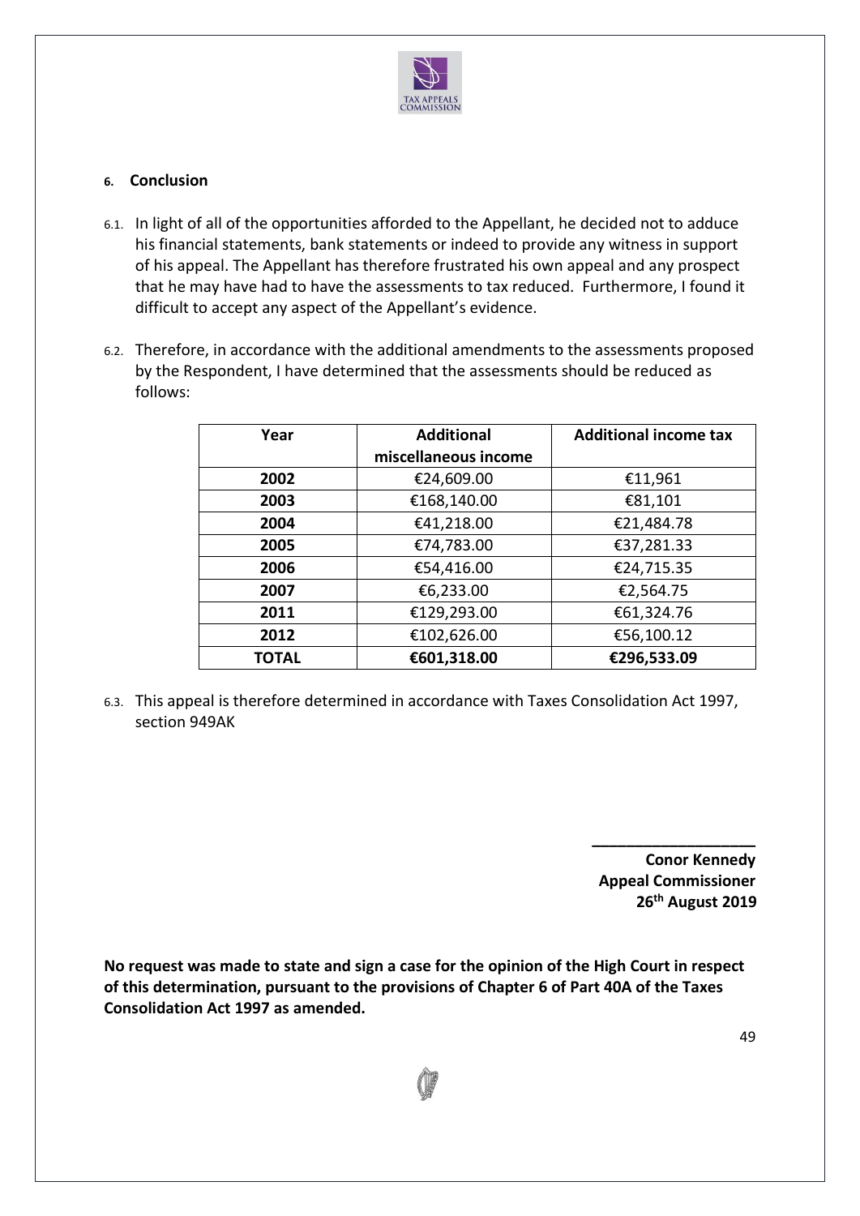## 6. Conclusion

6.1. In light of all of the opportunities afforded to the Appellant, he decided not to adduce his financial statements, bank statements or indeed to provide any witness in support of his appeal. The Appellant has therefore frustrated his own appeal and any prospect that he may have had to have the assessments to tax reduced. Furthermore, I found it difficult to accept any aspect of the Appellant's evidence.

6.2. Therefore, in accordance with the additional amendments to the assessments proposed by the Respondent, I have determined that the assessments should be reduced as follows:

| Year | Additional miscellaneous income | Additional income tax |
|---|---|---|
| **2002** | €24,609.00 | €11,961 |
| **2003** | €168,140.00 | €81,101 |
| **2004** | €41,218.00 | €21,484.78 |
| **2005** | €74,783.00 | €37,281.33 |
| **2006** | €54,416.00 | €24,715.35 |
| **2007** | €6,233.00 | €2,564.75 |
| **2011** | €129,293.00 | €61,324.76 |
| **2012** | €102,626.00 | €56,100.12 |
| **TOTAL** | **€601,318.00** | **€296,533.09** |

6.3. This appeal is therefore determined in accordance with Taxes Consolidation Act 1997, section 949AK

**Conor Kennedy**
**Appeal Commissioner**
**26th August 2019**

**No request was made to state and sign a case for the opinion of the High Court in respect of this determination, pursuant to the provisions of Chapter 6 of Part 40A of the Taxes Consolidation Act 1997 as amended.**